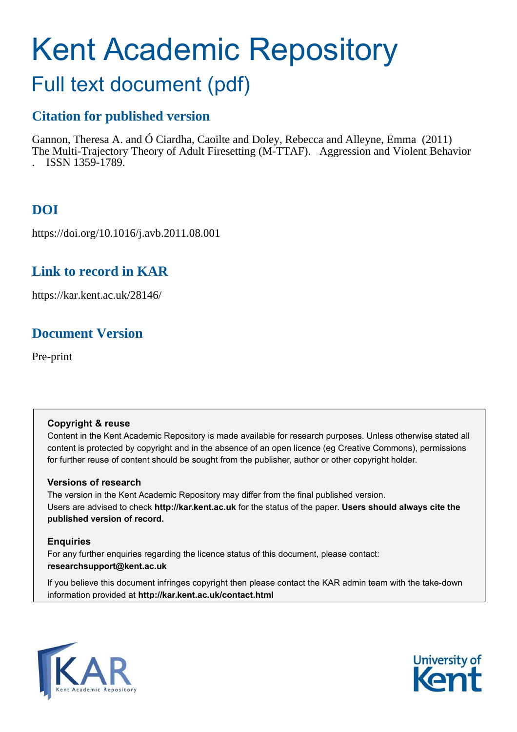# Kent Academic Repository

## Full text document (pdf)

### Citation for published version

Gannon, Theresa A. and Ó Ciardha, Caoilte and Doley, Rebecca and Alleyne, Emma (2011) The Multi-Trajectory Theory of Adult Firesetting (M-TTAF). Aggression and Violent Behavior . ISSN 1359-1789.

### DOI

https://doi.org/10.1016/j.avb.2011.08.001

### Link to record in KAR

https://kar.kent.ac.uk/28146/

### Document Version

Pre-print

**Copyright & reuse**

Content in the Kent Academic Repository is made available for research purposes. Unless otherwise stated all content is protected by copyright and in the absence of an open licence (eg Creative Commons), permissions for further reuse of content should be sought from the publisher, author or other copyright holder.

**Versions of research**

The version in the Kent Academic Repository may differ from the final published version. Users are advised to check **http://kar.kent.ac.uk** for the status of the paper. **Users should always cite the published version of record.**

**Enquiries**

For any further enquiries regarding the licence status of this document, please contact: **researchsupport@kent.ac.uk**

If you believe this document infringes copyright then please contact the KAR admin team with the take-down information provided at **http://kar.kent.ac.uk/contact.html**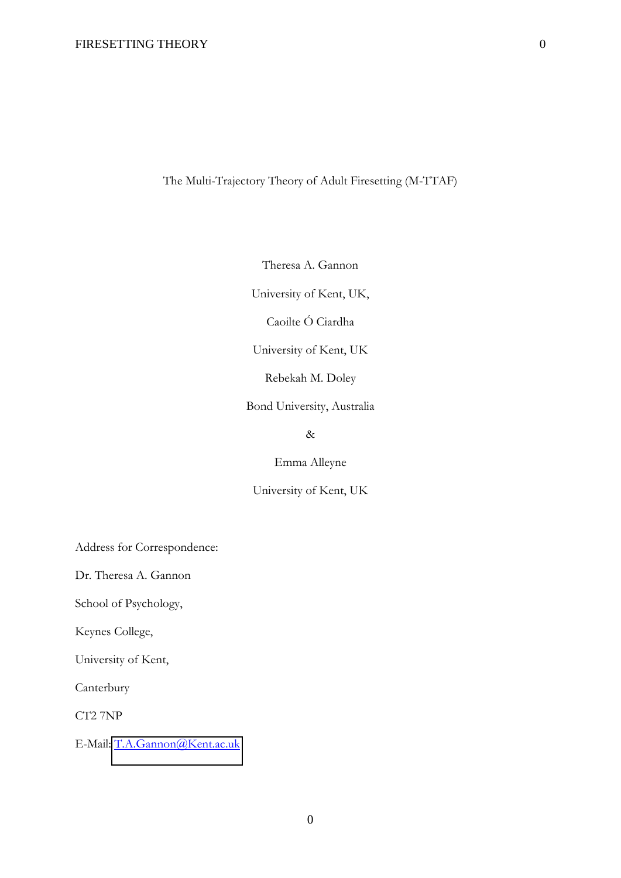# The Multi-Trajectory Theory of Adult Firesetting (M-TTAF)

Theresa A. Gannon

University of Kent, UK,

Caoilte Ó Ciardha

University of Kent, UK

Rebekah M. Doley

Bond University, Australia

&

Emma Alleyne

University of Kent, UK

Address for Correspondence:

Dr. Theresa A. Gannon

School of Psychology,

Keynes College,

University of Kent,

Canterbury

CT2 7NP

E-Mail: T.A.Gannon@Kent.ac.uk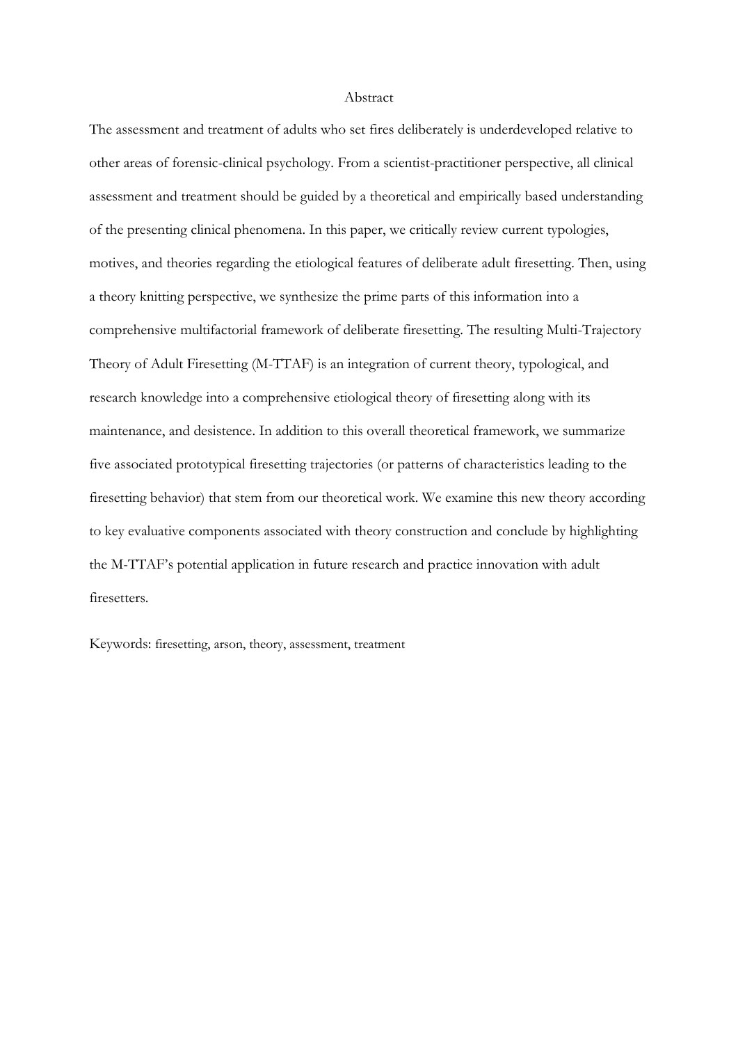## Abstract

The assessment and treatment of adults who set fires deliberately is underdeveloped relative to other areas of forensic-clinical psychology. From a scientist-practitioner perspective, all clinical assessment and treatment should be guided by a theoretical and empirically based understanding of the presenting clinical phenomena. In this paper, we critically review current typologies, motives, and theories regarding the etiological features of deliberate adult firesetting. Then, using a theory knitting perspective, we synthesize the prime parts of this information into a comprehensive multifactorial framework of deliberate firesetting. The resulting Multi-Trajectory Theory of Adult Firesetting (M-TTAF) is an integration of current theory, typological, and research knowledge into a comprehensive etiological theory of firesetting along with its maintenance, and desistence. In addition to this overall theoretical framework, we summarize five associated prototypical firesetting trajectories (or patterns of characteristics leading to the firesetting behavior) that stem from our theoretical work. We examine this new theory according to key evaluative components associated with theory construction and conclude by highlighting the M-TTAF's potential application in future research and practice innovation with adult firesetters.

Keywords: firesetting, arson, theory, assessment, treatment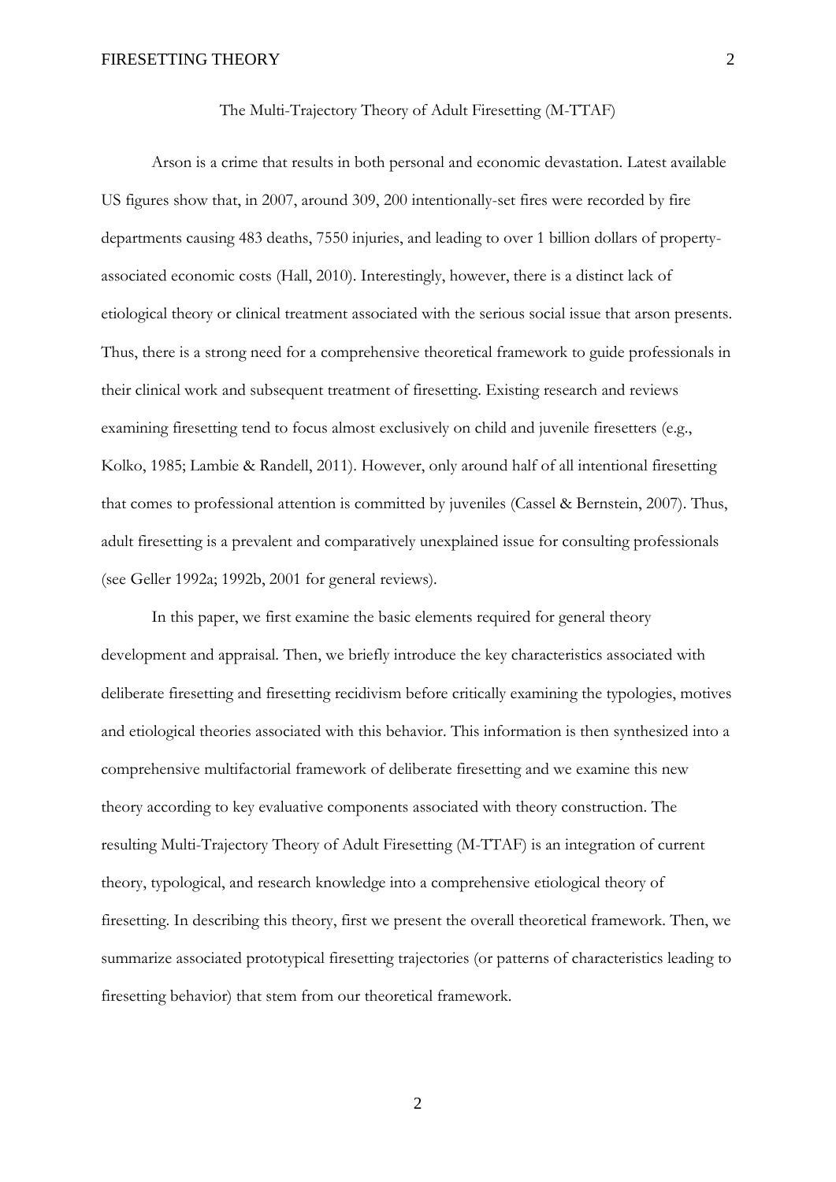# The Multi-Trajectory Theory of Adult Firesetting (M-TTAF)

Arson is a crime that results in both personal and economic devastation. Latest available US figures show that, in 2007, around 309, 200 intentionally-set fires were recorded by fire departments causing 483 deaths, 7550 injuries, and leading to over 1 billion dollars of property-associated economic costs (Hall, 2010). Interestingly, however, there is a distinct lack of etiological theory or clinical treatment associated with the serious social issue that arson presents. Thus, there is a strong need for a comprehensive theoretical framework to guide professionals in their clinical work and subsequent treatment of firesetting. Existing research and reviews examining firesetting tend to focus almost exclusively on child and juvenile firesetters (e.g., Kolko, 1985; Lambie & Randell, 2011). However, only around half of all intentional firesetting that comes to professional attention is committed by juveniles (Cassel & Bernstein, 2007). Thus, adult firesetting is a prevalent and comparatively unexplained issue for consulting professionals (see Geller 1992a; 1992b, 2001 for general reviews).

In this paper, we first examine the basic elements required for general theory development and appraisal. Then, we briefly introduce the key characteristics associated with deliberate firesetting and firesetting recidivism before critically examining the typologies, motives and etiological theories associated with this behavior. This information is then synthesized into a comprehensive multifactorial framework of deliberate firesetting and we examine this new theory according to key evaluative components associated with theory construction. The resulting Multi-Trajectory Theory of Adult Firesetting (M-TTAF) is an integration of current theory, typological, and research knowledge into a comprehensive etiological theory of firesetting. In describing this theory, first we present the overall theoretical framework. Then, we summarize associated prototypical firesetting trajectories (or patterns of characteristics leading to firesetting behavior) that stem from our theoretical framework.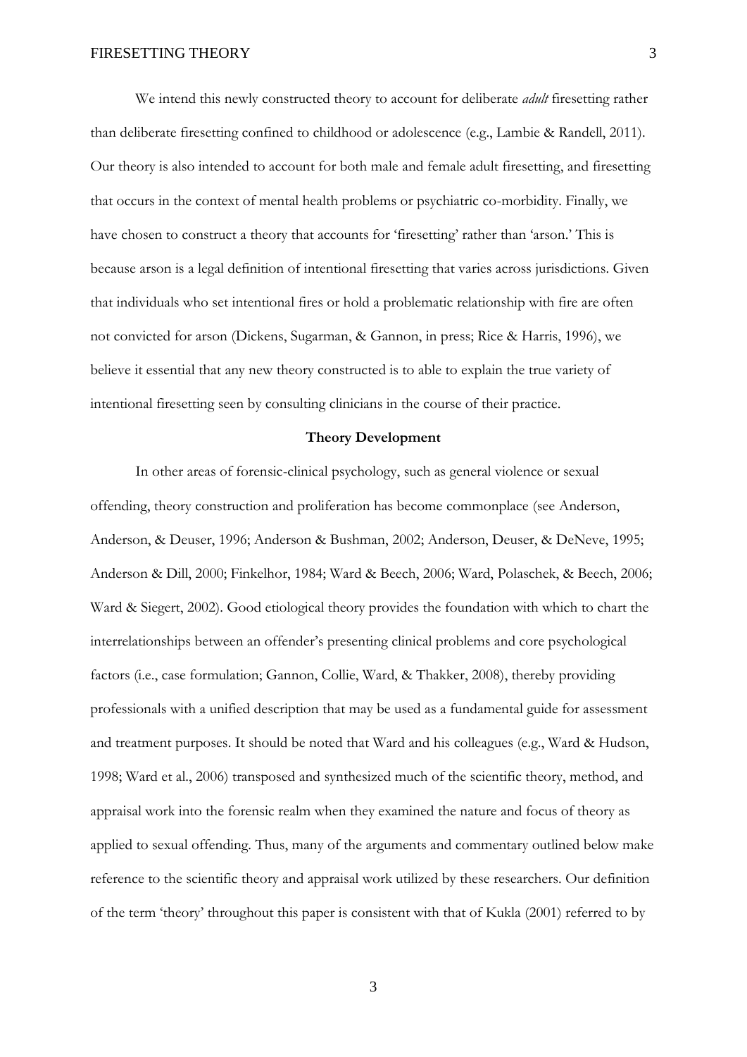We intend this newly constructed theory to account for deliberate *adult* firesetting rather than deliberate firesetting confined to childhood or adolescence (e.g., Lambie & Randell, 2011). Our theory is also intended to account for both male and female adult firesetting, and firesetting that occurs in the context of mental health problems or psychiatric co-morbidity. Finally, we have chosen to construct a theory that accounts for 'firesetting' rather than 'arson.' This is because arson is a legal definition of intentional firesetting that varies across jurisdictions. Given that individuals who set intentional fires or hold a problematic relationship with fire are often not convicted for arson (Dickens, Sugarman, & Gannon, in press; Rice & Harris, 1996), we believe it essential that any new theory constructed is to able to explain the true variety of intentional firesetting seen by consulting clinicians in the course of their practice.

## Theory Development

In other areas of forensic-clinical psychology, such as general violence or sexual offending, theory construction and proliferation has become commonplace (see Anderson, Anderson, & Deuser, 1996; Anderson & Bushman, 2002; Anderson, Deuser, & DeNeve, 1995; Anderson & Dill, 2000; Finkelhor, 1984; Ward & Beech, 2006; Ward, Polaschek, & Beech, 2006; Ward & Siegert, 2002). Good etiological theory provides the foundation with which to chart the interrelationships between an offender's presenting clinical problems and core psychological factors (i.e., case formulation; Gannon, Collie, Ward, & Thakker, 2008), thereby providing professionals with a unified description that may be used as a fundamental guide for assessment and treatment purposes. It should be noted that Ward and his colleagues (e.g., Ward & Hudson, 1998; Ward et al., 2006) transposed and synthesized much of the scientific theory, method, and appraisal work into the forensic realm when they examined the nature and focus of theory as applied to sexual offending. Thus, many of the arguments and commentary outlined below make reference to the scientific theory and appraisal work utilized by these researchers. Our definition of the term 'theory' throughout this paper is consistent with that of Kukla (2001) referred to by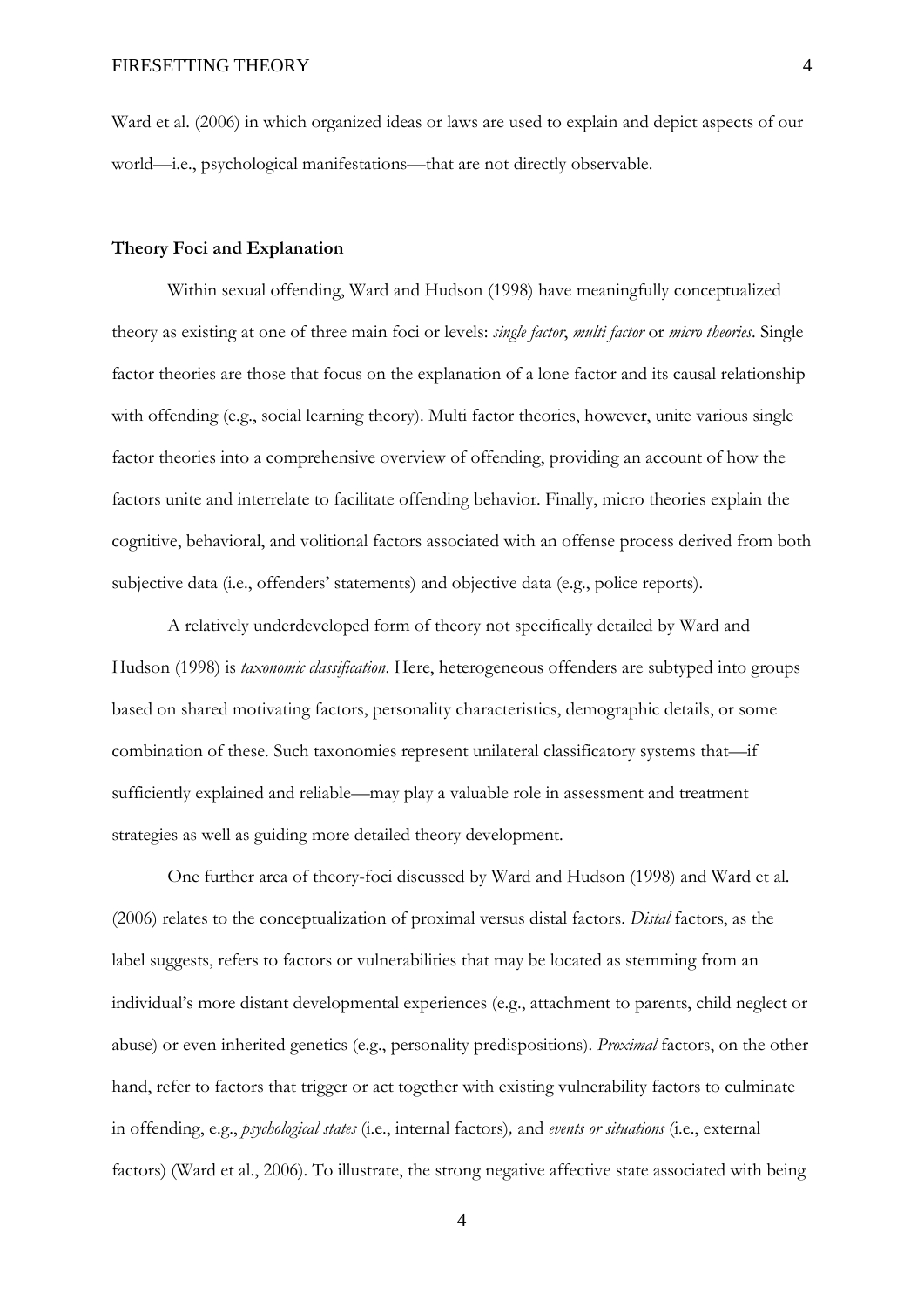Ward et al. (2006) in which organized ideas or laws are used to explain and depict aspects of our world—i.e., psychological manifestations—that are not directly observable.

**Theory Foci and Explanation**

Within sexual offending, Ward and Hudson (1998) have meaningfully conceptualized theory as existing at one of three main foci or levels: *single factor*, *multi factor* or *micro theories*. Single factor theories are those that focus on the explanation of a lone factor and its causal relationship with offending (e.g., social learning theory). Multi factor theories, however, unite various single factor theories into a comprehensive overview of offending, providing an account of how the factors unite and interrelate to facilitate offending behavior. Finally, micro theories explain the cognitive, behavioral, and volitional factors associated with an offense process derived from both subjective data (i.e., offenders' statements) and objective data (e.g., police reports).

A relatively underdeveloped form of theory not specifically detailed by Ward and Hudson (1998) is *taxonomic classification*. Here, heterogeneous offenders are subtyped into groups based on shared motivating factors, personality characteristics, demographic details, or some combination of these. Such taxonomies represent unilateral classificatory systems that—if sufficiently explained and reliable—may play a valuable role in assessment and treatment strategies as well as guiding more detailed theory development.

One further area of theory-foci discussed by Ward and Hudson (1998) and Ward et al. (2006) relates to the conceptualization of proximal versus distal factors. *Distal* factors, as the label suggests, refers to factors or vulnerabilities that may be located as stemming from an individual's more distant developmental experiences (e.g., attachment to parents, child neglect or abuse) or even inherited genetics (e.g., personality predispositions). *Proximal* factors, on the other hand, refer to factors that trigger or act together with existing vulnerability factors to culminate in offending, e.g., *psychological states* (i.e., internal factors), and *events or situations* (i.e., external factors) (Ward et al., 2006). To illustrate, the strong negative affective state associated with being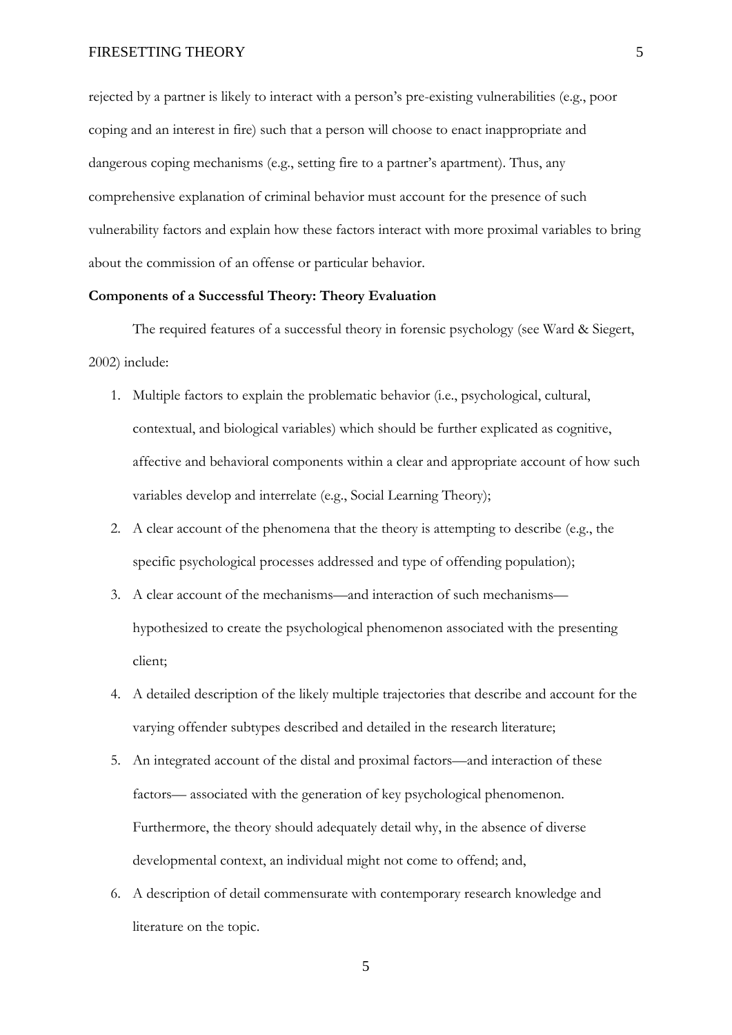rejected by a partner is likely to interact with a person's pre-existing vulnerabilities (e.g., poor coping and an interest in fire) such that a person will choose to enact inappropriate and dangerous coping mechanisms (e.g., setting fire to a partner's apartment). Thus, any comprehensive explanation of criminal behavior must account for the presence of such vulnerability factors and explain how these factors interact with more proximal variables to bring about the commission of an offense or particular behavior.

**Components of a Successful Theory: Theory Evaluation**

The required features of a successful theory in forensic psychology (see Ward & Siegert, 2002) include:

1. Multiple factors to explain the problematic behavior (i.e., psychological, cultural, contextual, and biological variables) which should be further explicated as cognitive, affective and behavioral components within a clear and appropriate account of how such variables develop and interrelate (e.g., Social Learning Theory);
2. A clear account of the phenomena that the theory is attempting to describe (e.g., the specific psychological processes addressed and type of offending population);
3. A clear account of the mechanisms—and interaction of such mechanisms—hypothesized to create the psychological phenomenon associated with the presenting client;
4. A detailed description of the likely multiple trajectories that describe and account for the varying offender subtypes described and detailed in the research literature;
5. An integrated account of the distal and proximal factors—and interaction of these factors— associated with the generation of key psychological phenomenon. Furthermore, the theory should adequately detail why, in the absence of diverse developmental context, an individual might not come to offend; and,
6. A description of detail commensurate with contemporary research knowledge and literature on the topic.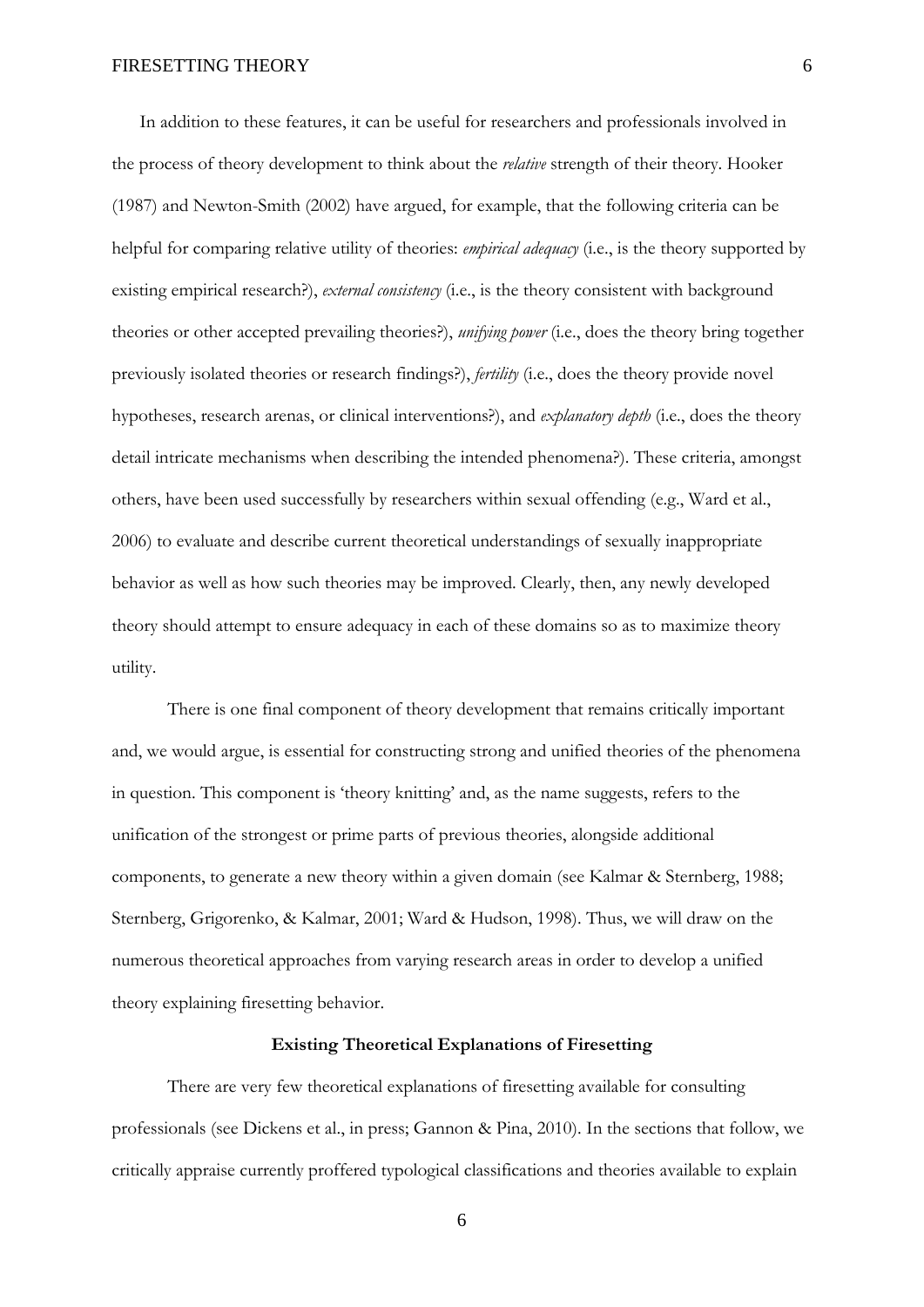In addition to these features, it can be useful for researchers and professionals involved in the process of theory development to think about the *relative* strength of their theory. Hooker (1987) and Newton-Smith (2002) have argued, for example, that the following criteria can be helpful for comparing relative utility of theories: *empirical adequacy* (i.e., is the theory supported by existing empirical research?), *external consistency* (i.e., is the theory consistent with background theories or other accepted prevailing theories?), *unifying power* (i.e., does the theory bring together previously isolated theories or research findings?), *fertility* (i.e., does the theory provide novel hypotheses, research arenas, or clinical interventions?), and *explanatory depth* (i.e., does the theory detail intricate mechanisms when describing the intended phenomena?). These criteria, amongst others, have been used successfully by researchers within sexual offending (e.g., Ward et al., 2006) to evaluate and describe current theoretical understandings of sexually inappropriate behavior as well as how such theories may be improved. Clearly, then, any newly developed theory should attempt to ensure adequacy in each of these domains so as to maximize theory utility.

There is one final component of theory development that remains critically important and, we would argue, is essential for constructing strong and unified theories of the phenomena in question. This component is 'theory knitting' and, as the name suggests, refers to the unification of the strongest or prime parts of previous theories, alongside additional components, to generate a new theory within a given domain (see Kalmar & Sternberg, 1988; Sternberg, Grigorenko, & Kalmar, 2001; Ward & Hudson, 1998). Thus, we will draw on the numerous theoretical approaches from varying research areas in order to develop a unified theory explaining firesetting behavior.

## Existing Theoretical Explanations of Firesetting

There are very few theoretical explanations of firesetting available for consulting professionals (see Dickens et al., in press; Gannon & Pina, 2010). In the sections that follow, we critically appraise currently proffered typological classifications and theories available to explain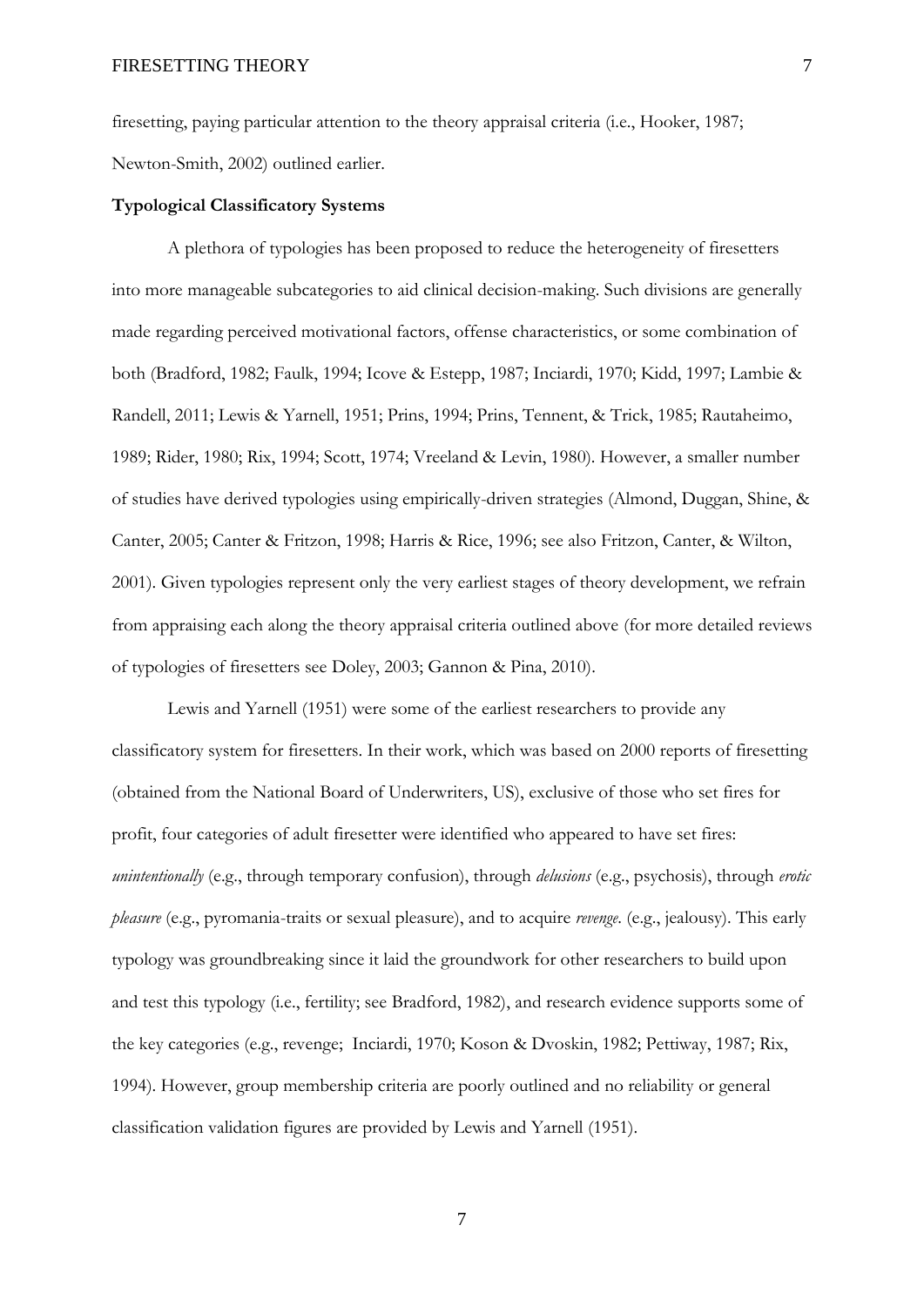firesetting, paying particular attention to the theory appraisal criteria (i.e., Hooker, 1987; Newton-Smith, 2002) outlined earlier.

**Typological Classificatory Systems**

A plethora of typologies has been proposed to reduce the heterogeneity of firesetters into more manageable subcategories to aid clinical decision-making. Such divisions are generally made regarding perceived motivational factors, offense characteristics, or some combination of both (Bradford, 1982; Faulk, 1994; Icove & Estepp, 1987; Inciardi, 1970; Kidd, 1997; Lambie & Randell, 2011; Lewis & Yarnell, 1951; Prins, 1994; Prins, Tennent, & Trick, 1985; Rautaheimo, 1989; Rider, 1980; Rix, 1994; Scott, 1974; Vreeland & Levin, 1980). However, a smaller number of studies have derived typologies using empirically-driven strategies (Almond, Duggan, Shine, & Canter, 2005; Canter & Fritzon, 1998; Harris & Rice, 1996; see also Fritzon, Canter, & Wilton, 2001). Given typologies represent only the very earliest stages of theory development, we refrain from appraising each along the theory appraisal criteria outlined above (for more detailed reviews of typologies of firesetters see Doley, 2003; Gannon & Pina, 2010).

Lewis and Yarnell (1951) were some of the earliest researchers to provide any classificatory system for firesetters. In their work, which was based on 2000 reports of firesetting (obtained from the National Board of Underwriters, US), exclusive of those who set fires for profit, four categories of adult firesetter were identified who appeared to have set fires: *unintentionally* (e.g., through temporary confusion), through *delusions* (e.g., psychosis), through *erotic pleasure* (e.g., pyromania-traits or sexual pleasure), and to acquire *revenge*. (e.g., jealousy). This early typology was groundbreaking since it laid the groundwork for other researchers to build upon and test this typology (i.e., fertility; see Bradford, 1982), and research evidence supports some of the key categories (e.g., revenge; Inciardi, 1970; Koson & Dvoskin, 1982; Pettiway, 1987; Rix, 1994). However, group membership criteria are poorly outlined and no reliability or general classification validation figures are provided by Lewis and Yarnell (1951).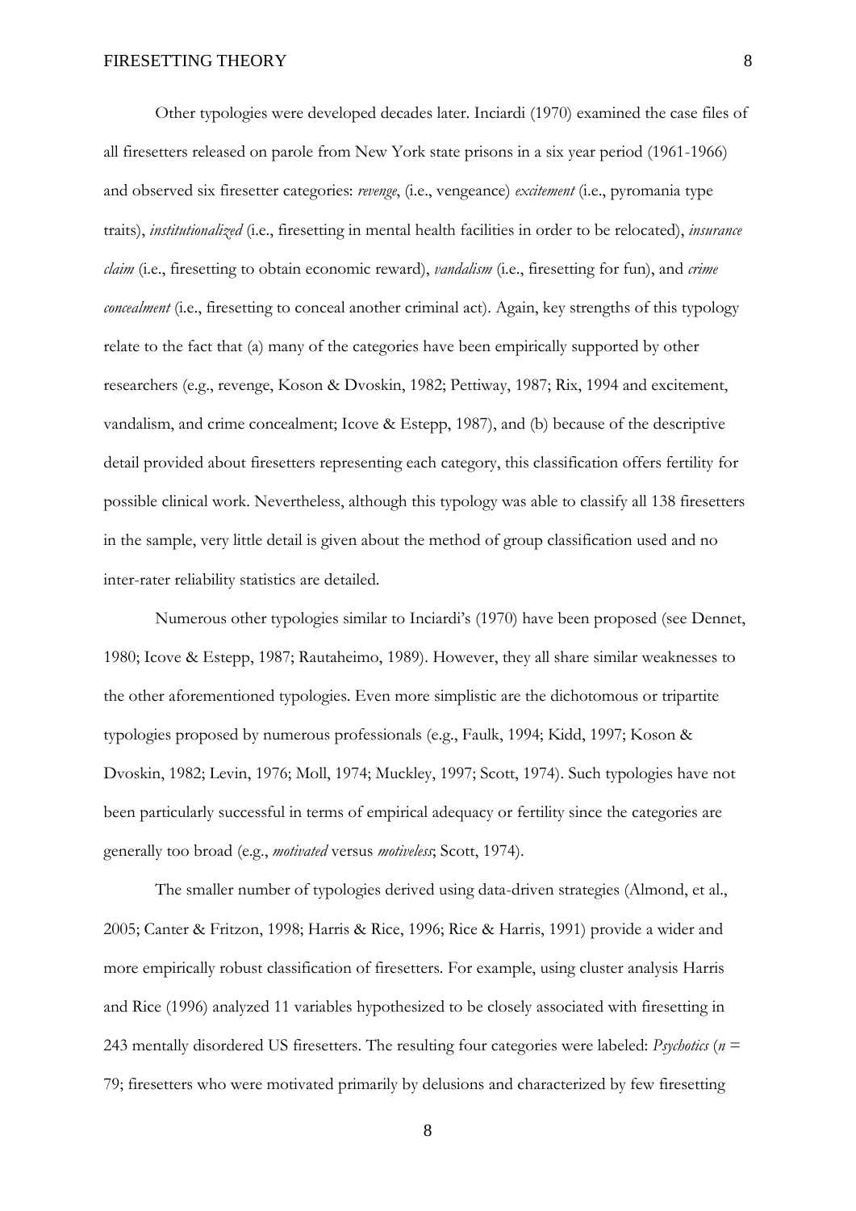Other typologies were developed decades later. Inciardi (1970) examined the case files of all firesetters released on parole from New York state prisons in a six year period (1961-1966) and observed six firesetter categories: *revenge*, (i.e., vengeance) *excitement* (i.e., pyromania type traits), *institutionalized* (i.e., firesetting in mental health facilities in order to be relocated), *insurance claim* (i.e., firesetting to obtain economic reward), *vandalism* (i.e., firesetting for fun), and *crime concealment* (i.e., firesetting to conceal another criminal act). Again, key strengths of this typology relate to the fact that (a) many of the categories have been empirically supported by other researchers (e.g., revenge, Koson & Dvoskin, 1982; Pettiway, 1987; Rix, 1994 and excitement, vandalism, and crime concealment; Icove & Estepp, 1987), and (b) because of the descriptive detail provided about firesetters representing each category, this classification offers fertility for possible clinical work. Nevertheless, although this typology was able to classify all 138 firesetters in the sample, very little detail is given about the method of group classification used and no inter-rater reliability statistics are detailed.

Numerous other typologies similar to Inciardi's (1970) have been proposed (see Dennet, 1980; Icove & Estepp, 1987; Rautaheimo, 1989). However, they all share similar weaknesses to the other aforementioned typologies. Even more simplistic are the dichotomous or tripartite typologies proposed by numerous professionals (e.g., Faulk, 1994; Kidd, 1997; Koson & Dvoskin, 1982; Levin, 1976; Moll, 1974; Muckley, 1997; Scott, 1974). Such typologies have not been particularly successful in terms of empirical adequacy or fertility since the categories are generally too broad (e.g., *motivated* versus *motiveless*; Scott, 1974).

The smaller number of typologies derived using data-driven strategies (Almond, et al., 2005; Canter & Fritzon, 1998; Harris & Rice, 1996; Rice & Harris, 1991) provide a wider and more empirically robust classification of firesetters. For example, using cluster analysis Harris and Rice (1996) analyzed 11 variables hypothesized to be closely associated with firesetting in 243 mentally disordered US firesetters. The resulting four categories were labeled: *Psychotics* ($n$ = 79; firesetters who were motivated primarily by delusions and characterized by few firesetting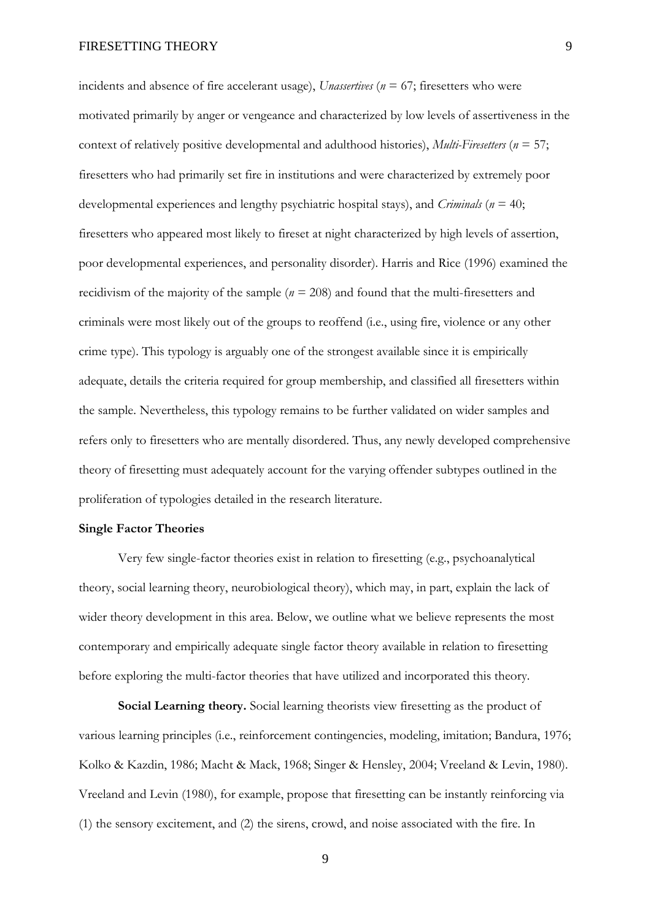incidents and absence of fire accelerant usage), *Unassertives* (*n* = 67; firesetters who were motivated primarily by anger or vengeance and characterized by low levels of assertiveness in the context of relatively positive developmental and adulthood histories), *Multi-Firesetters* (*n* = 57; firesetters who had primarily set fire in institutions and were characterized by extremely poor developmental experiences and lengthy psychiatric hospital stays), and *Criminals* (*n* = 40; firesetters who appeared most likely to fireset at night characterized by high levels of assertion, poor developmental experiences, and personality disorder). Harris and Rice (1996) examined the recidivism of the majority of the sample (*n* = 208) and found that the multi-firesetters and criminals were most likely out of the groups to reoffend (i.e., using fire, violence or any other crime type). This typology is arguably one of the strongest available since it is empirically adequate, details the criteria required for group membership, and classified all firesetters within the sample. Nevertheless, this typology remains to be further validated on wider samples and refers only to firesetters who are mentally disordered. Thus, any newly developed comprehensive theory of firesetting must adequately account for the varying offender subtypes outlined in the proliferation of typologies detailed in the research literature.

## Single Factor Theories

Very few single-factor theories exist in relation to firesetting (e.g., psychoanalytical theory, social learning theory, neurobiological theory), which may, in part, explain the lack of wider theory development in this area. Below, we outline what we believe represents the most contemporary and empirically adequate single factor theory available in relation to firesetting before exploring the multi-factor theories that have utilized and incorporated this theory.

**Social Learning theory.** Social learning theorists view firesetting as the product of various learning principles (i.e., reinforcement contingencies, modeling, imitation; Bandura, 1976; Kolko & Kazdin, 1986; Macht & Mack, 1968; Singer & Hensley, 2004; Vreeland & Levin, 1980). Vreeland and Levin (1980), for example, propose that firesetting can be instantly reinforcing via (1) the sensory excitement, and (2) the sirens, crowd, and noise associated with the fire. In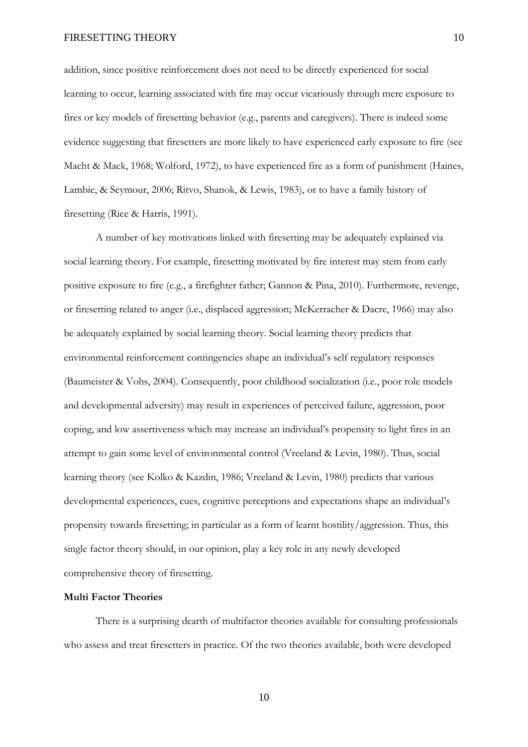addition, since positive reinforcement does not need to be directly experienced for social learning to occur, learning associated with fire may occur vicariously through mere exposure to fires or key models of firesetting behavior (e.g., parents and caregivers). There is indeed some evidence suggesting that firesetters are more likely to have experienced early exposure to fire (see Macht & Mack, 1968; Wolford, 1972), to have experienced fire as a form of punishment (Haines, Lambie, & Seymour, 2006; Ritvo, Shanok, & Lewis, 1983), or to have a family history of firesetting (Rice & Harris, 1991).

A number of key motivations linked with firesetting may be adequately explained via social learning theory. For example, firesetting motivated by fire interest may stem from early positive exposure to fire (e.g., a firefighter father; Gannon & Pina, 2010). Furthermore, revenge, or firesetting related to anger (i.e., displaced aggression; McKerracher & Dacre, 1966) may also be adequately explained by social learning theory. Social learning theory predicts that environmental reinforcement contingencies shape an individual's self regulatory responses (Baumeister & Vohs, 2004). Consequently, poor childhood socialization (i.e., poor role models and developmental adversity) may result in experiences of perceived failure, aggression, poor coping, and low assertiveness which may increase an individual's propensity to light fires in an attempt to gain some level of environmental control (Vreeland & Levin, 1980). Thus, social learning theory (see Kolko & Kazdin, 1986; Vreeland & Levin, 1980) predicts that various developmental experiences, cues, cognitive perceptions and expectations shape an individual's propensity towards firesetting; in particular as a form of learnt hostility/aggression. Thus, this single factor theory should, in our opinion, play a key role in any newly developed comprehensive theory of firesetting.

**Multi Factor Theories**

There is a surprising dearth of multifactor theories available for consulting professionals who assess and treat firesetters in practice. Of the two theories available, both were developed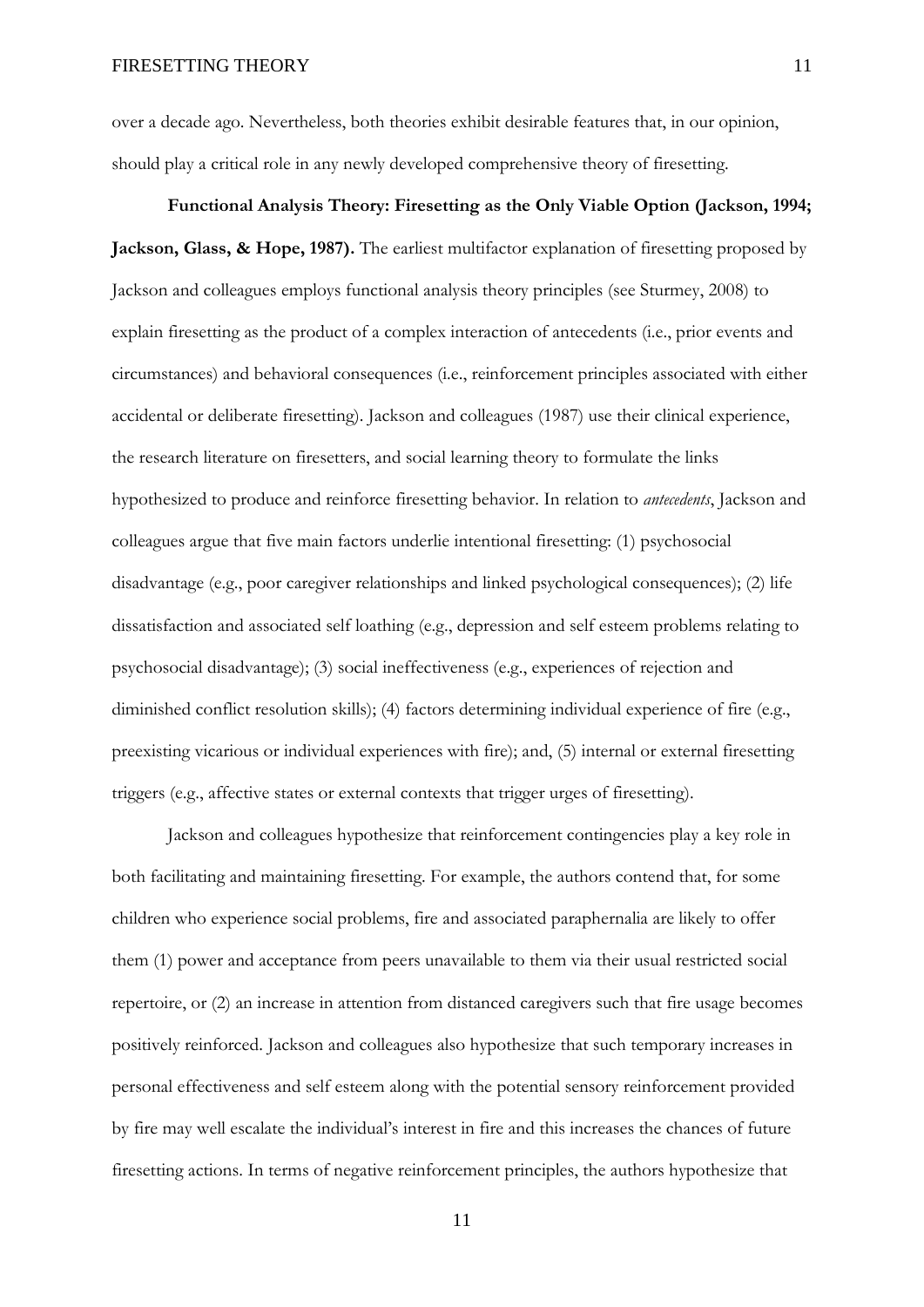over a decade ago. Nevertheless, both theories exhibit desirable features that, in our opinion, should play a critical role in any newly developed comprehensive theory of firesetting.

**Functional Analysis Theory: Firesetting as the Only Viable Option (Jackson, 1994; Jackson, Glass, & Hope, 1987).** The earliest multifactor explanation of firesetting proposed by Jackson and colleagues employs functional analysis theory principles (see Sturmey, 2008) to explain firesetting as the product of a complex interaction of antecedents (i.e., prior events and circumstances) and behavioral consequences (i.e., reinforcement principles associated with either accidental or deliberate firesetting). Jackson and colleagues (1987) use their clinical experience, the research literature on firesetters, and social learning theory to formulate the links hypothesized to produce and reinforce firesetting behavior. In relation to *antecedents*, Jackson and colleagues argue that five main factors underlie intentional firesetting: (1) psychosocial disadvantage (e.g., poor caregiver relationships and linked psychological consequences); (2) life dissatisfaction and associated self loathing (e.g., depression and self esteem problems relating to psychosocial disadvantage); (3) social ineffectiveness (e.g., experiences of rejection and diminished conflict resolution skills); (4) factors determining individual experience of fire (e.g., preexisting vicarious or individual experiences with fire); and, (5) internal or external firesetting triggers (e.g., affective states or external contexts that trigger urges of firesetting).

Jackson and colleagues hypothesize that reinforcement contingencies play a key role in both facilitating and maintaining firesetting. For example, the authors contend that, for some children who experience social problems, fire and associated paraphernalia are likely to offer them (1) power and acceptance from peers unavailable to them via their usual restricted social repertoire, or (2) an increase in attention from distanced caregivers such that fire usage becomes positively reinforced. Jackson and colleagues also hypothesize that such temporary increases in personal effectiveness and self esteem along with the potential sensory reinforcement provided by fire may well escalate the individual's interest in fire and this increases the chances of future firesetting actions. In terms of negative reinforcement principles, the authors hypothesize that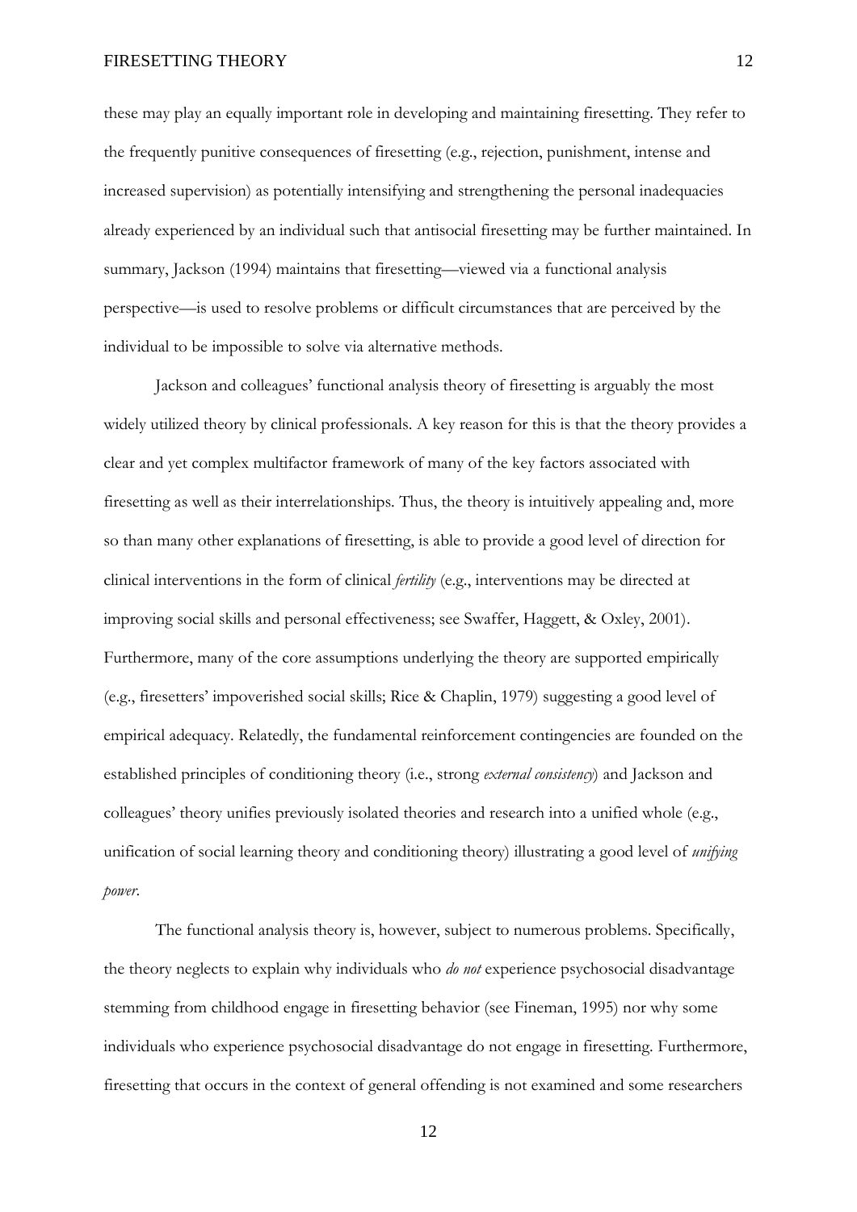these may play an equally important role in developing and maintaining firesetting. They refer to the frequently punitive consequences of firesetting (e.g., rejection, punishment, intense and increased supervision) as potentially intensifying and strengthening the personal inadequacies already experienced by an individual such that antisocial firesetting may be further maintained. In summary, Jackson (1994) maintains that firesetting—viewed via a functional analysis perspective—is used to resolve problems or difficult circumstances that are perceived by the individual to be impossible to solve via alternative methods.

Jackson and colleagues' functional analysis theory of firesetting is arguably the most widely utilized theory by clinical professionals. A key reason for this is that the theory provides a clear and yet complex multifactor framework of many of the key factors associated with firesetting as well as their interrelationships. Thus, the theory is intuitively appealing and, more so than many other explanations of firesetting, is able to provide a good level of direction for clinical interventions in the form of clinical *fertility* (e.g., interventions may be directed at improving social skills and personal effectiveness; see Swaffer, Haggett, & Oxley, 2001). Furthermore, many of the core assumptions underlying the theory are supported empirically (e.g., firesetters' impoverished social skills; Rice & Chaplin, 1979) suggesting a good level of empirical adequacy. Relatedly, the fundamental reinforcement contingencies are founded on the established principles of conditioning theory (i.e., strong *external consistency*) and Jackson and colleagues' theory unifies previously isolated theories and research into a unified whole (e.g., unification of social learning theory and conditioning theory) illustrating a good level of *unifying power*.

The functional analysis theory is, however, subject to numerous problems. Specifically, the theory neglects to explain why individuals who *do not* experience psychosocial disadvantage stemming from childhood engage in firesetting behavior (see Fineman, 1995) nor why some individuals who experience psychosocial disadvantage do not engage in firesetting. Furthermore, firesetting that occurs in the context of general offending is not examined and some researchers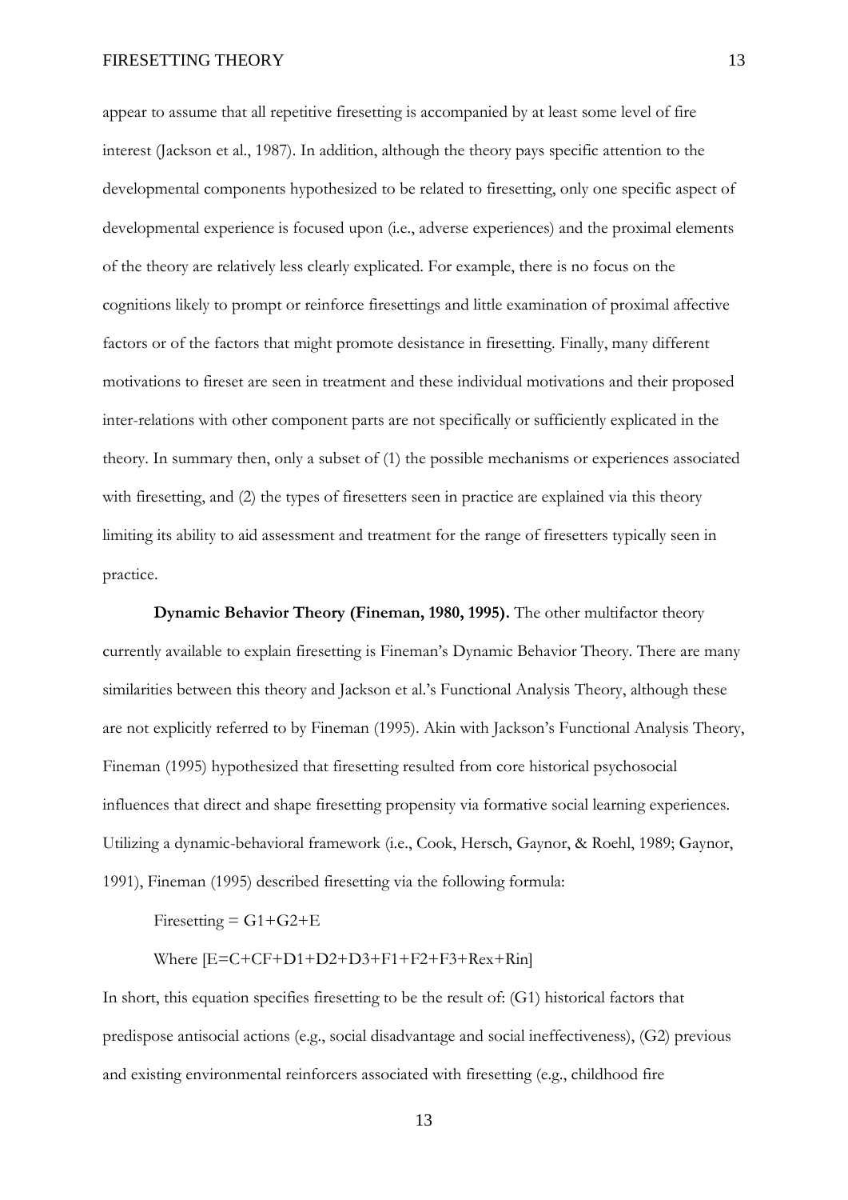appear to assume that all repetitive firesetting is accompanied by at least some level of fire interest (Jackson et al., 1987). In addition, although the theory pays specific attention to the developmental components hypothesized to be related to firesetting, only one specific aspect of developmental experience is focused upon (i.e., adverse experiences) and the proximal elements of the theory are relatively less clearly explicated. For example, there is no focus on the cognitions likely to prompt or reinforce firesettings and little examination of proximal affective factors or of the factors that might promote desistance in firesetting. Finally, many different motivations to fireset are seen in treatment and these individual motivations and their proposed inter-relations with other component parts are not specifically or sufficiently explicated in the theory. In summary then, only a subset of (1) the possible mechanisms or experiences associated with firesetting, and (2) the types of firesetters seen in practice are explained via this theory limiting its ability to aid assessment and treatment for the range of firesetters typically seen in practice.

**Dynamic Behavior Theory (Fineman, 1980, 1995).** The other multifactor theory currently available to explain firesetting is Fineman's Dynamic Behavior Theory. There are many similarities between this theory and Jackson et al.'s Functional Analysis Theory, although these are not explicitly referred to by Fineman (1995). Akin with Jackson's Functional Analysis Theory, Fineman (1995) hypothesized that firesetting resulted from core historical psychosocial influences that direct and shape firesetting propensity via formative social learning experiences. Utilizing a dynamic-behavioral framework (i.e., Cook, Hersch, Gaynor, & Roehl, 1989; Gaynor, 1991), Fineman (1995) described firesetting via the following formula:

$$\text{Firesetting} = G1+G2+E$$

$$\text{Where } [E=C+CF+D1+D2+D3+F1+F2+F3+Rex+Rin]$$

In short, this equation specifies firesetting to be the result of: (G1) historical factors that predispose antisocial actions (e.g., social disadvantage and social ineffectiveness), (G2) previous and existing environmental reinforcers associated with firesetting (e.g., childhood fire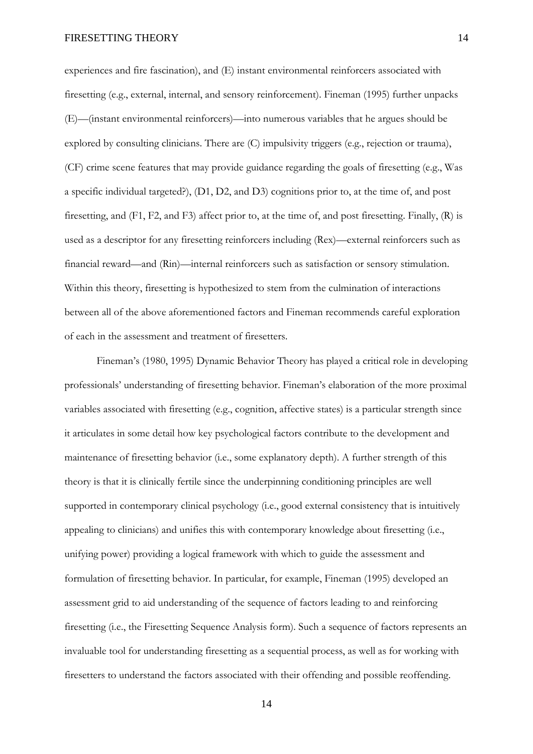experiences and fire fascination), and (E) instant environmental reinforcers associated with firesetting (e.g., external, internal, and sensory reinforcement). Fineman (1995) further unpacks (E)—(instant environmental reinforcers)—into numerous variables that he argues should be explored by consulting clinicians. There are (C) impulsivity triggers (e.g., rejection or trauma), (CF) crime scene features that may provide guidance regarding the goals of firesetting (e.g., Was a specific individual targeted?), (D1, D2, and D3) cognitions prior to, at the time of, and post firesetting, and (F1, F2, and F3) affect prior to, at the time of, and post firesetting. Finally, (R) is used as a descriptor for any firesetting reinforcers including (Rex)—external reinforcers such as financial reward—and (Rin)—internal reinforcers such as satisfaction or sensory stimulation. Within this theory, firesetting is hypothesized to stem from the culmination of interactions between all of the above aforementioned factors and Fineman recommends careful exploration of each in the assessment and treatment of firesetters.

Fineman's (1980, 1995) Dynamic Behavior Theory has played a critical role in developing professionals' understanding of firesetting behavior. Fineman's elaboration of the more proximal variables associated with firesetting (e.g., cognition, affective states) is a particular strength since it articulates in some detail how key psychological factors contribute to the development and maintenance of firesetting behavior (i.e., some explanatory depth). A further strength of this theory is that it is clinically fertile since the underpinning conditioning principles are well supported in contemporary clinical psychology (i.e., good external consistency that is intuitively appealing to clinicians) and unifies this with contemporary knowledge about firesetting (i.e., unifying power) providing a logical framework with which to guide the assessment and formulation of firesetting behavior. In particular, for example, Fineman (1995) developed an assessment grid to aid understanding of the sequence of factors leading to and reinforcing firesetting (i.e., the Firesetting Sequence Analysis form). Such a sequence of factors represents an invaluable tool for understanding firesetting as a sequential process, as well as for working with firesetters to understand the factors associated with their offending and possible reoffending.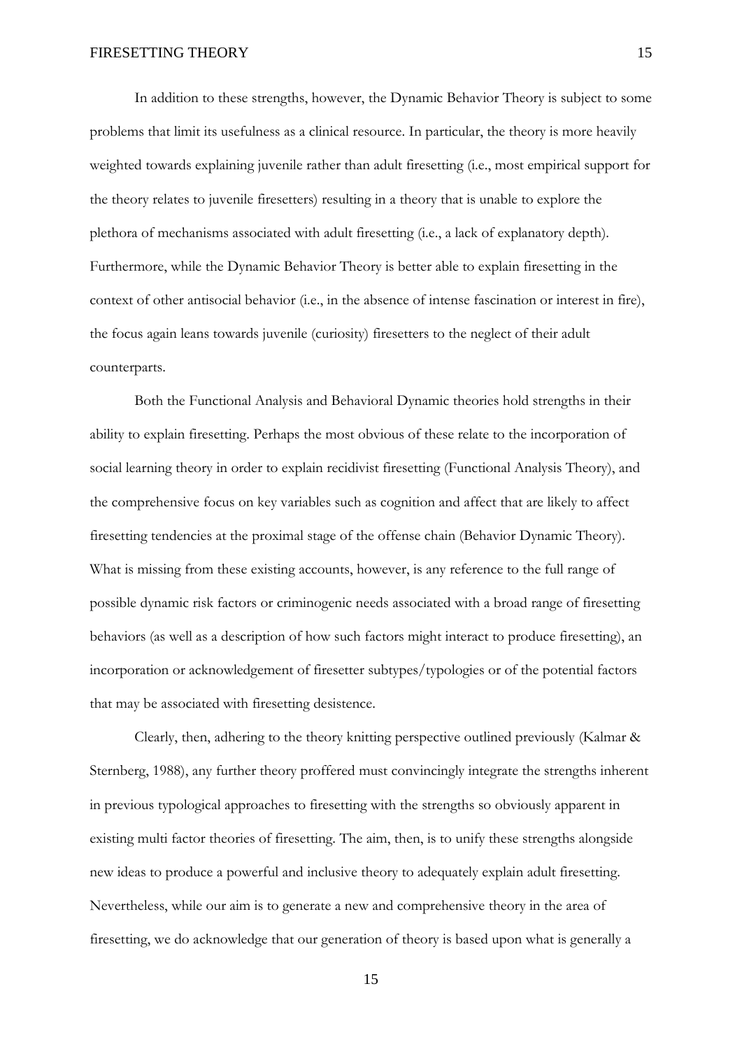In addition to these strengths, however, the Dynamic Behavior Theory is subject to some problems that limit its usefulness as a clinical resource. In particular, the theory is more heavily weighted towards explaining juvenile rather than adult firesetting (i.e., most empirical support for the theory relates to juvenile firesetters) resulting in a theory that is unable to explore the plethora of mechanisms associated with adult firesetting (i.e., a lack of explanatory depth). Furthermore, while the Dynamic Behavior Theory is better able to explain firesetting in the context of other antisocial behavior (i.e., in the absence of intense fascination or interest in fire), the focus again leans towards juvenile (curiosity) firesetters to the neglect of their adult counterparts.

Both the Functional Analysis and Behavioral Dynamic theories hold strengths in their ability to explain firesetting. Perhaps the most obvious of these relate to the incorporation of social learning theory in order to explain recidivist firesetting (Functional Analysis Theory), and the comprehensive focus on key variables such as cognition and affect that are likely to affect firesetting tendencies at the proximal stage of the offense chain (Behavior Dynamic Theory). What is missing from these existing accounts, however, is any reference to the full range of possible dynamic risk factors or criminogenic needs associated with a broad range of firesetting behaviors (as well as a description of how such factors might interact to produce firesetting), an incorporation or acknowledgement of firesetter subtypes/typologies or of the potential factors that may be associated with firesetting desistence.

Clearly, then, adhering to the theory knitting perspective outlined previously (Kalmar & Sternberg, 1988), any further theory proffered must convincingly integrate the strengths inherent in previous typological approaches to firesetting with the strengths so obviously apparent in existing multi factor theories of firesetting. The aim, then, is to unify these strengths alongside new ideas to produce a powerful and inclusive theory to adequately explain adult firesetting. Nevertheless, while our aim is to generate a new and comprehensive theory in the area of firesetting, we do acknowledge that our generation of theory is based upon what is generally a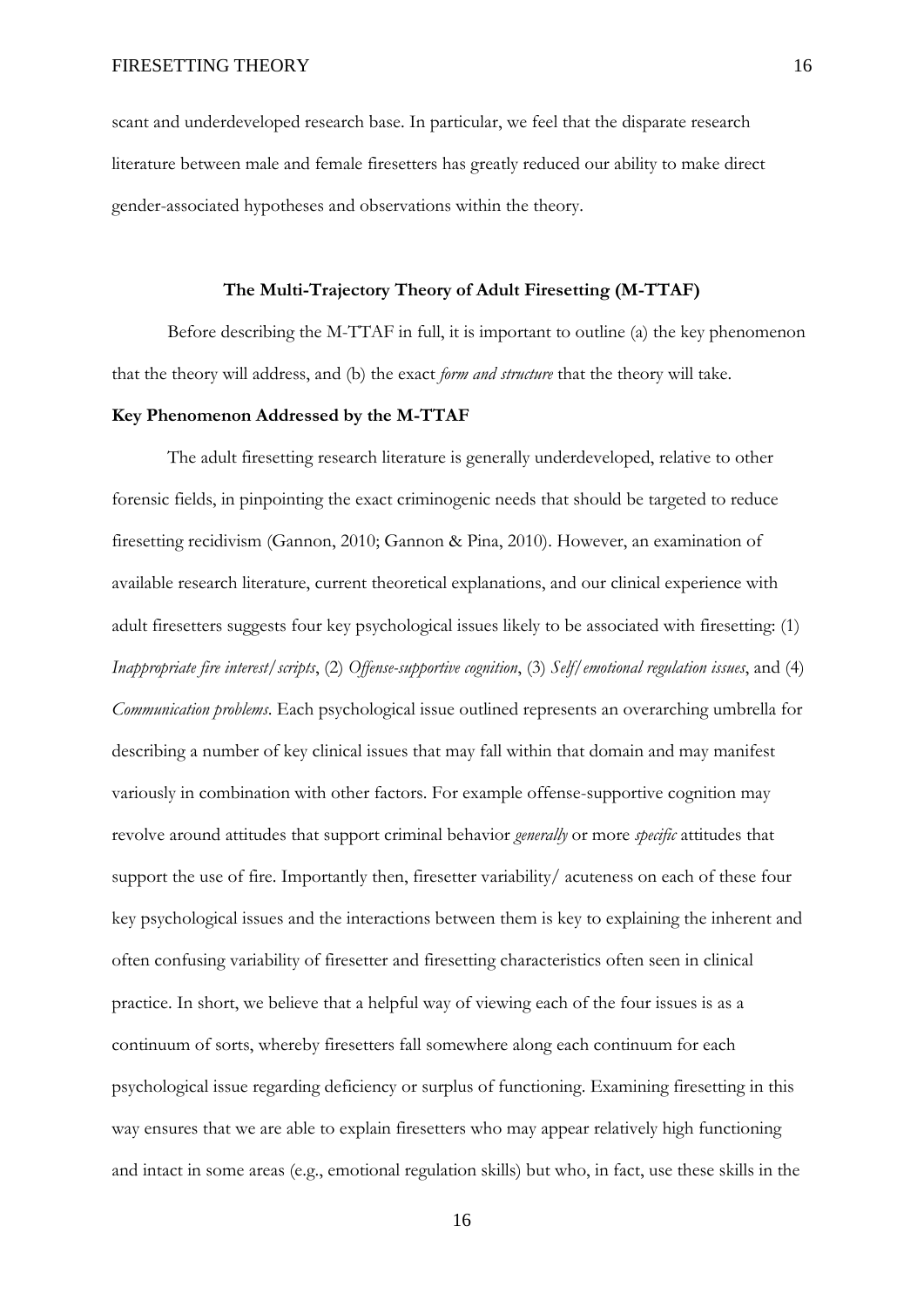scant and underdeveloped research base. In particular, we feel that the disparate research literature between male and female firesetters has greatly reduced our ability to make direct gender-associated hypotheses and observations within the theory.

## The Multi-Trajectory Theory of Adult Firesetting (M-TTAF)

Before describing the M-TTAF in full, it is important to outline (a) the key phenomenon that the theory will address, and (b) the exact *form and structure* that the theory will take.

### Key Phenomenon Addressed by the M-TTAF

The adult firesetting research literature is generally underdeveloped, relative to other forensic fields, in pinpointing the exact criminogenic needs that should be targeted to reduce firesetting recidivism (Gannon, 2010; Gannon & Pina, 2010). However, an examination of available research literature, current theoretical explanations, and our clinical experience with adult firesetters suggests four key psychological issues likely to be associated with firesetting: (1) *Inappropriate fire interest/scripts*, (2) *Offense-supportive cognition*, (3) *Self/emotional regulation issues*, and (4) *Communication problems*. Each psychological issue outlined represents an overarching umbrella for describing a number of key clinical issues that may fall within that domain and may manifest variously in combination with other factors. For example offense-supportive cognition may revolve around attitudes that support criminal behavior *generally* or more *specific* attitudes that support the use of fire. Importantly then, firesetter variability/ acuteness on each of these four key psychological issues and the interactions between them is key to explaining the inherent and often confusing variability of firesetter and firesetting characteristics often seen in clinical practice. In short, we believe that a helpful way of viewing each of the four issues is as a continuum of sorts, whereby firesetters fall somewhere along each continuum for each psychological issue regarding deficiency or surplus of functioning. Examining firesetting in this way ensures that we are able to explain firesetters who may appear relatively high functioning and intact in some areas (e.g., emotional regulation skills) but who, in fact, use these skills in the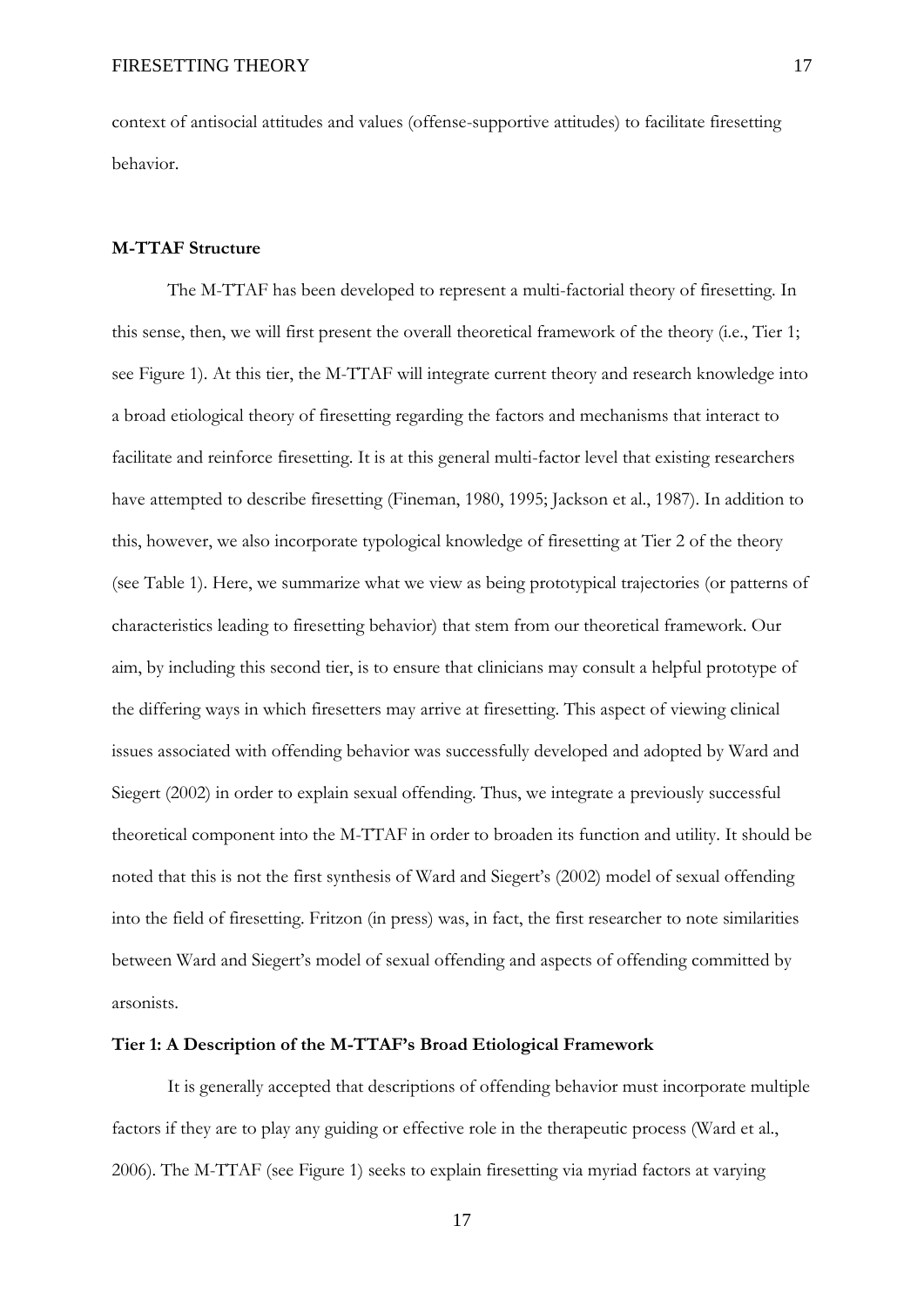context of antisocial attitudes and values (offense-supportive attitudes) to facilitate firesetting behavior.

## M-TTAF Structure

The M-TTAF has been developed to represent a multi-factorial theory of firesetting. In this sense, then, we will first present the overall theoretical framework of the theory (i.e., Tier 1; see Figure 1). At this tier, the M-TTAF will integrate current theory and research knowledge into a broad etiological theory of firesetting regarding the factors and mechanisms that interact to facilitate and reinforce firesetting. It is at this general multi-factor level that existing researchers have attempted to describe firesetting (Fineman, 1980, 1995; Jackson et al., 1987). In addition to this, however, we also incorporate typological knowledge of firesetting at Tier 2 of the theory (see Table 1). Here, we summarize what we view as being prototypical trajectories (or patterns of characteristics leading to firesetting behavior) that stem from our theoretical framework. Our aim, by including this second tier, is to ensure that clinicians may consult a helpful prototype of the differing ways in which firesetters may arrive at firesetting. This aspect of viewing clinical issues associated with offending behavior was successfully developed and adopted by Ward and Siegert (2002) in order to explain sexual offending. Thus, we integrate a previously successful theoretical component into the M-TTAF in order to broaden its function and utility. It should be noted that this is not the first synthesis of Ward and Siegert's (2002) model of sexual offending into the field of firesetting. Fritzon (in press) was, in fact, the first researcher to note similarities between Ward and Siegert's model of sexual offending and aspects of offending committed by arsonists.

## Tier 1: A Description of the M-TTAF's Broad Etiological Framework

It is generally accepted that descriptions of offending behavior must incorporate multiple factors if they are to play any guiding or effective role in the therapeutic process (Ward et al., 2006). The M-TTAF (see Figure 1) seeks to explain firesetting via myriad factors at varying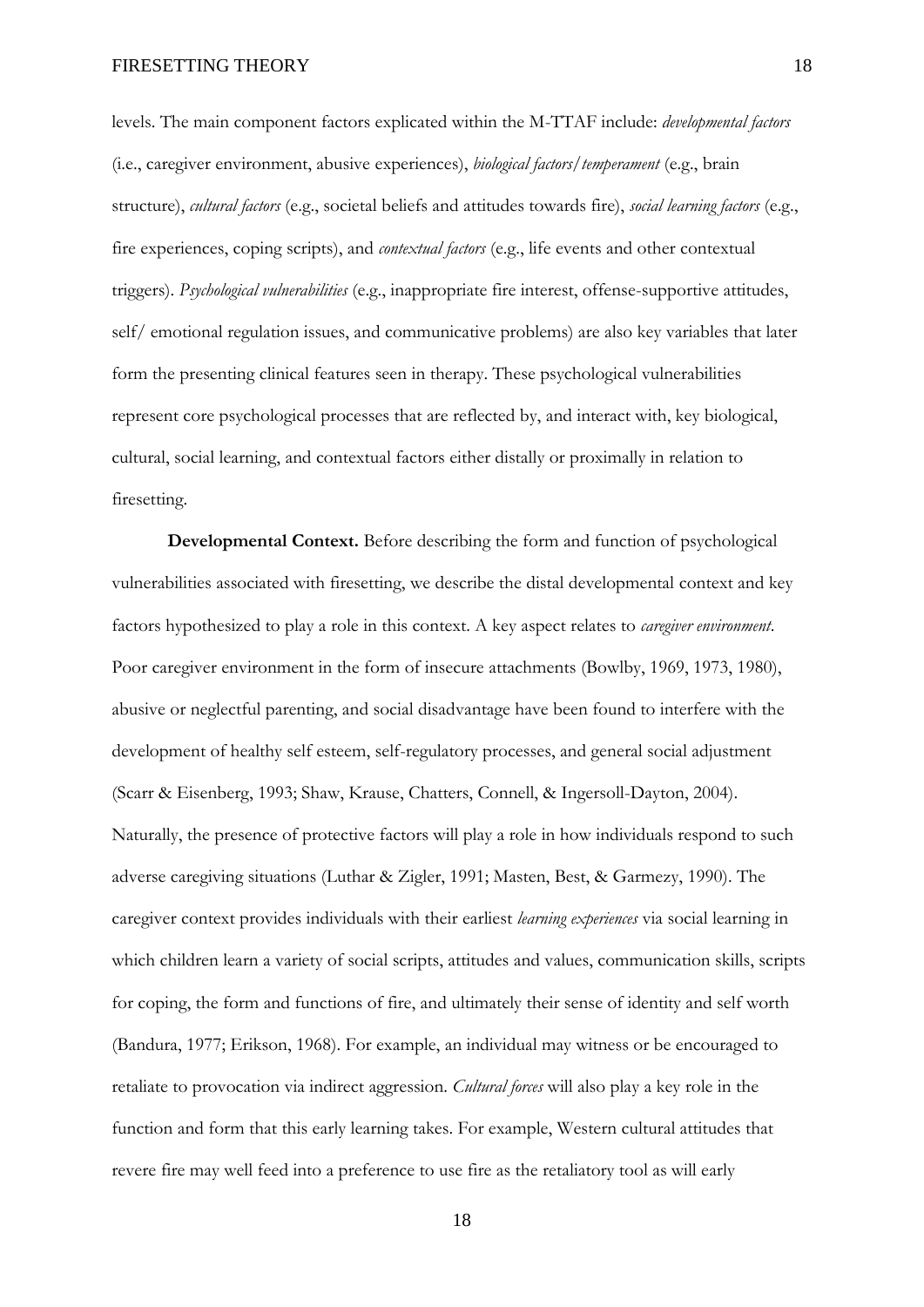levels. The main component factors explicated within the M-TTAF include: *developmental factors* (i.e., caregiver environment, abusive experiences), *biological factors/temperament* (e.g., brain structure), *cultural factors* (e.g., societal beliefs and attitudes towards fire), *social learning factors* (e.g., fire experiences, coping scripts), and *contextual factors* (e.g., life events and other contextual triggers). *Psychological vulnerabilities* (e.g., inappropriate fire interest, offense-supportive attitudes, self/ emotional regulation issues, and communicative problems) are also key variables that later form the presenting clinical features seen in therapy. These psychological vulnerabilities represent core psychological processes that are reflected by, and interact with, key biological, cultural, social learning, and contextual factors either distally or proximally in relation to firesetting.

**Developmental Context.** Before describing the form and function of psychological vulnerabilities associated with firesetting, we describe the distal developmental context and key factors hypothesized to play a role in this context. A key aspect relates to *caregiver environment*. Poor caregiver environment in the form of insecure attachments (Bowlby, 1969, 1973, 1980), abusive or neglectful parenting, and social disadvantage have been found to interfere with the development of healthy self esteem, self-regulatory processes, and general social adjustment (Scarr & Eisenberg, 1993; Shaw, Krause, Chatters, Connell, & Ingersoll-Dayton, 2004). Naturally, the presence of protective factors will play a role in how individuals respond to such adverse caregiving situations (Luthar & Zigler, 1991; Masten, Best, & Garmezy, 1990). The caregiver context provides individuals with their earliest *learning experiences* via social learning in which children learn a variety of social scripts, attitudes and values, communication skills, scripts for coping, the form and functions of fire, and ultimately their sense of identity and self worth (Bandura, 1977; Erikson, 1968). For example, an individual may witness or be encouraged to retaliate to provocation via indirect aggression. *Cultural forces* will also play a key role in the function and form that this early learning takes. For example, Western cultural attitudes that revere fire may well feed into a preference to use fire as the retaliatory tool as will early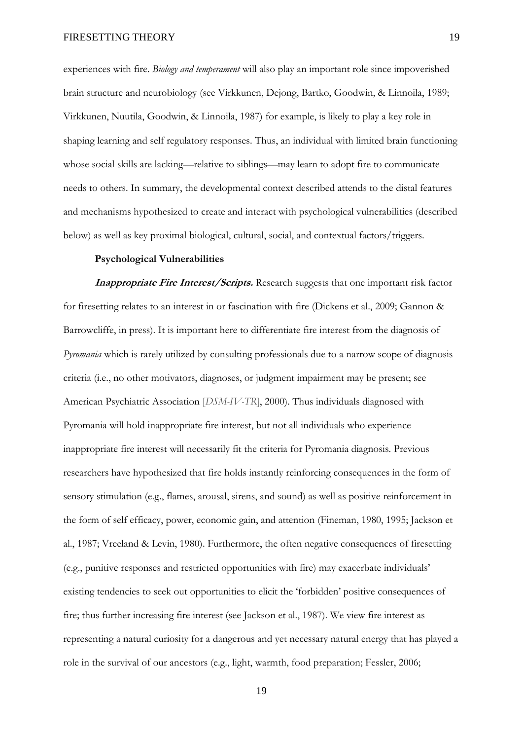experiences with fire. *Biology and temperament* will also play an important role since impoverished brain structure and neurobiology (see Virkkunen, Dejong, Bartko, Goodwin, & Linnoila, 1989; Virkkunen, Nuutila, Goodwin, & Linnoila, 1987) for example, is likely to play a key role in shaping learning and self regulatory responses. Thus, an individual with limited brain functioning whose social skills are lacking—relative to siblings—may learn to adopt fire to communicate needs to others. In summary, the developmental context described attends to the distal features and mechanisms hypothesized to create and interact with psychological vulnerabilities (described below) as well as key proximal biological, cultural, social, and contextual factors/triggers.

**Psychological Vulnerabilities**

***Inappropriate Fire Interest/Scripts.*** Research suggests that one important risk factor for firesetting relates to an interest in or fascination with fire (Dickens et al., 2009; Gannon & Barrowcliffe, in press). It is important here to differentiate fire interest from the diagnosis of *Pyromania* which is rarely utilized by consulting professionals due to a narrow scope of diagnosis criteria (i.e., no other motivators, diagnoses, or judgment impairment may be present; see American Psychiatric Association [*DSM-IV-TR*], 2000). Thus individuals diagnosed with Pyromania will hold inappropriate fire interest, but not all individuals who experience inappropriate fire interest will necessarily fit the criteria for Pyromania diagnosis. Previous researchers have hypothesized that fire holds instantly reinforcing consequences in the form of sensory stimulation (e.g., flames, arousal, sirens, and sound) as well as positive reinforcement in the form of self efficacy, power, economic gain, and attention (Fineman, 1980, 1995; Jackson et al., 1987; Vreeland & Levin, 1980). Furthermore, the often negative consequences of firesetting (e.g., punitive responses and restricted opportunities with fire) may exacerbate individuals' existing tendencies to seek out opportunities to elicit the 'forbidden' positive consequences of fire; thus further increasing fire interest (see Jackson et al., 1987). We view fire interest as representing a natural curiosity for a dangerous and yet necessary natural energy that has played a role in the survival of our ancestors (e.g., light, warmth, food preparation; Fessler, 2006;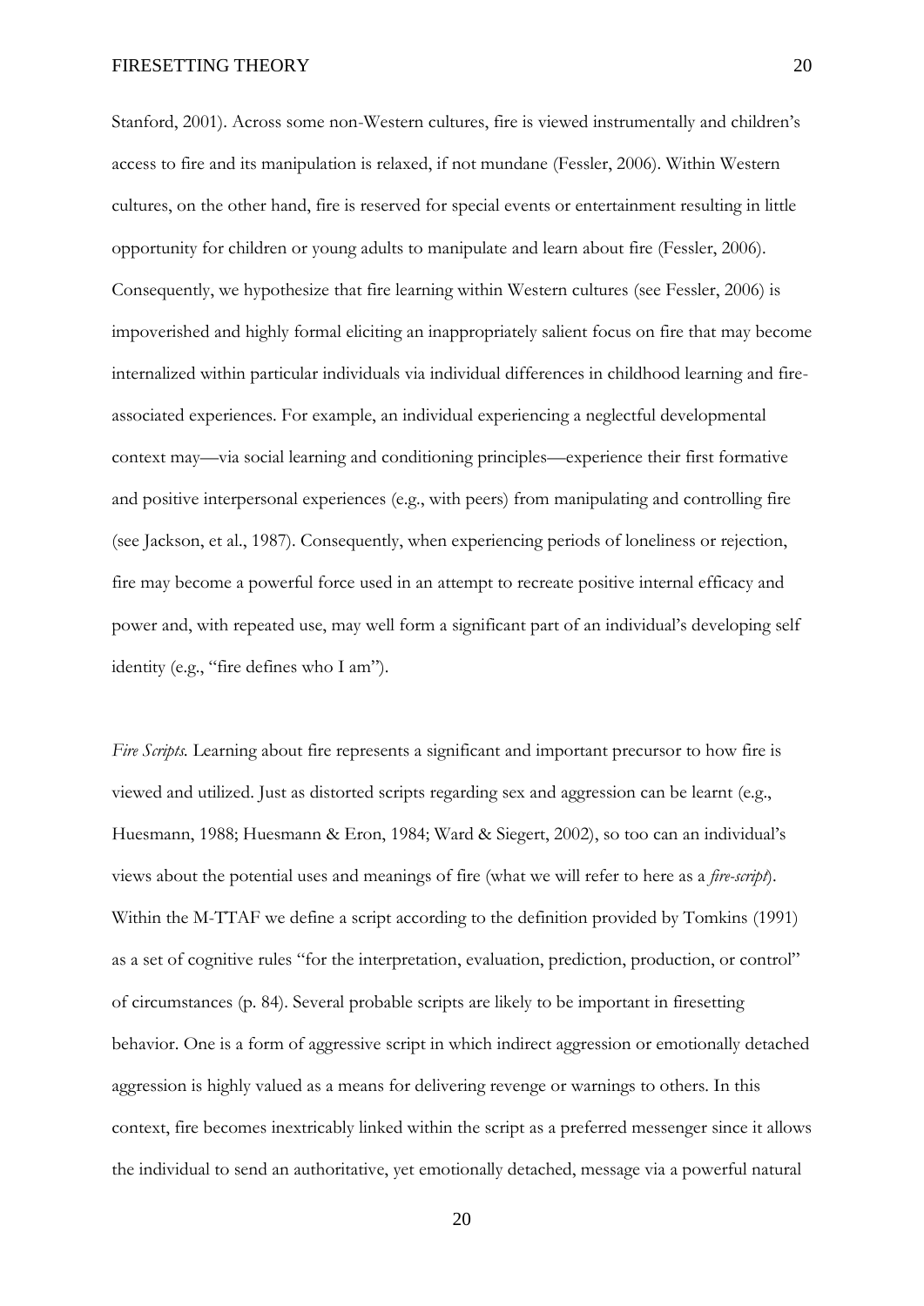Stanford, 2001). Across some non-Western cultures, fire is viewed instrumentally and children's access to fire and its manipulation is relaxed, if not mundane (Fessler, 2006). Within Western cultures, on the other hand, fire is reserved for special events or entertainment resulting in little opportunity for children or young adults to manipulate and learn about fire (Fessler, 2006). Consequently, we hypothesize that fire learning within Western cultures (see Fessler, 2006) is impoverished and highly formal eliciting an inappropriately salient focus on fire that may become internalized within particular individuals via individual differences in childhood learning and fire-associated experiences. For example, an individual experiencing a neglectful developmental context may—via social learning and conditioning principles—experience their first formative and positive interpersonal experiences (e.g., with peers) from manipulating and controlling fire (see Jackson, et al., 1987). Consequently, when experiencing periods of loneliness or rejection, fire may become a powerful force used in an attempt to recreate positive internal efficacy and power and, with repeated use, may well form a significant part of an individual's developing self identity (e.g., "fire defines who I am").

*Fire Scripts.* Learning about fire represents a significant and important precursor to how fire is viewed and utilized. Just as distorted scripts regarding sex and aggression can be learnt (e.g., Huesmann, 1988; Huesmann & Eron, 1984; Ward & Siegert, 2002), so too can an individual's views about the potential uses and meanings of fire (what we will refer to here as a *fire-script*). Within the M-TTAF we define a script according to the definition provided by Tomkins (1991) as a set of cognitive rules "for the interpretation, evaluation, prediction, production, or control" of circumstances (p. 84). Several probable scripts are likely to be important in firesetting behavior. One is a form of aggressive script in which indirect aggression or emotionally detached aggression is highly valued as a means for delivering revenge or warnings to others. In this context, fire becomes inextricably linked within the script as a preferred messenger since it allows the individual to send an authoritative, yet emotionally detached, message via a powerful natural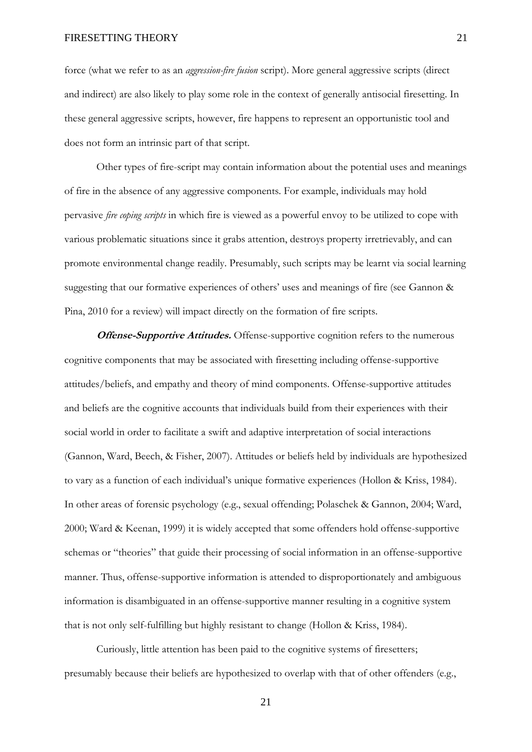force (what we refer to as an *aggression-fire fusion* script). More general aggressive scripts (direct and indirect) are also likely to play some role in the context of generally antisocial firesetting. In these general aggressive scripts, however, fire happens to represent an opportunistic tool and does not form an intrinsic part of that script.

Other types of fire-script may contain information about the potential uses and meanings of fire in the absence of any aggressive components. For example, individuals may hold pervasive *fire coping scripts* in which fire is viewed as a powerful envoy to be utilized to cope with various problematic situations since it grabs attention, destroys property irretrievably, and can promote environmental change readily. Presumably, such scripts may be learnt via social learning suggesting that our formative experiences of others' uses and meanings of fire (see Gannon & Pina, 2010 for a review) will impact directly on the formation of fire scripts.

***Offense-Supportive Attitudes.*** Offense-supportive cognition refers to the numerous cognitive components that may be associated with firesetting including offense-supportive attitudes/beliefs, and empathy and theory of mind components. Offense-supportive attitudes and beliefs are the cognitive accounts that individuals build from their experiences with their social world in order to facilitate a swift and adaptive interpretation of social interactions (Gannon, Ward, Beech, & Fisher, 2007). Attitudes or beliefs held by individuals are hypothesized to vary as a function of each individual's unique formative experiences (Hollon & Kriss, 1984). In other areas of forensic psychology (e.g., sexual offending; Polaschek & Gannon, 2004; Ward, 2000; Ward & Keenan, 1999) it is widely accepted that some offenders hold offense-supportive schemas or "theories" that guide their processing of social information in an offense-supportive manner. Thus, offense-supportive information is attended to disproportionately and ambiguous information is disambiguated in an offense-supportive manner resulting in a cognitive system that is not only self-fulfilling but highly resistant to change (Hollon & Kriss, 1984).

Curiously, little attention has been paid to the cognitive systems of firesetters; presumably because their beliefs are hypothesized to overlap with that of other offenders (e.g.,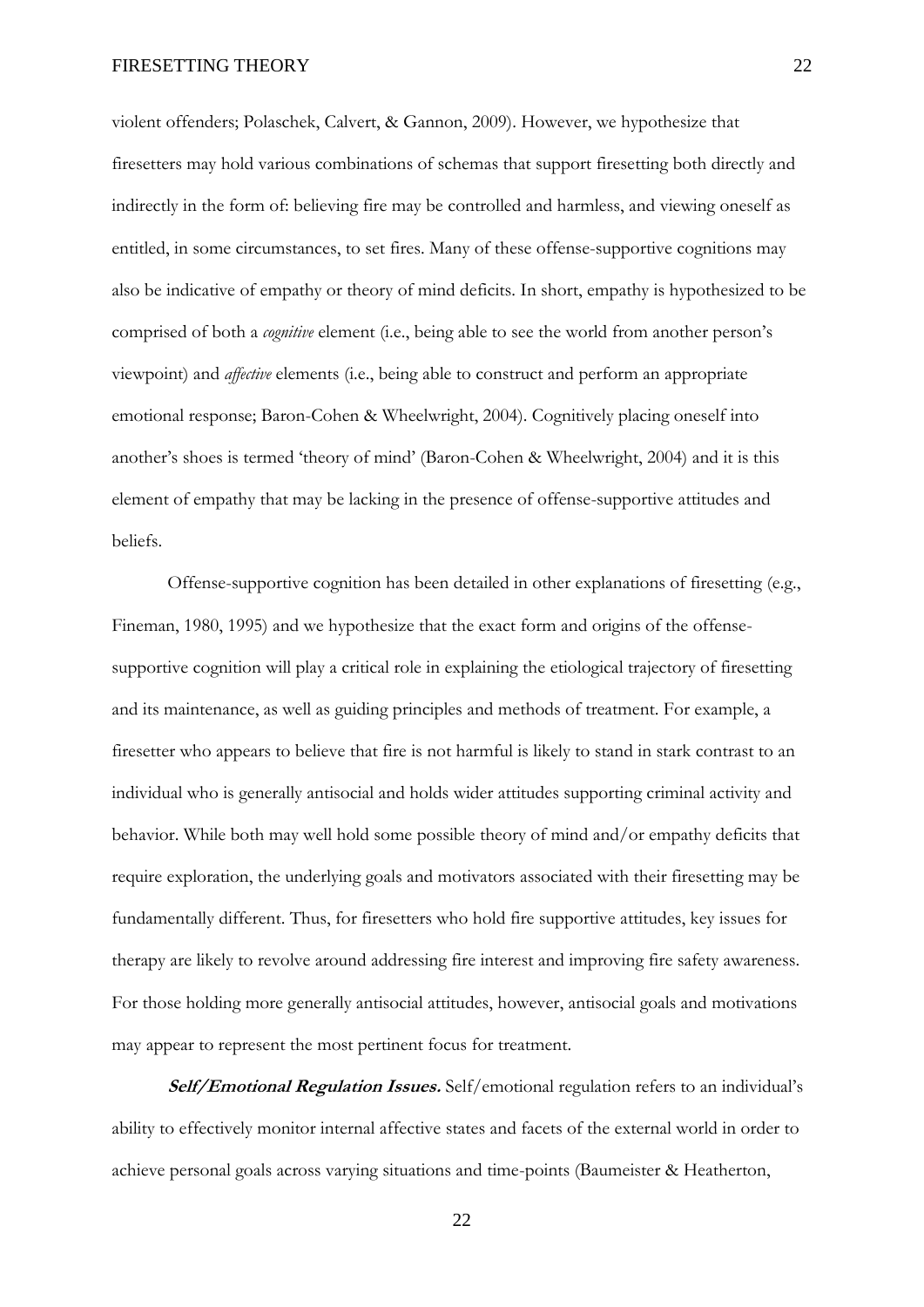violent offenders; Polaschek, Calvert, & Gannon, 2009). However, we hypothesize that firesetters may hold various combinations of schemas that support firesetting both directly and indirectly in the form of: believing fire may be controlled and harmless, and viewing oneself as entitled, in some circumstances, to set fires. Many of these offense-supportive cognitions may also be indicative of empathy or theory of mind deficits. In short, empathy is hypothesized to be comprised of both a *cognitive* element (i.e., being able to see the world from another person's viewpoint) and *affective* elements (i.e., being able to construct and perform an appropriate emotional response; Baron-Cohen & Wheelwright, 2004). Cognitively placing oneself into another's shoes is termed 'theory of mind' (Baron-Cohen & Wheelwright, 2004) and it is this element of empathy that may be lacking in the presence of offense-supportive attitudes and beliefs.

Offense-supportive cognition has been detailed in other explanations of firesetting (e.g., Fineman, 1980, 1995) and we hypothesize that the exact form and origins of the offense-supportive cognition will play a critical role in explaining the etiological trajectory of firesetting and its maintenance, as well as guiding principles and methods of treatment. For example, a firesetter who appears to believe that fire is not harmful is likely to stand in stark contrast to an individual who is generally antisocial and holds wider attitudes supporting criminal activity and behavior. While both may well hold some possible theory of mind and/or empathy deficits that require exploration, the underlying goals and motivators associated with their firesetting may be fundamentally different. Thus, for firesetters who hold fire supportive attitudes, key issues for therapy are likely to revolve around addressing fire interest and improving fire safety awareness. For those holding more generally antisocial attitudes, however, antisocial goals and motivations may appear to represent the most pertinent focus for treatment.

***Self/Emotional Regulation Issues.*** Self/emotional regulation refers to an individual's ability to effectively monitor internal affective states and facets of the external world in order to achieve personal goals across varying situations and time-points (Baumeister & Heatherton,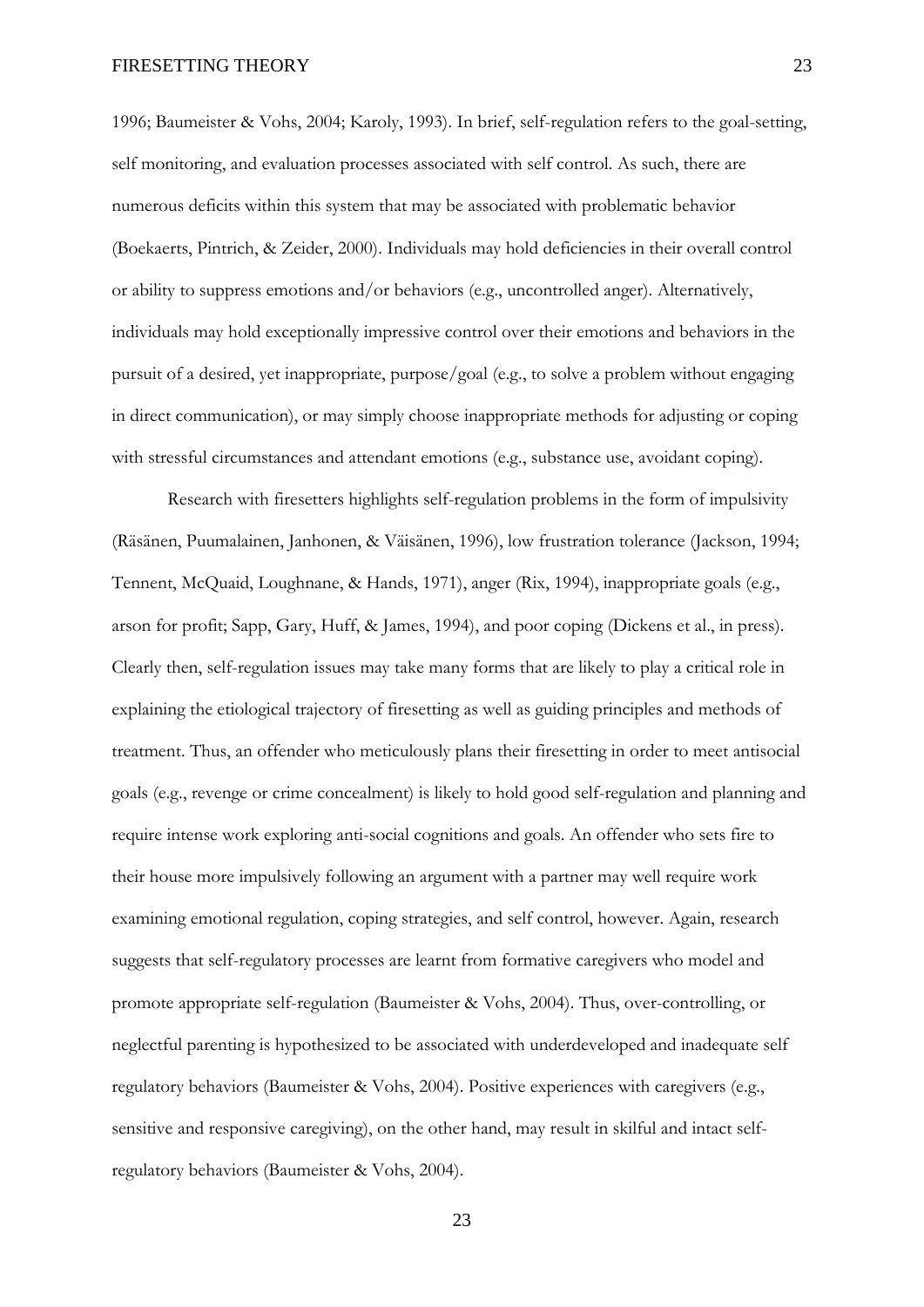1996; Baumeister & Vohs, 2004; Karoly, 1993). In brief, self-regulation refers to the goal-setting, self monitoring, and evaluation processes associated with self control. As such, there are numerous deficits within this system that may be associated with problematic behavior (Boekaerts, Pintrich, & Zeider, 2000). Individuals may hold deficiencies in their overall control or ability to suppress emotions and/or behaviors (e.g., uncontrolled anger). Alternatively, individuals may hold exceptionally impressive control over their emotions and behaviors in the pursuit of a desired, yet inappropriate, purpose/goal (e.g., to solve a problem without engaging in direct communication), or may simply choose inappropriate methods for adjusting or coping with stressful circumstances and attendant emotions (e.g., substance use, avoidant coping).

Research with firesetters highlights self-regulation problems in the form of impulsivity (Räsänen, Puumalainen, Janhonen, & Väisänen, 1996), low frustration tolerance (Jackson, 1994; Tennent, McQuaid, Loughnane, & Hands, 1971), anger (Rix, 1994), inappropriate goals (e.g., arson for profit; Sapp, Gary, Huff, & James, 1994), and poor coping (Dickens et al., in press). Clearly then, self-regulation issues may take many forms that are likely to play a critical role in explaining the etiological trajectory of firesetting as well as guiding principles and methods of treatment. Thus, an offender who meticulously plans their firesetting in order to meet antisocial goals (e.g., revenge or crime concealment) is likely to hold good self-regulation and planning and require intense work exploring anti-social cognitions and goals. An offender who sets fire to their house more impulsively following an argument with a partner may well require work examining emotional regulation, coping strategies, and self control, however. Again, research suggests that self-regulatory processes are learnt from formative caregivers who model and promote appropriate self-regulation (Baumeister & Vohs, 2004). Thus, over-controlling, or neglectful parenting is hypothesized to be associated with underdeveloped and inadequate self regulatory behaviors (Baumeister & Vohs, 2004). Positive experiences with caregivers (e.g., sensitive and responsive caregiving), on the other hand, may result in skilful and intact self-regulatory behaviors (Baumeister & Vohs, 2004).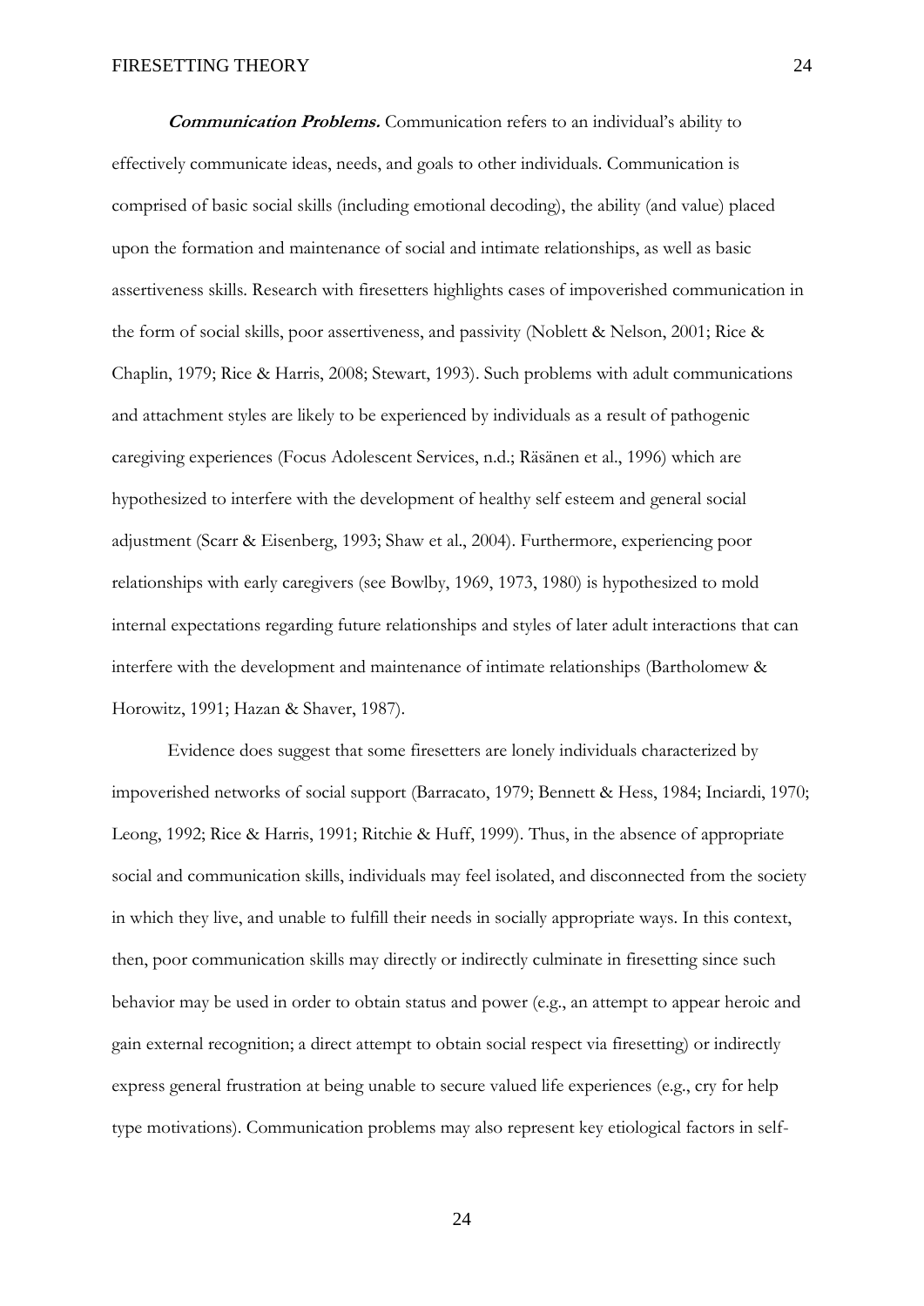***Communication Problems.*** Communication refers to an individual's ability to effectively communicate ideas, needs, and goals to other individuals. Communication is comprised of basic social skills (including emotional decoding), the ability (and value) placed upon the formation and maintenance of social and intimate relationships, as well as basic assertiveness skills. Research with firesetters highlights cases of impoverished communication in the form of social skills, poor assertiveness, and passivity (Noblett & Nelson, 2001; Rice & Chaplin, 1979; Rice & Harris, 2008; Stewart, 1993). Such problems with adult communications and attachment styles are likely to be experienced by individuals as a result of pathogenic caregiving experiences (Focus Adolescent Services, n.d.; Räsänen et al., 1996) which are hypothesized to interfere with the development of healthy self esteem and general social adjustment (Scarr & Eisenberg, 1993; Shaw et al., 2004). Furthermore, experiencing poor relationships with early caregivers (see Bowlby, 1969, 1973, 1980) is hypothesized to mold internal expectations regarding future relationships and styles of later adult interactions that can interfere with the development and maintenance of intimate relationships (Bartholomew & Horowitz, 1991; Hazan & Shaver, 1987).

Evidence does suggest that some firesetters are lonely individuals characterized by impoverished networks of social support (Barracato, 1979; Bennett & Hess, 1984; Inciardi, 1970; Leong, 1992; Rice & Harris, 1991; Ritchie & Huff, 1999). Thus, in the absence of appropriate social and communication skills, individuals may feel isolated, and disconnected from the society in which they live, and unable to fulfill their needs in socially appropriate ways. In this context, then, poor communication skills may directly or indirectly culminate in firesetting since such behavior may be used in order to obtain status and power (e.g., an attempt to appear heroic and gain external recognition; a direct attempt to obtain social respect via firesetting) or indirectly express general frustration at being unable to secure valued life experiences (e.g., cry for help type motivations). Communication problems may also represent key etiological factors in self-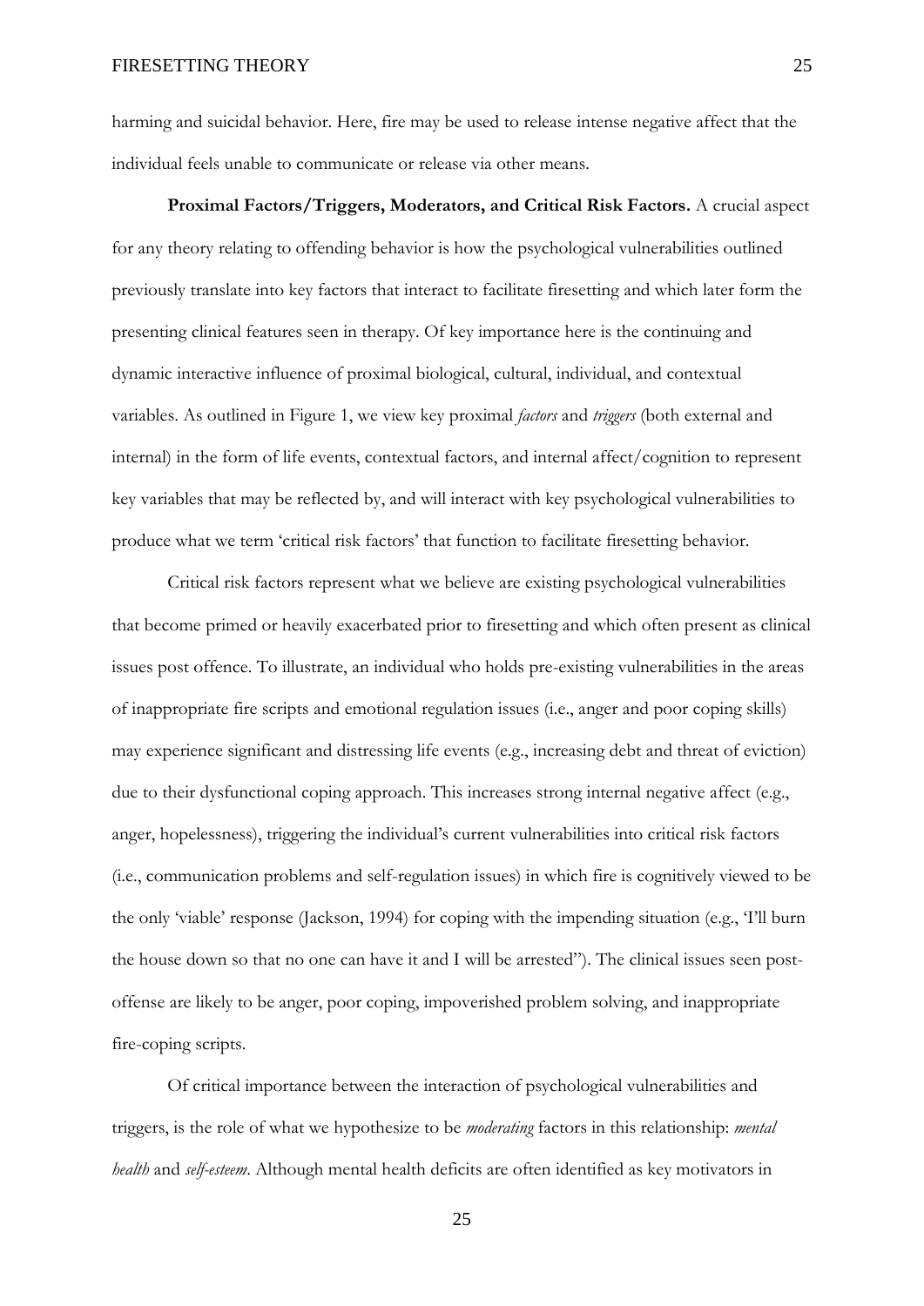harming and suicidal behavior. Here, fire may be used to release intense negative affect that the individual feels unable to communicate or release via other means.

**Proximal Factors/Triggers, Moderators, and Critical Risk Factors.** A crucial aspect for any theory relating to offending behavior is how the psychological vulnerabilities outlined previously translate into key factors that interact to facilitate firesetting and which later form the presenting clinical features seen in therapy. Of key importance here is the continuing and dynamic interactive influence of proximal biological, cultural, individual, and contextual variables. As outlined in Figure 1, we view key proximal *factors* and *triggers* (both external and internal) in the form of life events, contextual factors, and internal affect/cognition to represent key variables that may be reflected by, and will interact with key psychological vulnerabilities to produce what we term 'critical risk factors' that function to facilitate firesetting behavior.

Critical risk factors represent what we believe are existing psychological vulnerabilities that become primed or heavily exacerbated prior to firesetting and which often present as clinical issues post offence. To illustrate, an individual who holds pre-existing vulnerabilities in the areas of inappropriate fire scripts and emotional regulation issues (i.e., anger and poor coping skills) may experience significant and distressing life events (e.g., increasing debt and threat of eviction) due to their dysfunctional coping approach. This increases strong internal negative affect (e.g., anger, hopelessness), triggering the individual's current vulnerabilities into critical risk factors (i.e., communication problems and self-regulation issues) in which fire is cognitively viewed to be the only 'viable' response (Jackson, 1994) for coping with the impending situation (e.g., 'I'll burn the house down so that no one can have it and I will be arrested"). The clinical issues seen post-offense are likely to be anger, poor coping, impoverished problem solving, and inappropriate fire-coping scripts.

Of critical importance between the interaction of psychological vulnerabilities and triggers, is the role of what we hypothesize to be *moderating* factors in this relationship: *mental health* and *self-esteem*. Although mental health deficits are often identified as key motivators in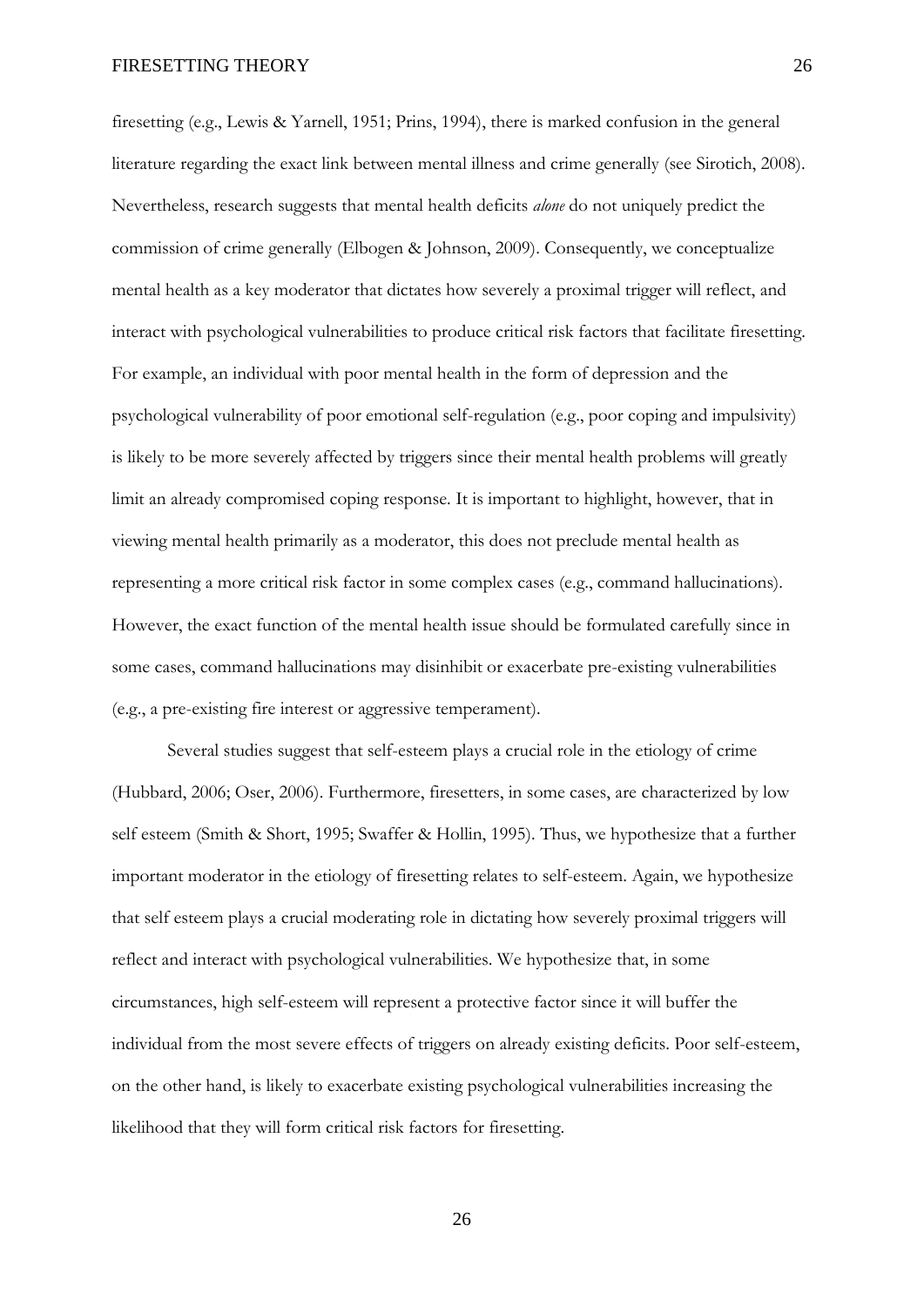firesetting (e.g., Lewis & Yarnell, 1951; Prins, 1994), there is marked confusion in the general literature regarding the exact link between mental illness and crime generally (see Sirotich, 2008). Nevertheless, research suggests that mental health deficits *alone* do not uniquely predict the commission of crime generally (Elbogen & Johnson, 2009). Consequently, we conceptualize mental health as a key moderator that dictates how severely a proximal trigger will reflect, and interact with psychological vulnerabilities to produce critical risk factors that facilitate firesetting. For example, an individual with poor mental health in the form of depression and the psychological vulnerability of poor emotional self-regulation (e.g., poor coping and impulsivity) is likely to be more severely affected by triggers since their mental health problems will greatly limit an already compromised coping response. It is important to highlight, however, that in viewing mental health primarily as a moderator, this does not preclude mental health as representing a more critical risk factor in some complex cases (e.g., command hallucinations). However, the exact function of the mental health issue should be formulated carefully since in some cases, command hallucinations may disinhibit or exacerbate pre-existing vulnerabilities (e.g., a pre-existing fire interest or aggressive temperament).

Several studies suggest that self-esteem plays a crucial role in the etiology of crime (Hubbard, 2006; Oser, 2006). Furthermore, firesetters, in some cases, are characterized by low self esteem (Smith & Short, 1995; Swaffer & Hollin, 1995). Thus, we hypothesize that a further important moderator in the etiology of firesetting relates to self-esteem. Again, we hypothesize that self esteem plays a crucial moderating role in dictating how severely proximal triggers will reflect and interact with psychological vulnerabilities. We hypothesize that, in some circumstances, high self-esteem will represent a protective factor since it will buffer the individual from the most severe effects of triggers on already existing deficits. Poor self-esteem, on the other hand, is likely to exacerbate existing psychological vulnerabilities increasing the likelihood that they will form critical risk factors for firesetting.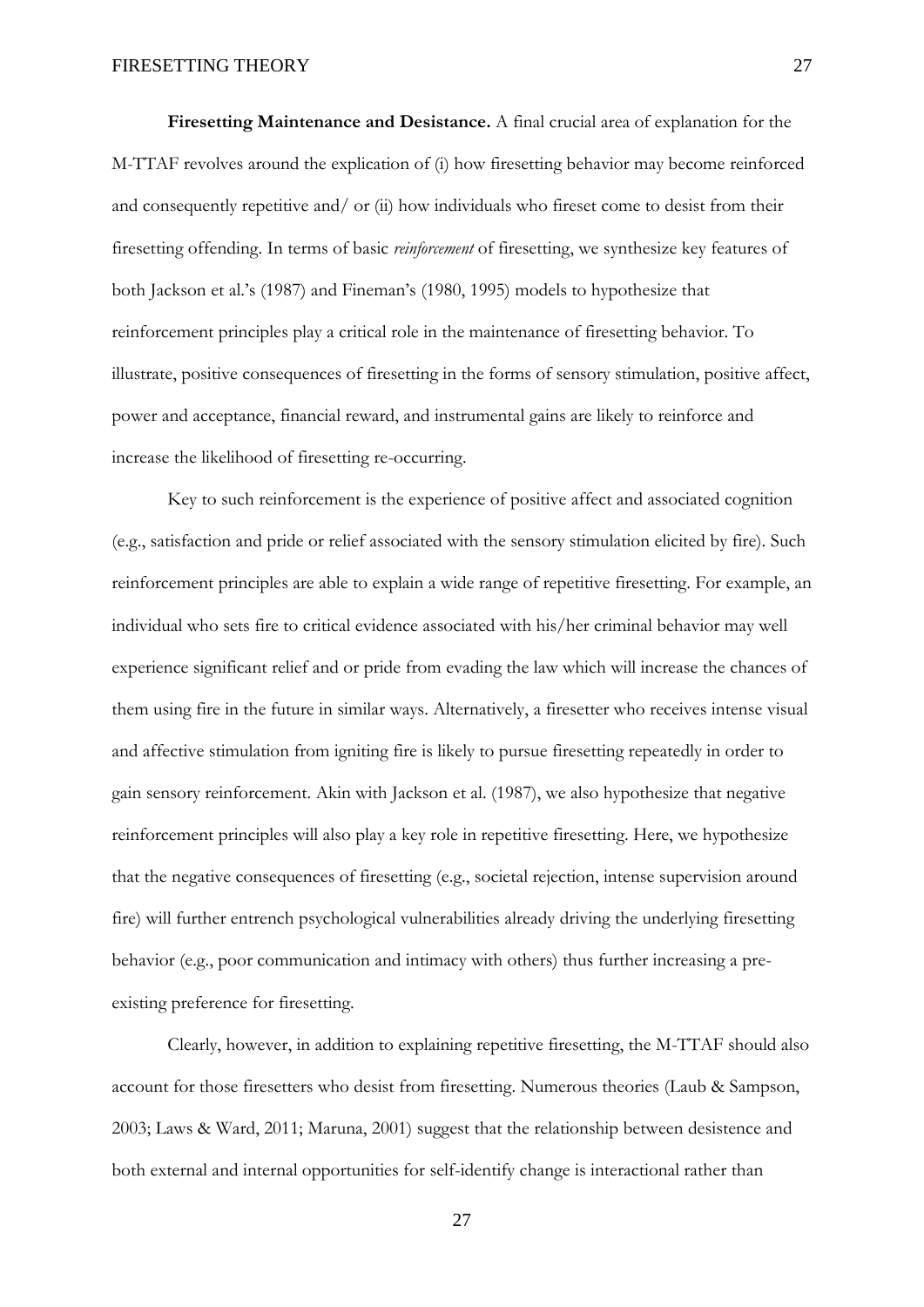**Firesetting Maintenance and Desistance.** A final crucial area of explanation for the M-TTAF revolves around the explication of (i) how firesetting behavior may become reinforced and consequently repetitive and/ or (ii) how individuals who fireset come to desist from their firesetting offending. In terms of basic *reinforcement* of firesetting, we synthesize key features of both Jackson et al.'s (1987) and Fineman's (1980, 1995) models to hypothesize that reinforcement principles play a critical role in the maintenance of firesetting behavior. To illustrate, positive consequences of firesetting in the forms of sensory stimulation, positive affect, power and acceptance, financial reward, and instrumental gains are likely to reinforce and increase the likelihood of firesetting re-occurring.

Key to such reinforcement is the experience of positive affect and associated cognition (e.g., satisfaction and pride or relief associated with the sensory stimulation elicited by fire). Such reinforcement principles are able to explain a wide range of repetitive firesetting. For example, an individual who sets fire to critical evidence associated with his/her criminal behavior may well experience significant relief and or pride from evading the law which will increase the chances of them using fire in the future in similar ways. Alternatively, a firesetter who receives intense visual and affective stimulation from igniting fire is likely to pursue firesetting repeatedly in order to gain sensory reinforcement. Akin with Jackson et al. (1987), we also hypothesize that negative reinforcement principles will also play a key role in repetitive firesetting. Here, we hypothesize that the negative consequences of firesetting (e.g., societal rejection, intense supervision around fire) will further entrench psychological vulnerabilities already driving the underlying firesetting behavior (e.g., poor communication and intimacy with others) thus further increasing a pre-existing preference for firesetting.

Clearly, however, in addition to explaining repetitive firesetting, the M-TTAF should also account for those firesetters who desist from firesetting. Numerous theories (Laub & Sampson, 2003; Laws & Ward, 2011; Maruna, 2001) suggest that the relationship between desistence and both external and internal opportunities for self-identify change is interactional rather than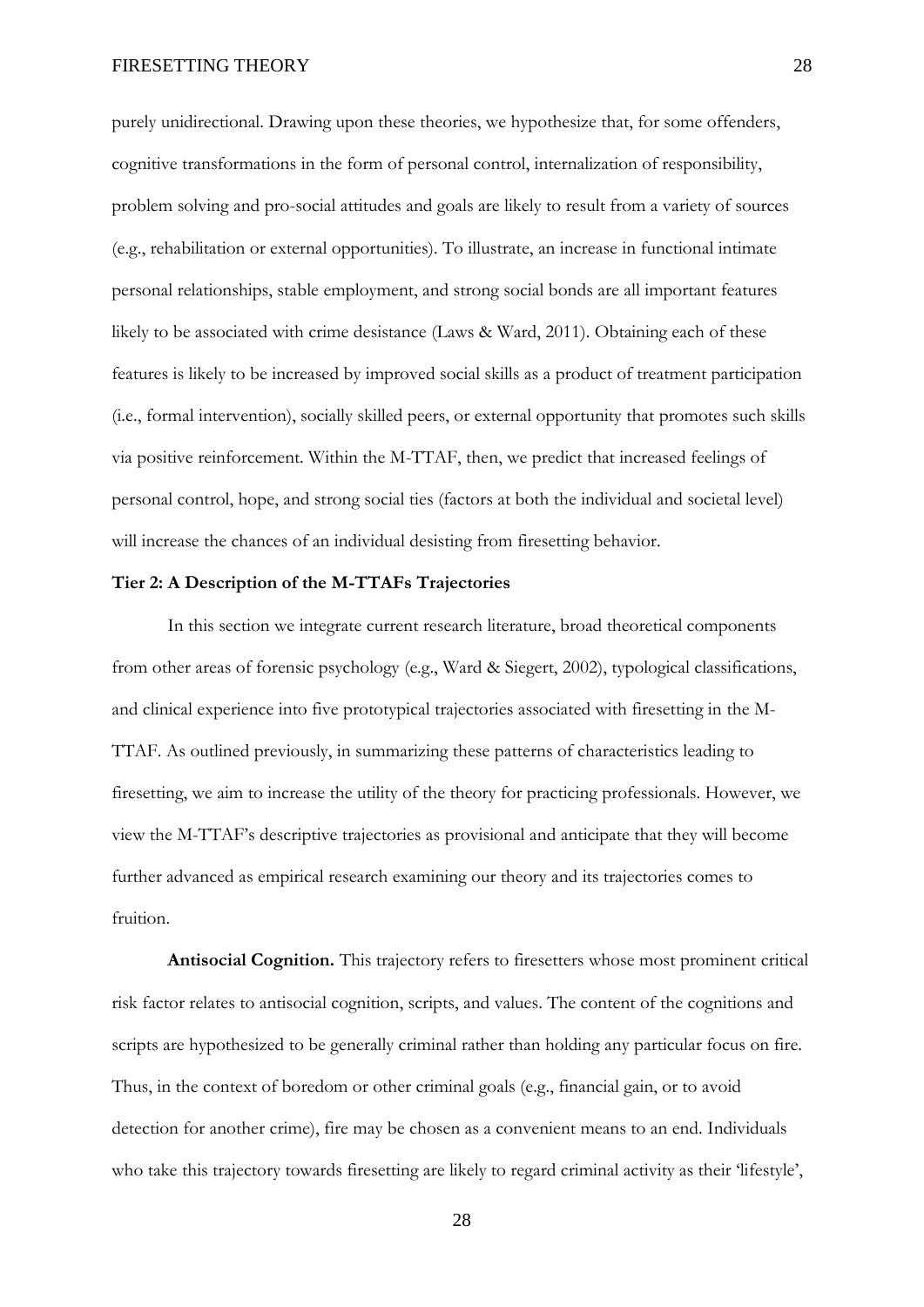purely unidirectional. Drawing upon these theories, we hypothesize that, for some offenders, cognitive transformations in the form of personal control, internalization of responsibility, problem solving and pro-social attitudes and goals are likely to result from a variety of sources (e.g., rehabilitation or external opportunities). To illustrate, an increase in functional intimate personal relationships, stable employment, and strong social bonds are all important features likely to be associated with crime desistance (Laws & Ward, 2011). Obtaining each of these features is likely to be increased by improved social skills as a product of treatment participation (i.e., formal intervention), socially skilled peers, or external opportunity that promotes such skills via positive reinforcement. Within the M-TTAF, then, we predict that increased feelings of personal control, hope, and strong social ties (factors at both the individual and societal level) will increase the chances of an individual desisting from firesetting behavior.

**Tier 2: A Description of the M-TTAFs Trajectories**

In this section we integrate current research literature, broad theoretical components from other areas of forensic psychology (e.g., Ward & Siegert, 2002), typological classifications, and clinical experience into five prototypical trajectories associated with firesetting in the M-TTAF. As outlined previously, in summarizing these patterns of characteristics leading to firesetting, we aim to increase the utility of the theory for practicing professionals. However, we view the M-TTAF's descriptive trajectories as provisional and anticipate that they will become further advanced as empirical research examining our theory and its trajectories comes to fruition.

**Antisocial Cognition.** This trajectory refers to firesetters whose most prominent critical risk factor relates to antisocial cognition, scripts, and values. The content of the cognitions and scripts are hypothesized to be generally criminal rather than holding any particular focus on fire. Thus, in the context of boredom or other criminal goals (e.g., financial gain, or to avoid detection for another crime), fire may be chosen as a convenient means to an end. Individuals who take this trajectory towards firesetting are likely to regard criminal activity as their 'lifestyle',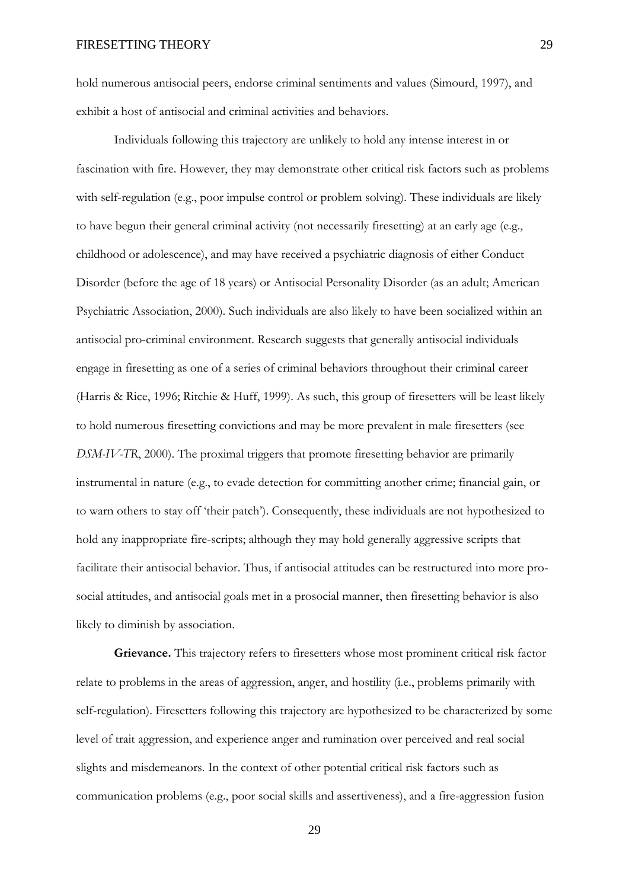hold numerous antisocial peers, endorse criminal sentiments and values (Simourd, 1997), and exhibit a host of antisocial and criminal activities and behaviors.

Individuals following this trajectory are unlikely to hold any intense interest in or fascination with fire. However, they may demonstrate other critical risk factors such as problems with self-regulation (e.g., poor impulse control or problem solving). These individuals are likely to have begun their general criminal activity (not necessarily firesetting) at an early age (e.g., childhood or adolescence), and may have received a psychiatric diagnosis of either Conduct Disorder (before the age of 18 years) or Antisocial Personality Disorder (as an adult; American Psychiatric Association, 2000). Such individuals are also likely to have been socialized within an antisocial pro-criminal environment. Research suggests that generally antisocial individuals engage in firesetting as one of a series of criminal behaviors throughout their criminal career (Harris & Rice, 1996; Ritchie & Huff, 1999). As such, this group of firesetters will be least likely to hold numerous firesetting convictions and may be more prevalent in male firesetters (see *DSM-IV-TR*, 2000). The proximal triggers that promote firesetting behavior are primarily instrumental in nature (e.g., to evade detection for committing another crime; financial gain, or to warn others to stay off 'their patch'). Consequently, these individuals are not hypothesized to hold any inappropriate fire-scripts; although they may hold generally aggressive scripts that facilitate their antisocial behavior. Thus, if antisocial attitudes can be restructured into more pro-social attitudes, and antisocial goals met in a prosocial manner, then firesetting behavior is also likely to diminish by association.

**Grievance.** This trajectory refers to firesetters whose most prominent critical risk factor relate to problems in the areas of aggression, anger, and hostility (i.e., problems primarily with self-regulation). Firesetters following this trajectory are hypothesized to be characterized by some level of trait aggression, and experience anger and rumination over perceived and real social slights and misdemeanors. In the context of other potential critical risk factors such as communication problems (e.g., poor social skills and assertiveness), and a fire-aggression fusion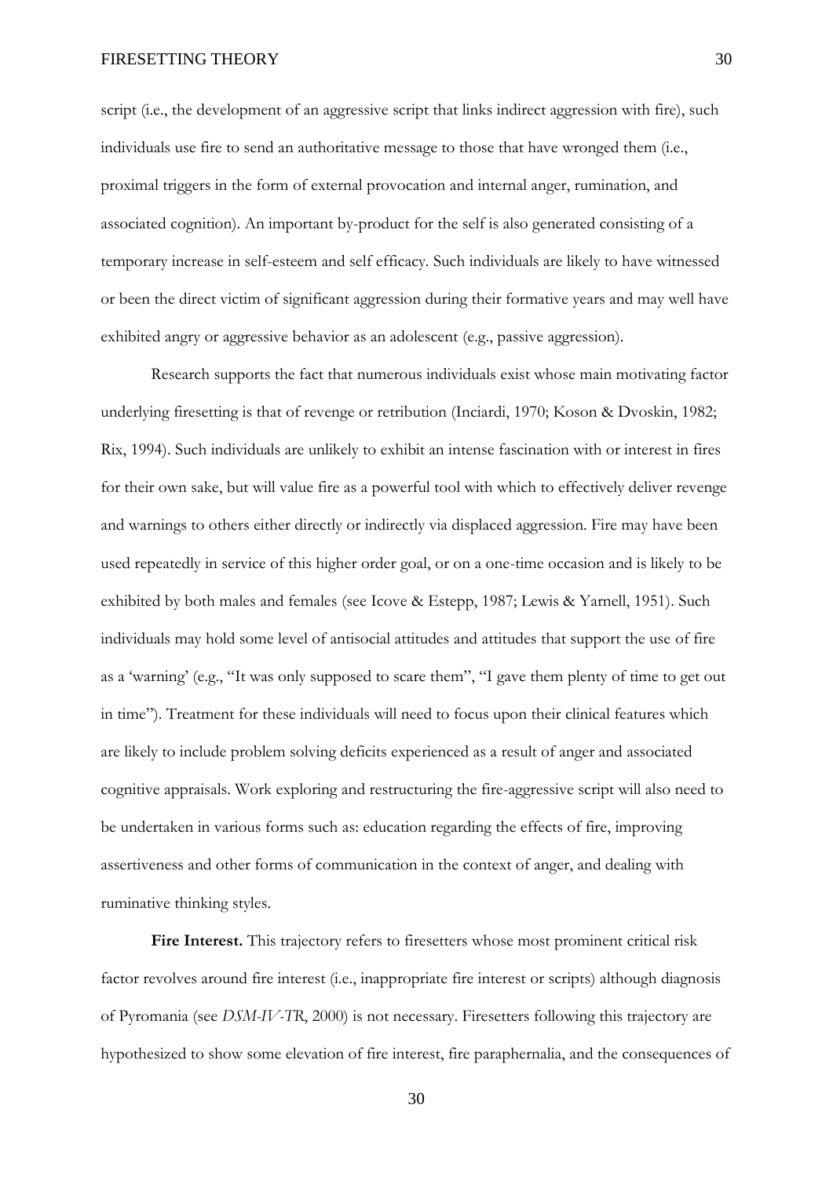script (i.e., the development of an aggressive script that links indirect aggression with fire), such individuals use fire to send an authoritative message to those that have wronged them (i.e., proximal triggers in the form of external provocation and internal anger, rumination, and associated cognition). An important by-product for the self is also generated consisting of a temporary increase in self-esteem and self efficacy. Such individuals are likely to have witnessed or been the direct victim of significant aggression during their formative years and may well have exhibited angry or aggressive behavior as an adolescent (e.g., passive aggression).

Research supports the fact that numerous individuals exist whose main motivating factor underlying firesetting is that of revenge or retribution (Inciardi, 1970; Koson & Dvoskin, 1982; Rix, 1994). Such individuals are unlikely to exhibit an intense fascination with or interest in fires for their own sake, but will value fire as a powerful tool with which to effectively deliver revenge and warnings to others either directly or indirectly via displaced aggression. Fire may have been used repeatedly in service of this higher order goal, or on a one-time occasion and is likely to be exhibited by both males and females (see Icove & Estepp, 1987; Lewis & Yarnell, 1951). Such individuals may hold some level of antisocial attitudes and attitudes that support the use of fire as a 'warning' (e.g., "It was only supposed to scare them", "I gave them plenty of time to get out in time"). Treatment for these individuals will need to focus upon their clinical features which are likely to include problem solving deficits experienced as a result of anger and associated cognitive appraisals. Work exploring and restructuring the fire-aggressive script will also need to be undertaken in various forms such as: education regarding the effects of fire, improving assertiveness and other forms of communication in the context of anger, and dealing with ruminative thinking styles.

**Fire Interest.** This trajectory refers to firesetters whose most prominent critical risk factor revolves around fire interest (i.e., inappropriate fire interest or scripts) although diagnosis of Pyromania (see *DSM-IV-TR*, 2000) is not necessary. Firesetters following this trajectory are hypothesized to show some elevation of fire interest, fire paraphernalia, and the consequences of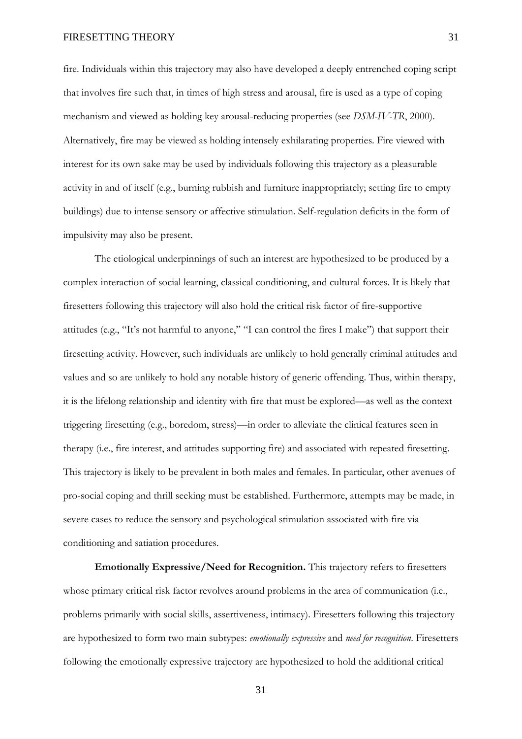fire. Individuals within this trajectory may also have developed a deeply entrenched coping script that involves fire such that, in times of high stress and arousal, fire is used as a type of coping mechanism and viewed as holding key arousal-reducing properties (see *DSM-IV-TR*, 2000). Alternatively, fire may be viewed as holding intensely exhilarating properties. Fire viewed with interest for its own sake may be used by individuals following this trajectory as a pleasurable activity in and of itself (e.g., burning rubbish and furniture inappropriately; setting fire to empty buildings) due to intense sensory or affective stimulation. Self-regulation deficits in the form of impulsivity may also be present.

The etiological underpinnings of such an interest are hypothesized to be produced by a complex interaction of social learning, classical conditioning, and cultural forces. It is likely that firesetters following this trajectory will also hold the critical risk factor of fire-supportive attitudes (e.g., "It's not harmful to anyone," "I can control the fires I make") that support their firesetting activity. However, such individuals are unlikely to hold generally criminal attitudes and values and so are unlikely to hold any notable history of generic offending. Thus, within therapy, it is the lifelong relationship and identity with fire that must be explored—as well as the context triggering firesetting (e.g., boredom, stress)—in order to alleviate the clinical features seen in therapy (i.e., fire interest, and attitudes supporting fire) and associated with repeated firesetting. This trajectory is likely to be prevalent in both males and females. In particular, other avenues of pro-social coping and thrill seeking must be established. Furthermore, attempts may be made, in severe cases to reduce the sensory and psychological stimulation associated with fire via conditioning and satiation procedures.

**Emotionally Expressive/Need for Recognition.** This trajectory refers to firesetters whose primary critical risk factor revolves around problems in the area of communication (i.e., problems primarily with social skills, assertiveness, intimacy). Firesetters following this trajectory are hypothesized to form two main subtypes: *emotionally expressive* and *need for recognition*. Firesetters following the emotionally expressive trajectory are hypothesized to hold the additional critical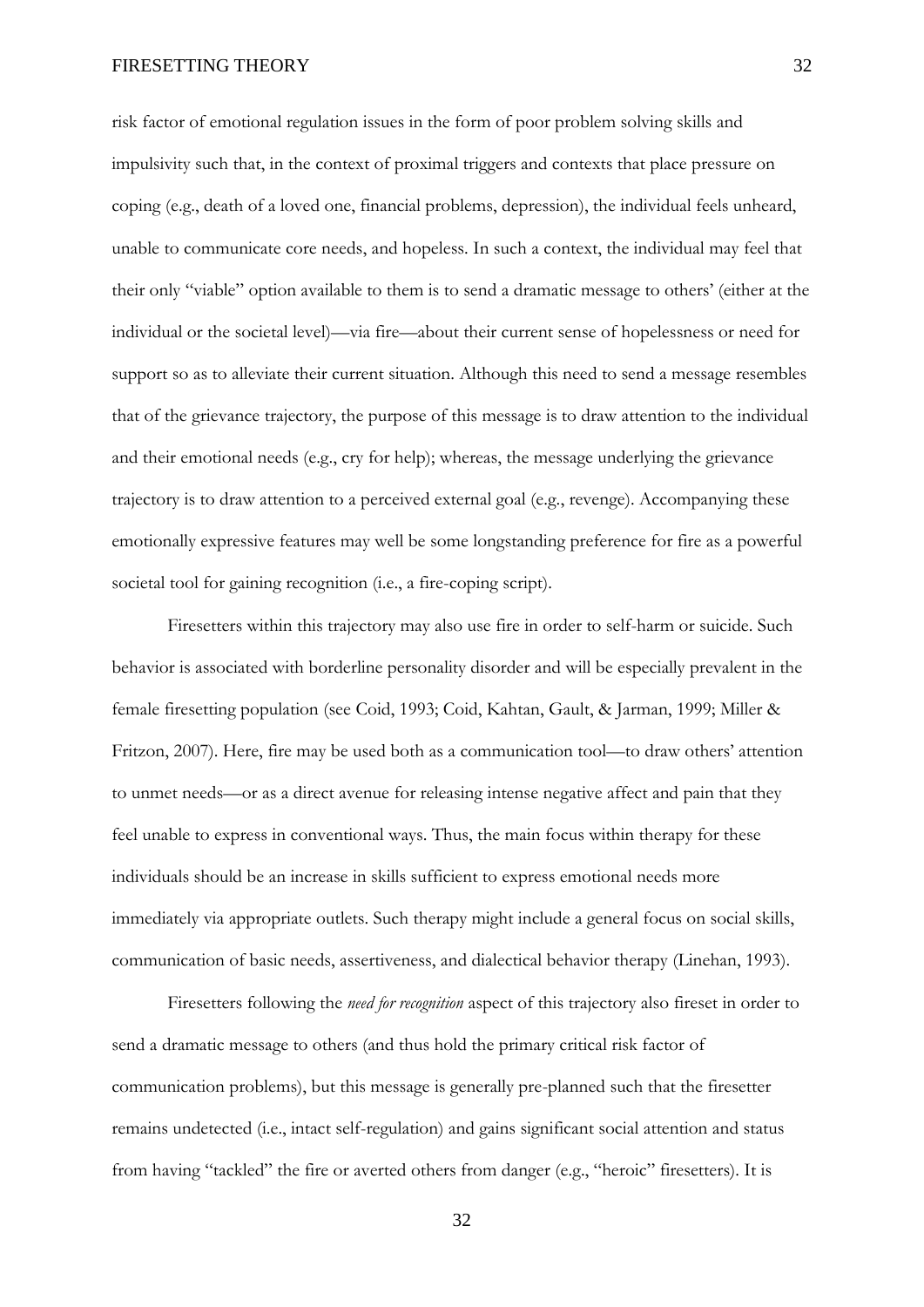risk factor of emotional regulation issues in the form of poor problem solving skills and impulsivity such that, in the context of proximal triggers and contexts that place pressure on coping (e.g., death of a loved one, financial problems, depression), the individual feels unheard, unable to communicate core needs, and hopeless. In such a context, the individual may feel that their only "viable" option available to them is to send a dramatic message to others' (either at the individual or the societal level)—via fire—about their current sense of hopelessness or need for support so as to alleviate their current situation. Although this need to send a message resembles that of the grievance trajectory, the purpose of this message is to draw attention to the individual and their emotional needs (e.g., cry for help); whereas, the message underlying the grievance trajectory is to draw attention to a perceived external goal (e.g., revenge). Accompanying these emotionally expressive features may well be some longstanding preference for fire as a powerful societal tool for gaining recognition (i.e., a fire-coping script).

Firesetters within this trajectory may also use fire in order to self-harm or suicide. Such behavior is associated with borderline personality disorder and will be especially prevalent in the female firesetting population (see Coid, 1993; Coid, Kahtan, Gault, & Jarman, 1999; Miller & Fritzon, 2007). Here, fire may be used both as a communication tool—to draw others' attention to unmet needs—or as a direct avenue for releasing intense negative affect and pain that they feel unable to express in conventional ways. Thus, the main focus within therapy for these individuals should be an increase in skills sufficient to express emotional needs more immediately via appropriate outlets. Such therapy might include a general focus on social skills, communication of basic needs, assertiveness, and dialectical behavior therapy (Linehan, 1993).

Firesetters following the *need for recognition* aspect of this trajectory also fireset in order to send a dramatic message to others (and thus hold the primary critical risk factor of communication problems), but this message is generally pre-planned such that the firesetter remains undetected (i.e., intact self-regulation) and gains significant social attention and status from having "tackled" the fire or averted others from danger (e.g., "heroic" firesetters). It is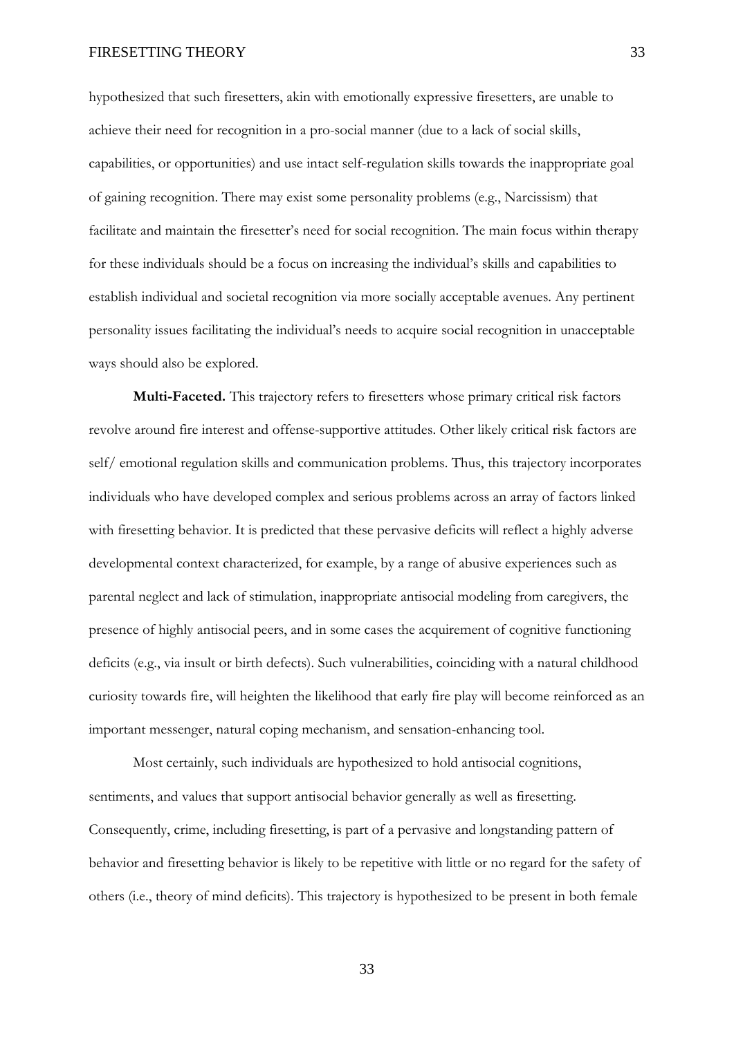hypothesized that such firesetters, akin with emotionally expressive firesetters, are unable to achieve their need for recognition in a pro-social manner (due to a lack of social skills, capabilities, or opportunities) and use intact self-regulation skills towards the inappropriate goal of gaining recognition. There may exist some personality problems (e.g., Narcissism) that facilitate and maintain the firesetter's need for social recognition. The main focus within therapy for these individuals should be a focus on increasing the individual's skills and capabilities to establish individual and societal recognition via more socially acceptable avenues. Any pertinent personality issues facilitating the individual's needs to acquire social recognition in unacceptable ways should also be explored.

**Multi-Faceted.** This trajectory refers to firesetters whose primary critical risk factors revolve around fire interest and offense-supportive attitudes. Other likely critical risk factors are self/ emotional regulation skills and communication problems. Thus, this trajectory incorporates individuals who have developed complex and serious problems across an array of factors linked with firesetting behavior. It is predicted that these pervasive deficits will reflect a highly adverse developmental context characterized, for example, by a range of abusive experiences such as parental neglect and lack of stimulation, inappropriate antisocial modeling from caregivers, the presence of highly antisocial peers, and in some cases the acquirement of cognitive functioning deficits (e.g., via insult or birth defects). Such vulnerabilities, coinciding with a natural childhood curiosity towards fire, will heighten the likelihood that early fire play will become reinforced as an important messenger, natural coping mechanism, and sensation-enhancing tool.

Most certainly, such individuals are hypothesized to hold antisocial cognitions, sentiments, and values that support antisocial behavior generally as well as firesetting. Consequently, crime, including firesetting, is part of a pervasive and longstanding pattern of behavior and firesetting behavior is likely to be repetitive with little or no regard for the safety of others (i.e., theory of mind deficits). This trajectory is hypothesized to be present in both female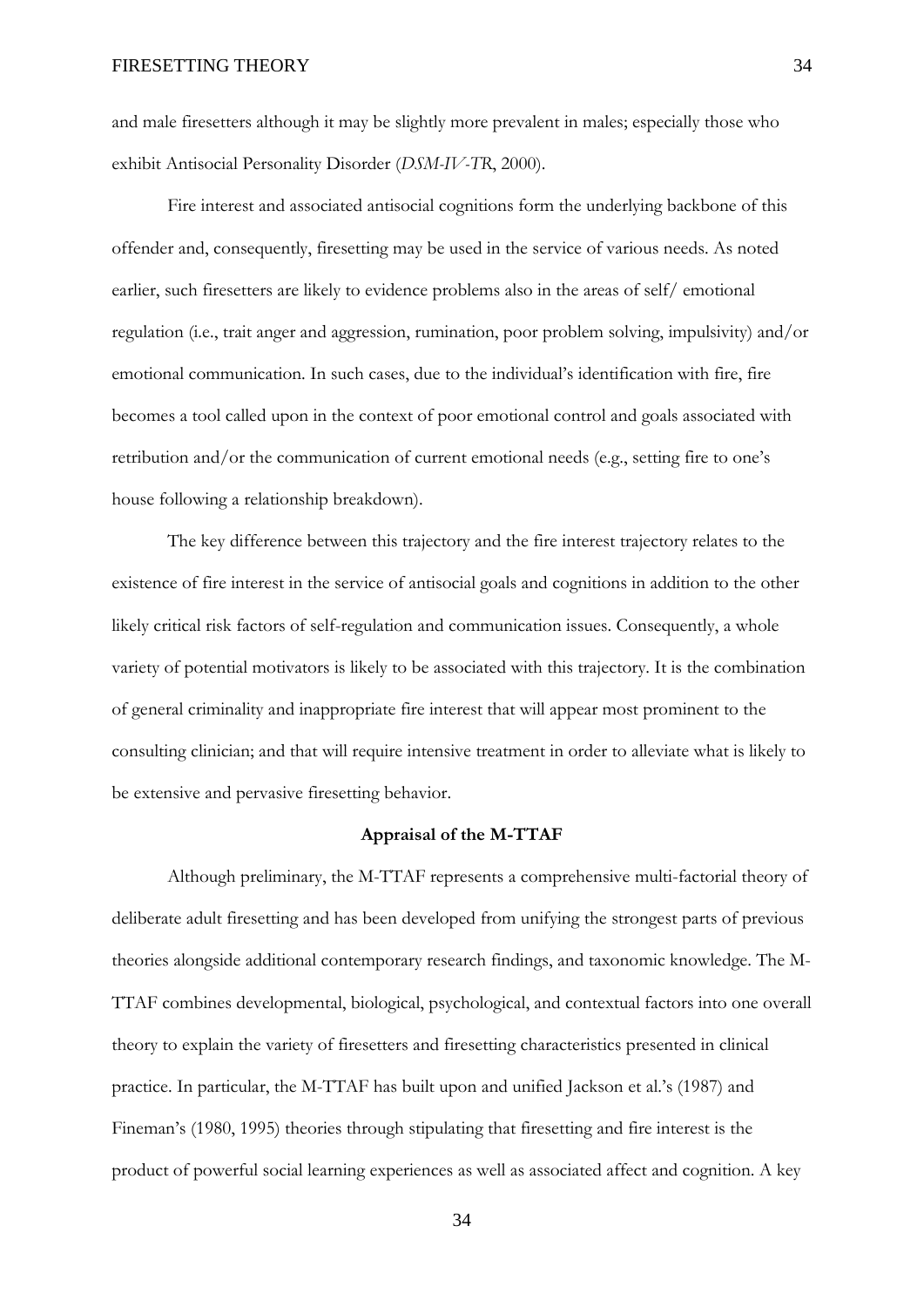and male firesetters although it may be slightly more prevalent in males; especially those who exhibit Antisocial Personality Disorder (*DSM-IV-TR*, 2000).

Fire interest and associated antisocial cognitions form the underlying backbone of this offender and, consequently, firesetting may be used in the service of various needs. As noted earlier, such firesetters are likely to evidence problems also in the areas of self/ emotional regulation (i.e., trait anger and aggression, rumination, poor problem solving, impulsivity) and/or emotional communication. In such cases, due to the individual's identification with fire, fire becomes a tool called upon in the context of poor emotional control and goals associated with retribution and/or the communication of current emotional needs (e.g., setting fire to one's house following a relationship breakdown).

The key difference between this trajectory and the fire interest trajectory relates to the existence of fire interest in the service of antisocial goals and cognitions in addition to the other likely critical risk factors of self-regulation and communication issues. Consequently, a whole variety of potential motivators is likely to be associated with this trajectory. It is the combination of general criminality and inappropriate fire interest that will appear most prominent to the consulting clinician; and that will require intensive treatment in order to alleviate what is likely to be extensive and pervasive firesetting behavior.

## Appraisal of the M-TTAF

Although preliminary, the M-TTAF represents a comprehensive multi-factorial theory of deliberate adult firesetting and has been developed from unifying the strongest parts of previous theories alongside additional contemporary research findings, and taxonomic knowledge. The M-TTAF combines developmental, biological, psychological, and contextual factors into one overall theory to explain the variety of firesetters and firesetting characteristics presented in clinical practice. In particular, the M-TTAF has built upon and unified Jackson et al.'s (1987) and Fineman's (1980, 1995) theories through stipulating that firesetting and fire interest is the product of powerful social learning experiences as well as associated affect and cognition. A key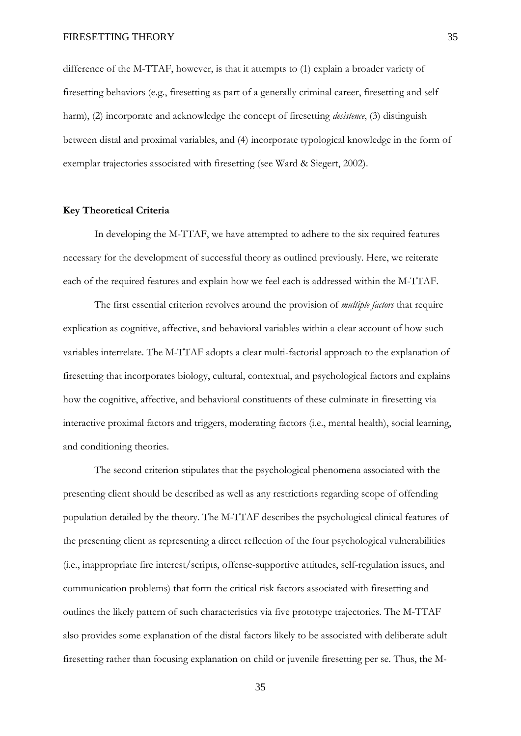difference of the M-TTAF, however, is that it attempts to (1) explain a broader variety of firesetting behaviors (e.g., firesetting as part of a generally criminal career, firesetting and self harm), (2) incorporate and acknowledge the concept of firesetting *desistence*, (3) distinguish between distal and proximal variables, and (4) incorporate typological knowledge in the form of exemplar trajectories associated with firesetting (see Ward & Siegert, 2002).

**Key Theoretical Criteria**

In developing the M-TTAF, we have attempted to adhere to the six required features necessary for the development of successful theory as outlined previously. Here, we reiterate each of the required features and explain how we feel each is addressed within the M-TTAF.

The first essential criterion revolves around the provision of *multiple factors* that require explication as cognitive, affective, and behavioral variables within a clear account of how such variables interrelate. The M-TTAF adopts a clear multi-factorial approach to the explanation of firesetting that incorporates biology, cultural, contextual, and psychological factors and explains how the cognitive, affective, and behavioral constituents of these culminate in firesetting via interactive proximal factors and triggers, moderating factors (i.e., mental health), social learning, and conditioning theories.

The second criterion stipulates that the psychological phenomena associated with the presenting client should be described as well as any restrictions regarding scope of offending population detailed by the theory. The M-TTAF describes the psychological clinical features of the presenting client as representing a direct reflection of the four psychological vulnerabilities (i.e., inappropriate fire interest/scripts, offense-supportive attitudes, self-regulation issues, and communication problems) that form the critical risk factors associated with firesetting and outlines the likely pattern of such characteristics via five prototype trajectories. The M-TTAF also provides some explanation of the distal factors likely to be associated with deliberate adult firesetting rather than focusing explanation on child or juvenile firesetting per se. Thus, the M-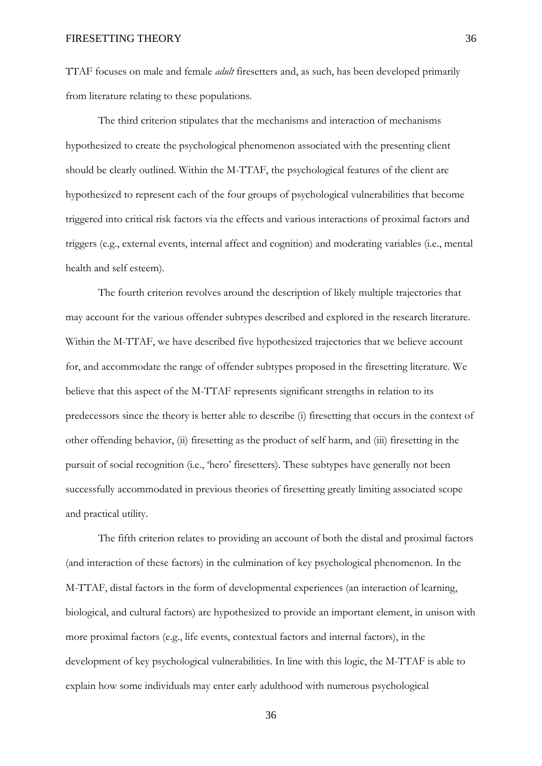TTAF focuses on male and female *adult* firesetters and, as such, has been developed primarily from literature relating to these populations.

The third criterion stipulates that the mechanisms and interaction of mechanisms hypothesized to create the psychological phenomenon associated with the presenting client should be clearly outlined. Within the M-TTAF, the psychological features of the client are hypothesized to represent each of the four groups of psychological vulnerabilities that become triggered into critical risk factors via the effects and various interactions of proximal factors and triggers (e.g., external events, internal affect and cognition) and moderating variables (i.e., mental health and self esteem).

The fourth criterion revolves around the description of likely multiple trajectories that may account for the various offender subtypes described and explored in the research literature. Within the M-TTAF, we have described five hypothesized trajectories that we believe account for, and accommodate the range of offender subtypes proposed in the firesetting literature. We believe that this aspect of the M-TTAF represents significant strengths in relation to its predecessors since the theory is better able to describe (i) firesetting that occurs in the context of other offending behavior, (ii) firesetting as the product of self harm, and (iii) firesetting in the pursuit of social recognition (i.e., 'hero' firesetters). These subtypes have generally not been successfully accommodated in previous theories of firesetting greatly limiting associated scope and practical utility.

The fifth criterion relates to providing an account of both the distal and proximal factors (and interaction of these factors) in the culmination of key psychological phenomenon. In the M-TTAF, distal factors in the form of developmental experiences (an interaction of learning, biological, and cultural factors) are hypothesized to provide an important element, in unison with more proximal factors (e.g., life events, contextual factors and internal factors), in the development of key psychological vulnerabilities. In line with this logic, the M-TTAF is able to explain how some individuals may enter early adulthood with numerous psychological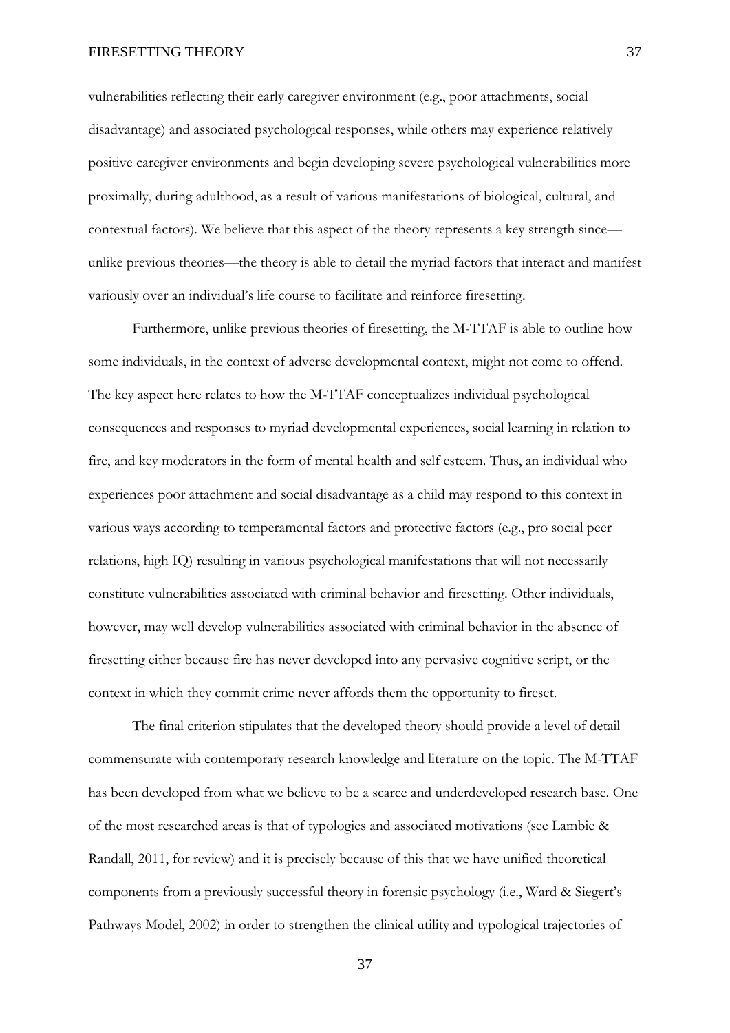vulnerabilities reflecting their early caregiver environment (e.g., poor attachments, social disadvantage) and associated psychological responses, while others may experience relatively positive caregiver environments and begin developing severe psychological vulnerabilities more proximally, during adulthood, as a result of various manifestations of biological, cultural, and contextual factors). We believe that this aspect of the theory represents a key strength since—unlike previous theories—the theory is able to detail the myriad factors that interact and manifest variously over an individual's life course to facilitate and reinforce firesetting.

Furthermore, unlike previous theories of firesetting, the M-TTAF is able to outline how some individuals, in the context of adverse developmental context, might not come to offend. The key aspect here relates to how the M-TTAF conceptualizes individual psychological consequences and responses to myriad developmental experiences, social learning in relation to fire, and key moderators in the form of mental health and self esteem. Thus, an individual who experiences poor attachment and social disadvantage as a child may respond to this context in various ways according to temperamental factors and protective factors (e.g., pro social peer relations, high IQ) resulting in various psychological manifestations that will not necessarily constitute vulnerabilities associated with criminal behavior and firesetting. Other individuals, however, may well develop vulnerabilities associated with criminal behavior in the absence of firesetting either because fire has never developed into any pervasive cognitive script, or the context in which they commit crime never affords them the opportunity to fireset.

The final criterion stipulates that the developed theory should provide a level of detail commensurate with contemporary research knowledge and literature on the topic. The M-TTAF has been developed from what we believe to be a scarce and underdeveloped research base. One of the most researched areas is that of typologies and associated motivations (see Lambie & Randall, 2011, for review) and it is precisely because of this that we have unified theoretical components from a previously successful theory in forensic psychology (i.e., Ward & Siegert's Pathways Model, 2002) in order to strengthen the clinical utility and typological trajectories of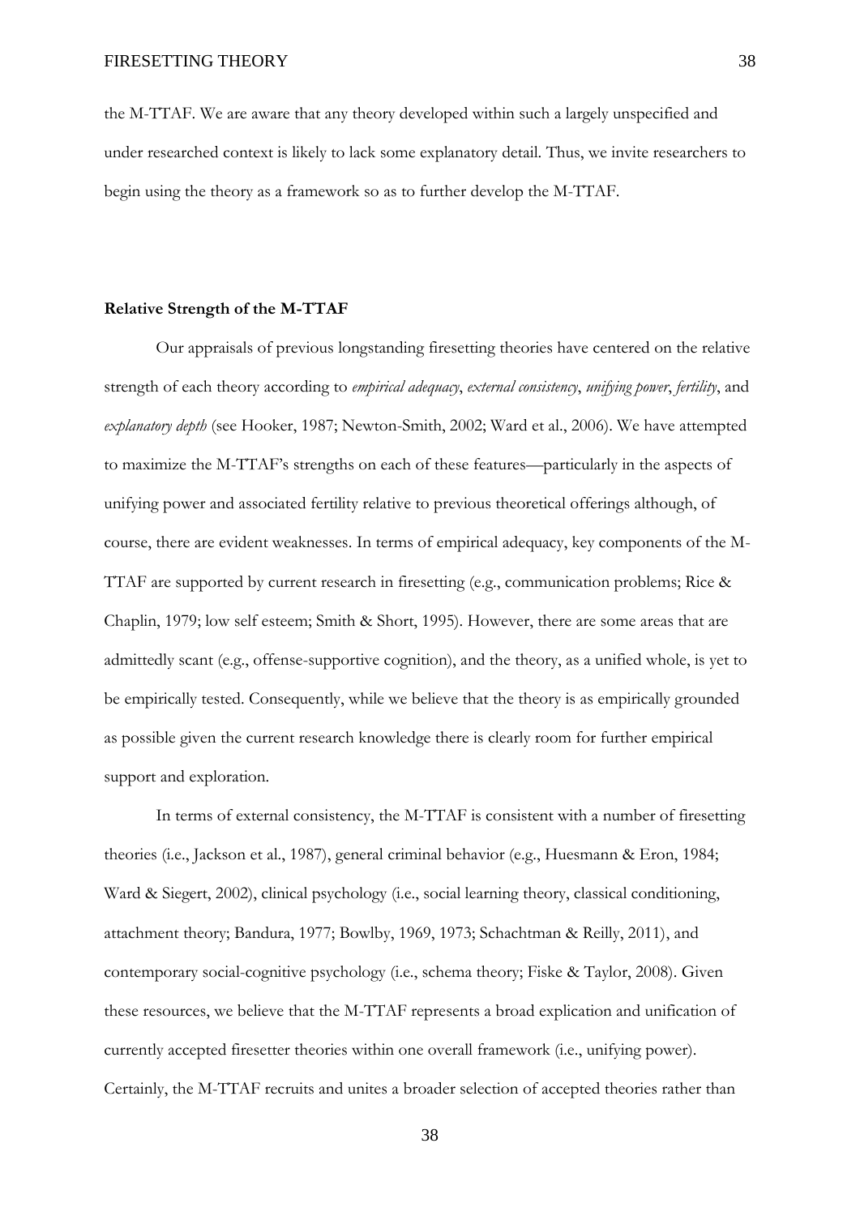the M-TTAF. We are aware that any theory developed within such a largely unspecified and under researched context is likely to lack some explanatory detail. Thus, we invite researchers to begin using the theory as a framework so as to further develop the M-TTAF.

**Relative Strength of the M-TTAF**

Our appraisals of previous longstanding firesetting theories have centered on the relative strength of each theory according to *empirical adequacy*, *external consistency*, *unifying power*, *fertility*, and *explanatory depth* (see Hooker, 1987; Newton-Smith, 2002; Ward et al., 2006). We have attempted to maximize the M-TTAF's strengths on each of these features—particularly in the aspects of unifying power and associated fertility relative to previous theoretical offerings although, of course, there are evident weaknesses. In terms of empirical adequacy, key components of the M-TTAF are supported by current research in firesetting (e.g., communication problems; Rice & Chaplin, 1979; low self esteem; Smith & Short, 1995). However, there are some areas that are admittedly scant (e.g., offense-supportive cognition), and the theory, as a unified whole, is yet to be empirically tested. Consequently, while we believe that the theory is as empirically grounded as possible given the current research knowledge there is clearly room for further empirical support and exploration.

In terms of external consistency, the M-TTAF is consistent with a number of firesetting theories (i.e., Jackson et al., 1987), general criminal behavior (e.g., Huesmann & Eron, 1984; Ward & Siegert, 2002), clinical psychology (i.e., social learning theory, classical conditioning, attachment theory; Bandura, 1977; Bowlby, 1969, 1973; Schachtman & Reilly, 2011), and contemporary social-cognitive psychology (i.e., schema theory; Fiske & Taylor, 2008). Given these resources, we believe that the M-TTAF represents a broad explication and unification of currently accepted firesetter theories within one overall framework (i.e., unifying power). Certainly, the M-TTAF recruits and unites a broader selection of accepted theories rather than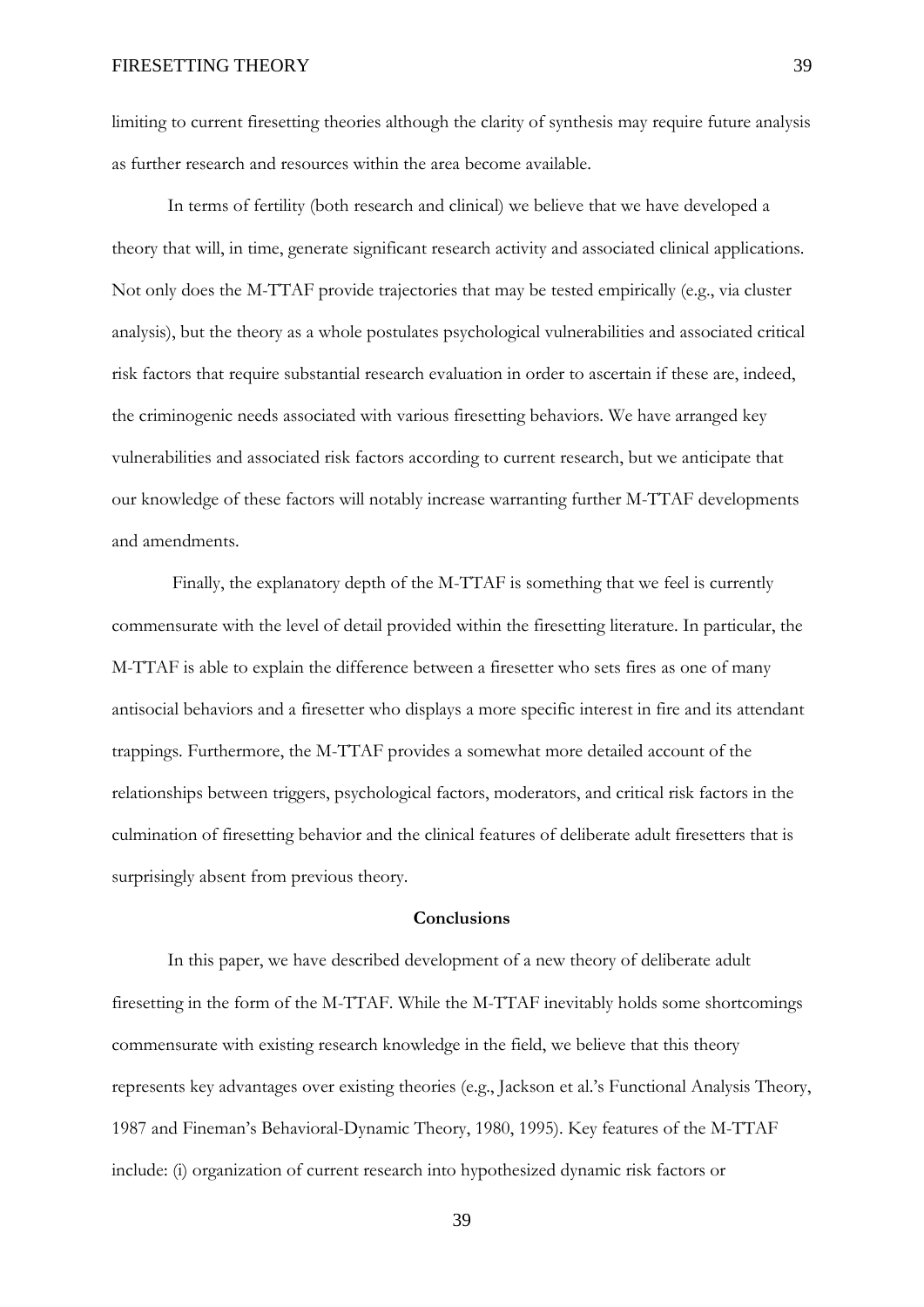limiting to current firesetting theories although the clarity of synthesis may require future analysis as further research and resources within the area become available.

In terms of fertility (both research and clinical) we believe that we have developed a theory that will, in time, generate significant research activity and associated clinical applications. Not only does the M-TTAF provide trajectories that may be tested empirically (e.g., via cluster analysis), but the theory as a whole postulates psychological vulnerabilities and associated critical risk factors that require substantial research evaluation in order to ascertain if these are, indeed, the criminogenic needs associated with various firesetting behaviors. We have arranged key vulnerabilities and associated risk factors according to current research, but we anticipate that our knowledge of these factors will notably increase warranting further M-TTAF developments and amendments.

Finally, the explanatory depth of the M-TTAF is something that we feel is currently commensurate with the level of detail provided within the firesetting literature. In particular, the M-TTAF is able to explain the difference between a firesetter who sets fires as one of many antisocial behaviors and a firesetter who displays a more specific interest in fire and its attendant trappings. Furthermore, the M-TTAF provides a somewhat more detailed account of the relationships between triggers, psychological factors, moderators, and critical risk factors in the culmination of firesetting behavior and the clinical features of deliberate adult firesetters that is surprisingly absent from previous theory.

## Conclusions

In this paper, we have described development of a new theory of deliberate adult firesetting in the form of the M-TTAF. While the M-TTAF inevitably holds some shortcomings commensurate with existing research knowledge in the field, we believe that this theory represents key advantages over existing theories (e.g., Jackson et al.'s Functional Analysis Theory, 1987 and Fineman's Behavioral-Dynamic Theory, 1980, 1995). Key features of the M-TTAF include: (i) organization of current research into hypothesized dynamic risk factors or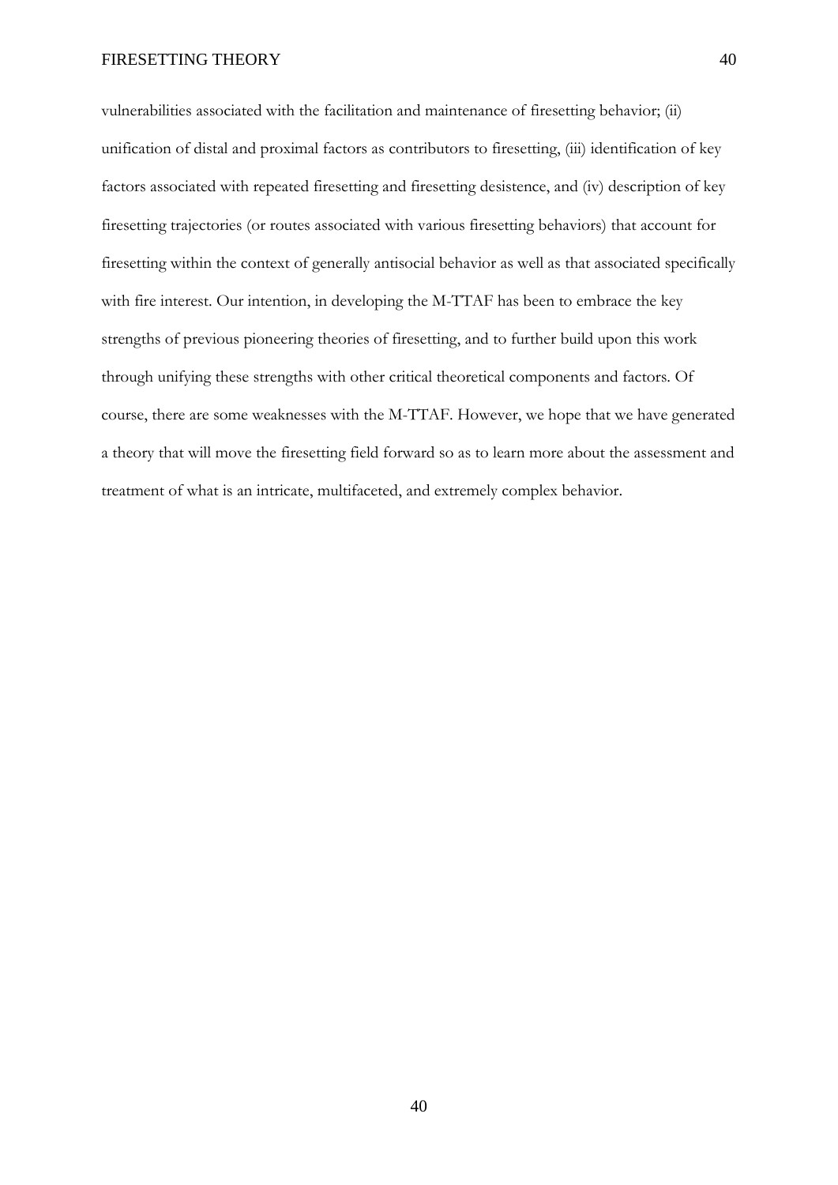vulnerabilities associated with the facilitation and maintenance of firesetting behavior; (ii) unification of distal and proximal factors as contributors to firesetting, (iii) identification of key factors associated with repeated firesetting and firesetting desistence, and (iv) description of key firesetting trajectories (or routes associated with various firesetting behaviors) that account for firesetting within the context of generally antisocial behavior as well as that associated specifically with fire interest. Our intention, in developing the M-TTAF has been to embrace the key strengths of previous pioneering theories of firesetting, and to further build upon this work through unifying these strengths with other critical theoretical components and factors. Of course, there are some weaknesses with the M-TTAF. However, we hope that we have generated a theory that will move the firesetting field forward so as to learn more about the assessment and treatment of what is an intricate, multifaceted, and extremely complex behavior.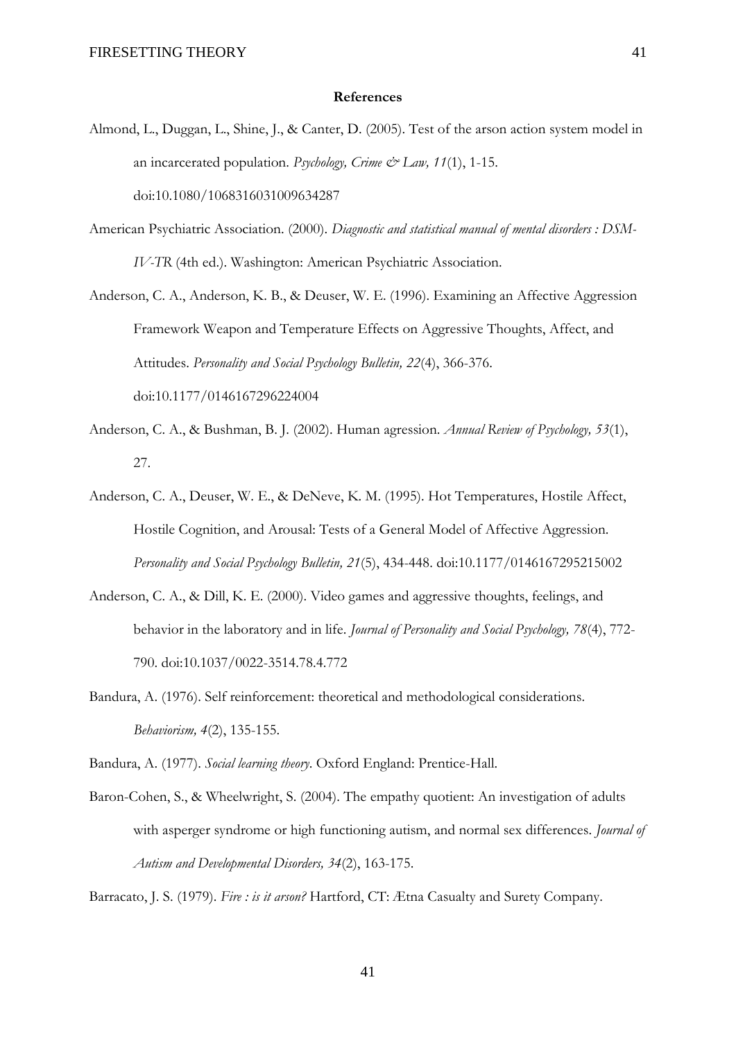**References**

Almond, L., Duggan, L., Shine, J., & Canter, D. (2005). Test of the arson action system model in an incarcerated population. *Psychology, Crime & Law, 11*(1), 1-15. doi:10.1080/1068316031009634287

American Psychiatric Association. (2000). *Diagnostic and statistical manual of mental disorders : DSM-IV-TR* (4th ed.). Washington: American Psychiatric Association.

Anderson, C. A., Anderson, K. B., & Deuser, W. E. (1996). Examining an Affective Aggression Framework Weapon and Temperature Effects on Aggressive Thoughts, Affect, and Attitudes. *Personality and Social Psychology Bulletin, 22*(4), 366-376. doi:10.1177/0146167296224004

Anderson, C. A., & Bushman, B. J. (2002). Human agression. *Annual Review of Psychology, 53*(1), 27.

Anderson, C. A., Deuser, W. E., & DeNeve, K. M. (1995). Hot Temperatures, Hostile Affect, Hostile Cognition, and Arousal: Tests of a General Model of Affective Aggression. *Personality and Social Psychology Bulletin, 21*(5), 434-448. doi:10.1177/0146167295215002

Anderson, C. A., & Dill, K. E. (2000). Video games and aggressive thoughts, feelings, and behavior in the laboratory and in life. *Journal of Personality and Social Psychology, 78*(4), 772-790. doi:10.1037/0022-3514.78.4.772

Bandura, A. (1976). Self reinforcement: theoretical and methodological considerations. *Behaviorism, 4*(2), 135-155.

Bandura, A. (1977). *Social learning theory.* Oxford England: Prentice-Hall.

Baron-Cohen, S., & Wheelwright, S. (2004). The empathy quotient: An investigation of adults with asperger syndrome or high functioning autism, and normal sex differences. *Journal of Autism and Developmental Disorders, 34*(2), 163-175.

Barracato, J. S. (1979). *Fire : is it arson?* Hartford, CT: Ætna Casualty and Surety Company.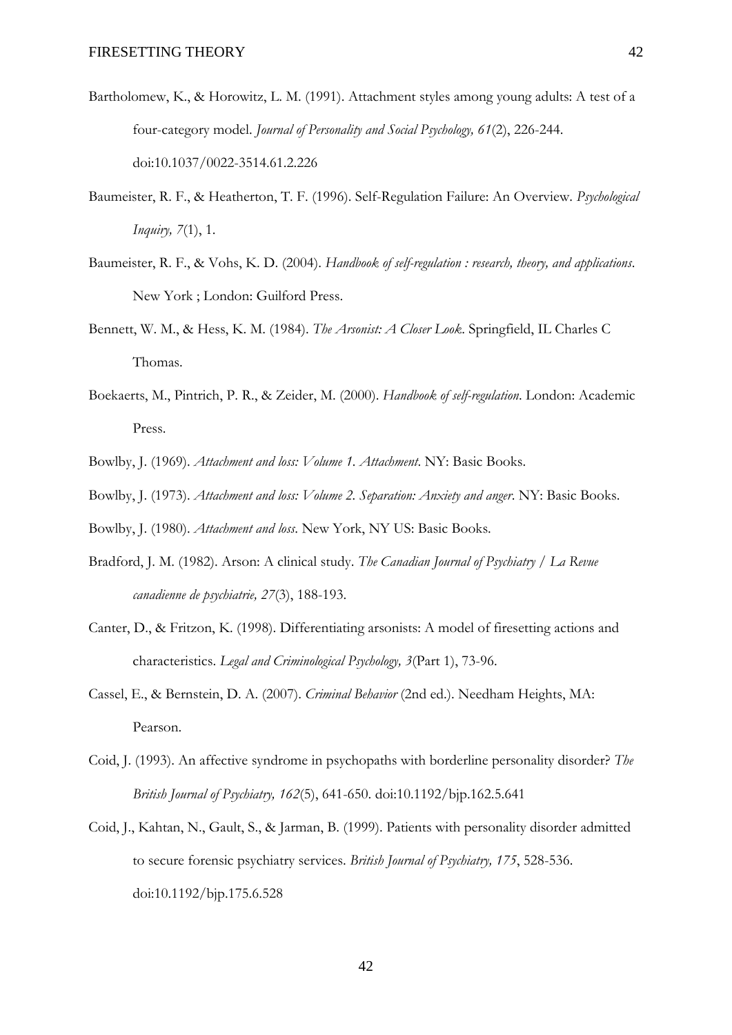Bartholomew, K., & Horowitz, L. M. (1991). Attachment styles among young adults: A test of a four-category model. *Journal of Personality and Social Psychology, 61*(2), 226-244. doi:10.1037/0022-3514.61.2.226

Baumeister, R. F., & Heatherton, T. F. (1996). Self-Regulation Failure: An Overview. *Psychological Inquiry, 7*(1), 1.

Baumeister, R. F., & Vohs, K. D. (2004). *Handbook of self-regulation : research, theory, and applications*. New York ; London: Guilford Press.

Bennett, W. M., & Hess, K. M. (1984). *The Arsonist: A Closer Look*. Springfield, IL Charles C Thomas.

Boekaerts, M., Pintrich, P. R., & Zeider, M. (2000). *Handbook of self-regulation*. London: Academic Press.

Bowlby, J. (1969). *Attachment and loss: Volume 1. Attachment*. NY: Basic Books.

Bowlby, J. (1973). *Attachment and loss: Volume 2. Separation: Anxiety and anger*. NY: Basic Books.

Bowlby, J. (1980). *Attachment and loss*. New York, NY US: Basic Books.

Bradford, J. M. (1982). Arson: A clinical study. *The Canadian Journal of Psychiatry / La Revue canadienne de psychiatrie, 27*(3), 188-193.

Canter, D., & Fritzon, K. (1998). Differentiating arsonists: A model of firesetting actions and characteristics. *Legal and Criminological Psychology, 3*(Part 1), 73-96.

Cassel, E., & Bernstein, D. A. (2007). *Criminal Behavior* (2nd ed.). Needham Heights, MA: Pearson.

Coid, J. (1993). An affective syndrome in psychopaths with borderline personality disorder? *The British Journal of Psychiatry, 162*(5), 641-650. doi:10.1192/bjp.162.5.641

Coid, J., Kahtan, N., Gault, S., & Jarman, B. (1999). Patients with personality disorder admitted to secure forensic psychiatry services. *British Journal of Psychiatry, 175*, 528-536. doi:10.1192/bjp.175.6.528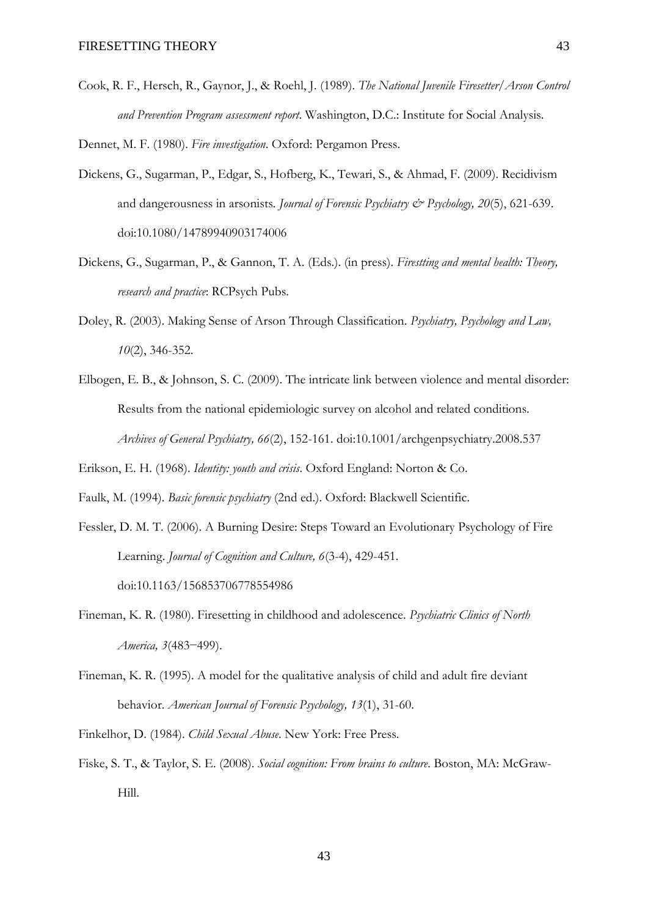Cook, R. F., Hersch, R., Gaynor, J., & Roehl, J. (1989). *The National Juvenile Firesetter/Arson Control and Prevention Program assessment report*. Washington, D.C.: Institute for Social Analysis.

Dennet, M. F. (1980). *Fire investigation*. Oxford: Pergamon Press.

Dickens, G., Sugarman, P., Edgar, S., Hofberg, K., Tewari, S., & Ahmad, F. (2009). Recidivism and dangerousness in arsonists. *Journal of Forensic Psychiatry & Psychology, 20*(5), 621-639. doi:10.1080/14789940903174006

Dickens, G., Sugarman, P., & Gannon, T. A. (Eds.). (in press). *Firestting and mental health: Theory, research and practice*: RCPsych Pubs.

Doley, R. (2003). Making Sense of Arson Through Classification. *Psychiatry, Psychology and Law, 10*(2), 346-352.

Elbogen, E. B., & Johnson, S. C. (2009). The intricate link between violence and mental disorder: Results from the national epidemiologic survey on alcohol and related conditions. *Archives of General Psychiatry, 66*(2), 152-161. doi:10.1001/archgenpsychiatry.2008.537

Erikson, E. H. (1968). *Identity: youth and crisis*. Oxford England: Norton & Co.

Faulk, M. (1994). *Basic forensic psychiatry* (2nd ed.). Oxford: Blackwell Scientific.

Fessler, D. M. T. (2006). A Burning Desire: Steps Toward an Evolutionary Psychology of Fire Learning. *Journal of Cognition and Culture, 6*(3-4), 429-451. doi:10.1163/156853706778554986

Fineman, K. R. (1980). Firesetting in childhood and adolescence. *Psychiatric Clinics of North America, 3*(483–499).

Fineman, K. R. (1995). A model for the qualitative analysis of child and adult fire deviant behavior. *American Journal of Forensic Psychology, 13*(1), 31-60.

Finkelhor, D. (1984). *Child Sexual Abuse*. New York: Free Press.

Fiske, S. T., & Taylor, S. E. (2008). *Social cognition: From brains to culture*. Boston, MA: McGraw-Hill.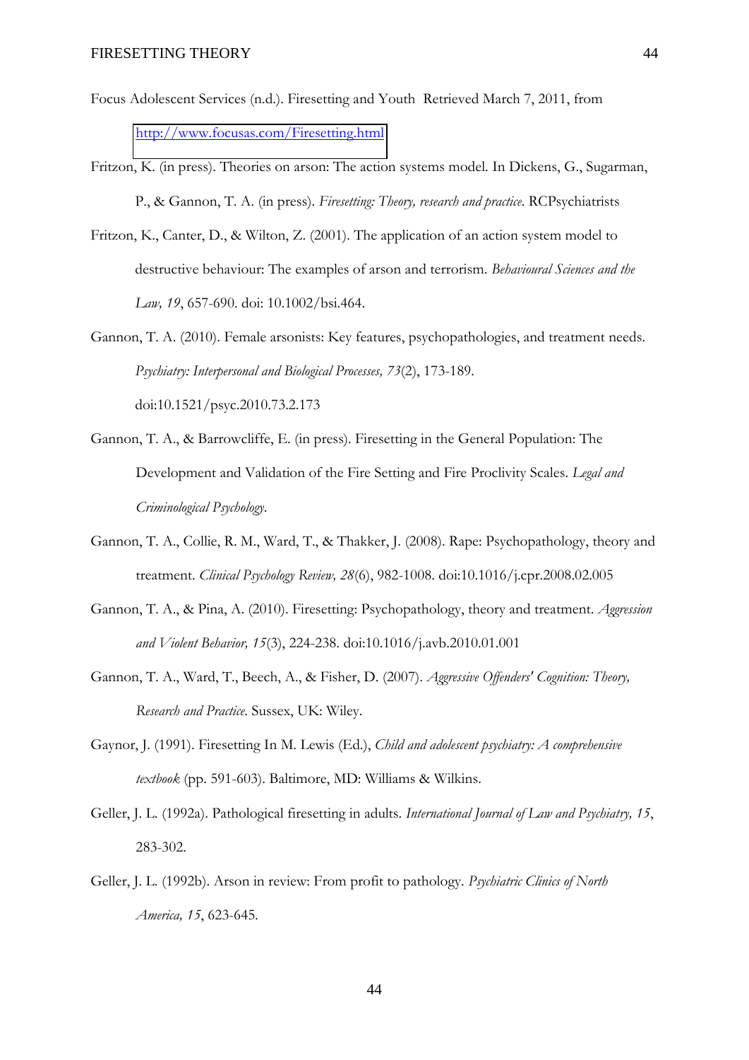Focus Adolescent Services (n.d.). Firesetting and Youth Retrieved March 7, 2011, from http://www.focusas.com/Firesetting.html

Fritzon, K. (in press). Theories on arson: The action systems model. In Dickens, G., Sugarman, P., & Gannon, T. A. (in press). *Firesetting: Theory, research and practice*. RCPsychiatrists

Fritzon, K., Canter, D., & Wilton, Z. (2001). The application of an action system model to destructive behaviour: The examples of arson and terrorism. *Behavioural Sciences and the Law, 19*, 657-690. doi: 10.1002/bsl.464.

Gannon, T. A. (2010). Female arsonists: Key features, psychopathologies, and treatment needs. *Psychiatry: Interpersonal and Biological Processes, 73*(2), 173-189. doi:10.1521/psyc.2010.73.2.173

Gannon, T. A., & Barrowcliffe, E. (in press). Firesetting in the General Population: The Development and Validation of the Fire Setting and Fire Proclivity Scales. *Legal and Criminological Psychology*.

Gannon, T. A., Collie, R. M., Ward, T., & Thakker, J. (2008). Rape: Psychopathology, theory and treatment. *Clinical Psychology Review, 28*(6), 982-1008. doi:10.1016/j.cpr.2008.02.005

Gannon, T. A., & Pina, A. (2010). Firesetting: Psychopathology, theory and treatment. *Aggression and Violent Behavior, 15*(3), 224-238. doi:10.1016/j.avb.2010.01.001

Gannon, T. A., Ward, T., Beech, A., & Fisher, D. (2007). *Aggressive Offenders' Cognition: Theory, Research and Practice*. Sussex, UK: Wiley.

Gaynor, J. (1991). Firesetting In M. Lewis (Ed.), *Child and adolescent psychiatry: A comprehensive textbook* (pp. 591-603). Baltimore, MD: Williams & Wilkins.

Geller, J. L. (1992a). Pathological firesetting in adults. *International Journal of Law and Psychiatry, 15*, 283-302.

Geller, J. L. (1992b). Arson in review: From profit to pathology. *Psychiatric Clinics of North America, 15*, 623-645.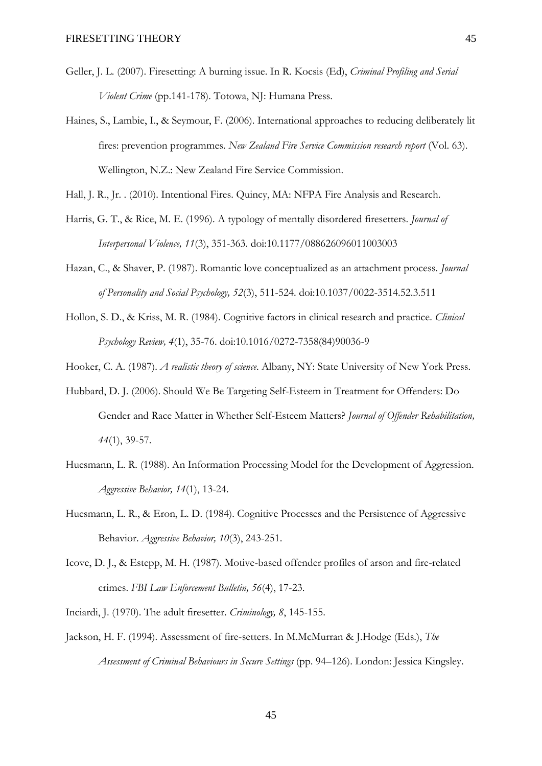Geller, J. L. (2007). Firesetting: A burning issue. In R. Kocsis (Ed), *Criminal Profiling and Serial Violent Crime* (pp.141-178). Totowa, NJ: Humana Press.

Haines, S., Lambie, I., & Seymour, F. (2006). International approaches to reducing deliberately lit fires: prevention programmes. *New Zealand Fire Service Commission research report* (Vol. 63). Wellington, N.Z.: New Zealand Fire Service Commission.

Hall, J. R., Jr. . (2010). Intentional Fires. Quincy, MA: NFPA Fire Analysis and Research.

Harris, G. T., & Rice, M. E. (1996). A typology of mentally disordered firesetters. *Journal of Interpersonal Violence, 11*(3), 351-363. doi:10.1177/088626096011003003

Hazan, C., & Shaver, P. (1987). Romantic love conceptualized as an attachment process. *Journal of Personality and Social Psychology, 52*(3), 511-524. doi:10.1037/0022-3514.52.3.511

Hollon, S. D., & Kriss, M. R. (1984). Cognitive factors in clinical research and practice. *Clinical Psychology Review, 4*(1), 35-76. doi:10.1016/0272-7358(84)90036-9

Hooker, C. A. (1987). *A realistic theory of science*. Albany, NY: State University of New York Press.

Hubbard, D. J. (2006). Should We Be Targeting Self-Esteem in Treatment for Offenders: Do Gender and Race Matter in Whether Self-Esteem Matters? *Journal of Offender Rehabilitation, 44*(1), 39-57.

Huesmann, L. R. (1988). An Information Processing Model for the Development of Aggression. *Aggressive Behavior, 14*(1), 13-24.

Huesmann, L. R., & Eron, L. D. (1984). Cognitive Processes and the Persistence of Aggressive Behavior. *Aggressive Behavior, 10*(3), 243-251.

Icove, D. J., & Estepp, M. H. (1987). Motive-based offender profiles of arson and fire-related crimes. *FBI Law Enforcement Bulletin, 56*(4), 17-23.

Inciardi, J. (1970). The adult firesetter. *Criminology, 8*, 145-155.

Jackson, H. F. (1994). Assessment of fire-setters. In M.McMurran & J.Hodge (Eds.), *The Assessment of Criminal Behaviours in Secure Settings* (pp. 94–126). London: Jessica Kingsley.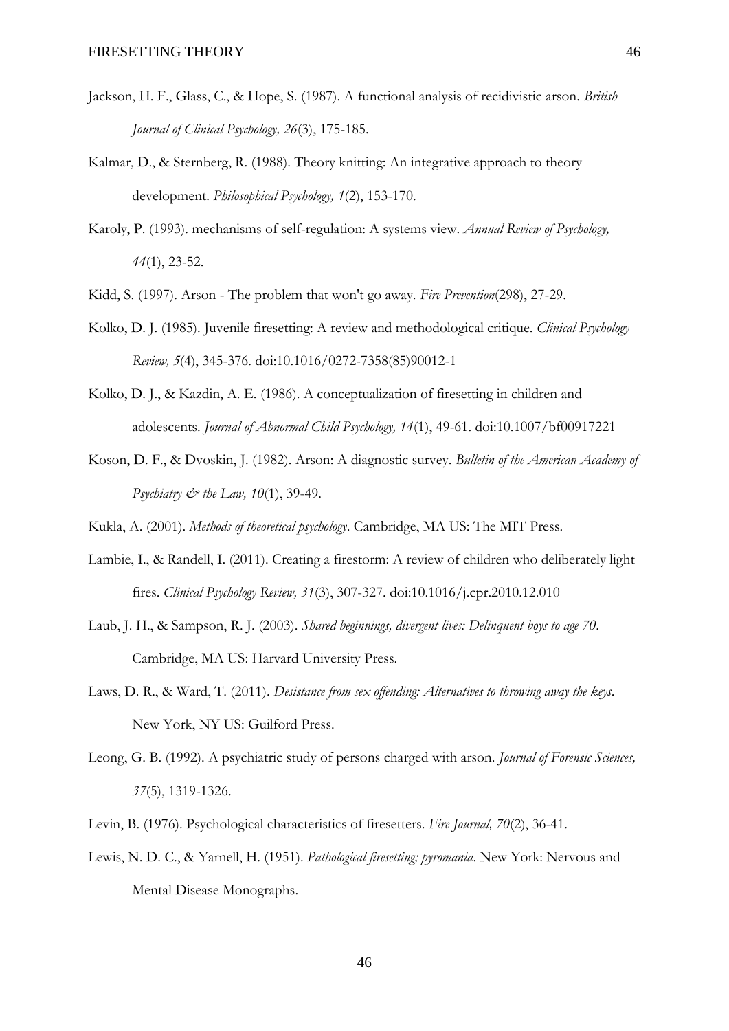Jackson, H. F., Glass, C., & Hope, S. (1987). A functional analysis of recidivistic arson. *British Journal of Clinical Psychology, 26*(3), 175-185.

Kalmar, D., & Sternberg, R. (1988). Theory knitting: An integrative approach to theory development. *Philosophical Psychology, 1*(2), 153-170.

Karoly, P. (1993). mechanisms of self-regulation: A systems view. *Annual Review of Psychology, 44*(1), 23-52.

Kidd, S. (1997). Arson - The problem that won't go away. *Fire Prevention*(298), 27-29.

Kolko, D. J. (1985). Juvenile firesetting: A review and methodological critique. *Clinical Psychology Review, 5*(4), 345-376. doi:10.1016/0272-7358(85)90012-1

Kolko, D. J., & Kazdin, A. E. (1986). A conceptualization of firesetting in children and adolescents. *Journal of Abnormal Child Psychology, 14*(1), 49-61. doi:10.1007/bf00917221

Koson, D. F., & Dvoskin, J. (1982). Arson: A diagnostic survey. *Bulletin of the American Academy of Psychiatry & the Law, 10*(1), 39-49.

Kukla, A. (2001). *Methods of theoretical psychology*. Cambridge, MA US: The MIT Press.

Lambie, I., & Randell, I. (2011). Creating a firestorm: A review of children who deliberately light fires. *Clinical Psychology Review, 31*(3), 307-327. doi:10.1016/j.cpr.2010.12.010

Laub, J. H., & Sampson, R. J. (2003). *Shared beginnings, divergent lives: Delinquent boys to age 70*. Cambridge, MA US: Harvard University Press.

Laws, D. R., & Ward, T. (2011). *Desistance from sex offending: Alternatives to throwing away the keys*. New York, NY US: Guilford Press.

Leong, G. B. (1992). A psychiatric study of persons charged with arson. *Journal of Forensic Sciences, 37*(5), 1319-1326.

Levin, B. (1976). Psychological characteristics of firesetters. *Fire Journal, 70*(2), 36-41.

Lewis, N. D. C., & Yarnell, H. (1951). *Pathological firesetting; pyromania*. New York: Nervous and Mental Disease Monographs.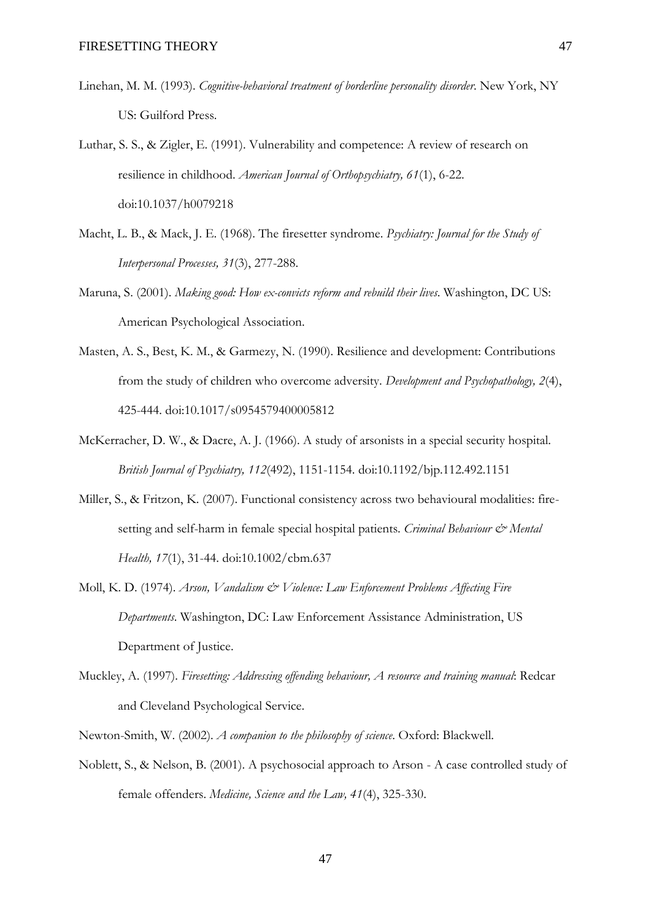Linehan, M. M. (1993). *Cognitive-behavioral treatment of borderline personality disorder*. New York, NY US: Guilford Press.

Luthar, S. S., & Zigler, E. (1991). Vulnerability and competence: A review of research on resilience in childhood. *American Journal of Orthopsychiatry, 61*(1), 6-22. doi:10.1037/h0079218

Macht, L. B., & Mack, J. E. (1968). The firesetter syndrome. *Psychiatry: Journal for the Study of Interpersonal Processes, 31*(3), 277-288.

Maruna, S. (2001). *Making good: How ex-convicts reform and rebuild their lives*. Washington, DC US: American Psychological Association.

Masten, A. S., Best, K. M., & Garmezy, N. (1990). Resilience and development: Contributions from the study of children who overcome adversity. *Development and Psychopathology, 2*(4), 425-444. doi:10.1017/s0954579400005812

McKerracher, D. W., & Dacre, A. J. (1966). A study of arsonists in a special security hospital. *British Journal of Psychiatry, 112*(492), 1151-1154. doi:10.1192/bjp.112.492.1151

Miller, S., & Fritzon, K. (2007). Functional consistency across two behavioural modalities: fire-setting and self-harm in female special hospital patients. *Criminal Behaviour & Mental Health, 17*(1), 31-44. doi:10.1002/cbm.637

Moll, K. D. (1974). *Arson, Vandalism & Violence: Law Enforcement Problems Affecting Fire Departments*. Washington, DC: Law Enforcement Assistance Administration, US Department of Justice.

Muckley, A. (1997). *Firesetting: Addressing offending behaviour, A resource and training manual*: Redcar and Cleveland Psychological Service.

Newton-Smith, W. (2002). *A companion to the philosophy of science*. Oxford: Blackwell.

Noblett, S., & Nelson, B. (2001). A psychosocial approach to Arson - A case controlled study of female offenders. *Medicine, Science and the Law, 41*(4), 325-330.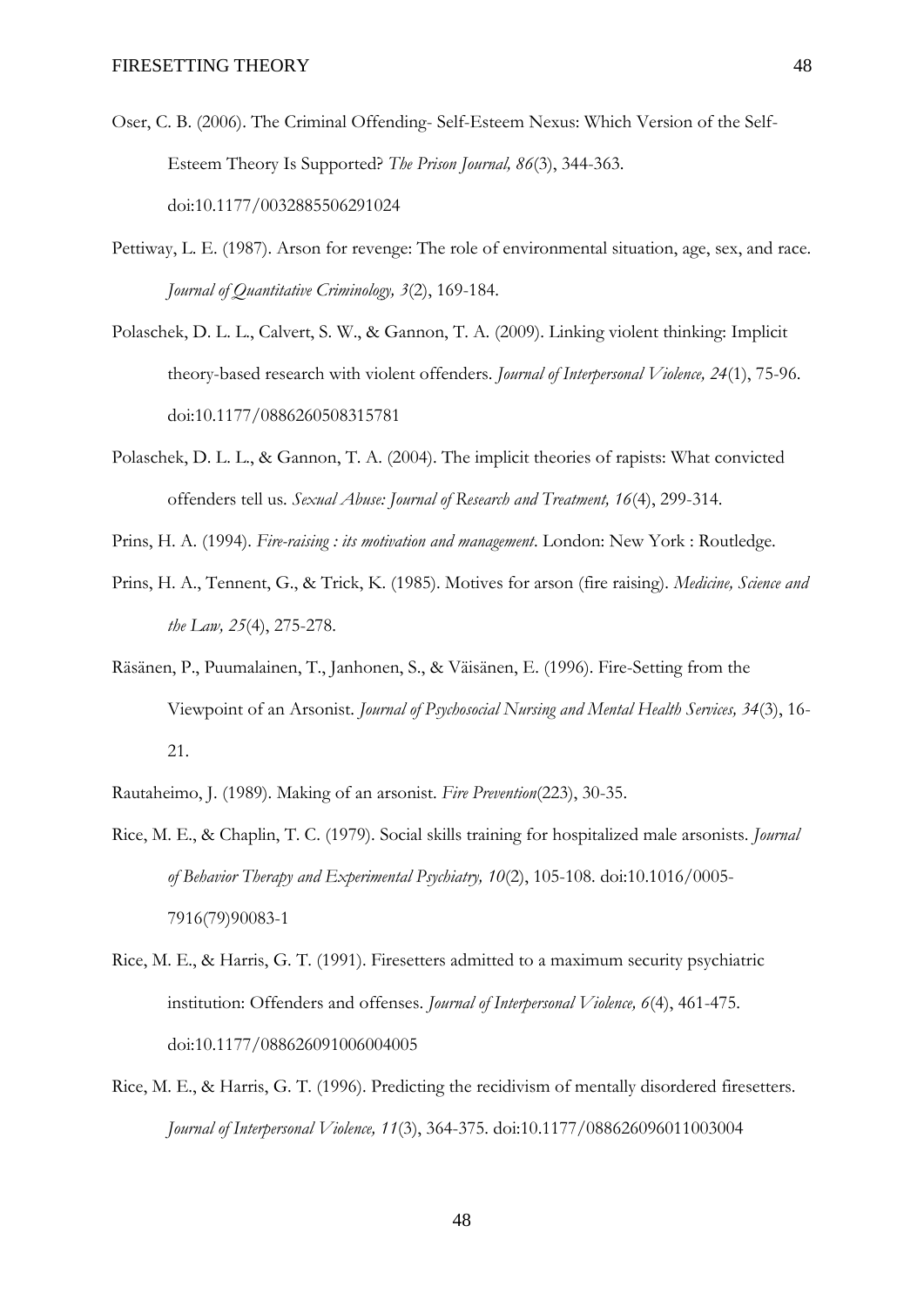Oser, C. B. (2006). The Criminal Offending- Self-Esteem Nexus: Which Version of the Self-Esteem Theory Is Supported? *The Prison Journal, 86*(3), 344-363. doi:10.1177/0032885506291024

Pettiway, L. E. (1987). Arson for revenge: The role of environmental situation, age, sex, and race. *Journal of Quantitative Criminology, 3*(2), 169-184.

Polaschek, D. L. L., Calvert, S. W., & Gannon, T. A. (2009). Linking violent thinking: Implicit theory-based research with violent offenders. *Journal of Interpersonal Violence, 24*(1), 75-96. doi:10.1177/0886260508315781

Polaschek, D. L. L., & Gannon, T. A. (2004). The implicit theories of rapists: What convicted offenders tell us. *Sexual Abuse: Journal of Research and Treatment, 16*(4), 299-314.

Prins, H. A. (1994). *Fire-raising : its motivation and management*. London: New York : Routledge.

Prins, H. A., Tennent, G., & Trick, K. (1985). Motives for arson (fire raising). *Medicine, Science and the Law, 25*(4), 275-278.

Räsänen, P., Puumalainen, T., Janhonen, S., & Väisänen, E. (1996). Fire-Setting from the Viewpoint of an Arsonist. *Journal of Psychosocial Nursing and Mental Health Services, 34*(3), 16-21.

Rautaheimo, J. (1989). Making of an arsonist. *Fire Prevention*(223), 30-35.

Rice, M. E., & Chaplin, T. C. (1979). Social skills training for hospitalized male arsonists. *Journal of Behavior Therapy and Experimental Psychiatry, 10*(2), 105-108. doi:10.1016/0005-7916(79)90083-1

Rice, M. E., & Harris, G. T. (1991). Firesetters admitted to a maximum security psychiatric institution: Offenders and offenses. *Journal of Interpersonal Violence, 6*(4), 461-475. doi:10.1177/088626091006004005

Rice, M. E., & Harris, G. T. (1996). Predicting the recidivism of mentally disordered firesetters. *Journal of Interpersonal Violence, 11*(3), 364-375. doi:10.1177/088626096011003004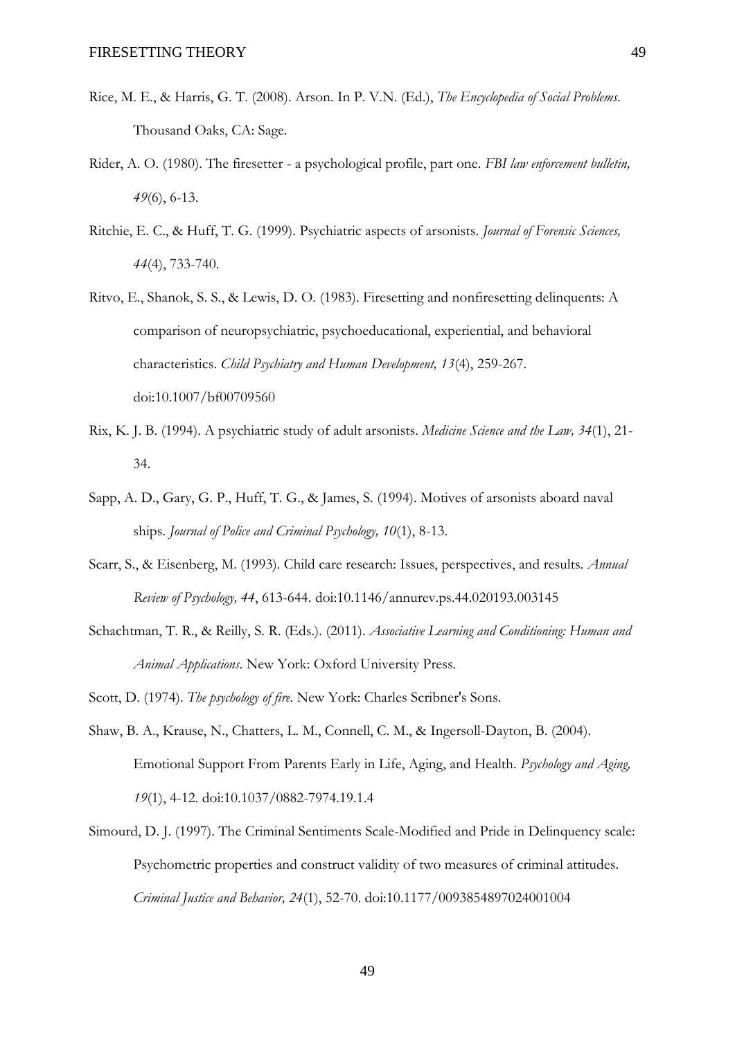Rice, M. E., & Harris, G. T. (2008). Arson. In P. V.N. (Ed.), *The Encyclopedia of Social Problems*. Thousand Oaks, CA: Sage.

Rider, A. O. (1980). The firesetter - a psychological profile, part one. *FBI law enforcement bulletin, 49*(6), 6-13.

Ritchie, E. C., & Huff, T. G. (1999). Psychiatric aspects of arsonists. *Journal of Forensic Sciences, 44*(4), 733-740.

Ritvo, E., Shanok, S. S., & Lewis, D. O. (1983). Firesetting and nonfiresetting delinquents: A comparison of neuropsychiatric, psychoeducational, experiential, and behavioral characteristics. *Child Psychiatry and Human Development, 13*(4), 259-267. doi:10.1007/bf00709560

Rix, K. J. B. (1994). A psychiatric study of adult arsonists. *Medicine Science and the Law, 34*(1), 21-34.

Sapp, A. D., Gary, G. P., Huff, T. G., & James, S. (1994). Motives of arsonists aboard naval ships. *Journal of Police and Criminal Psychology, 10*(1), 8-13.

Scarr, S., & Eisenberg, M. (1993). Child care research: Issues, perspectives, and results. *Annual Review of Psychology, 44*, 613-644. doi:10.1146/annurev.ps.44.020193.003145

Schachtman, T. R., & Reilly, S. R. (Eds.). (2011). *Associative Learning and Conditioning: Human and Animal Applications*. New York: Oxford University Press.

Scott, D. (1974). *The psychology of fire*. New York: Charles Scribner's Sons.

Shaw, B. A., Krause, N., Chatters, L. M., Connell, C. M., & Ingersoll-Dayton, B. (2004). Emotional Support From Parents Early in Life, Aging, and Health. *Psychology and Aging, 19*(1), 4-12. doi:10.1037/0882-7974.19.1.4

Simourd, D. J. (1997). The Criminal Sentiments Scale-Modified and Pride in Delinquency scale: Psychometric properties and construct validity of two measures of criminal attitudes. *Criminal Justice and Behavior, 24*(1), 52-70. doi:10.1177/0093854897024001004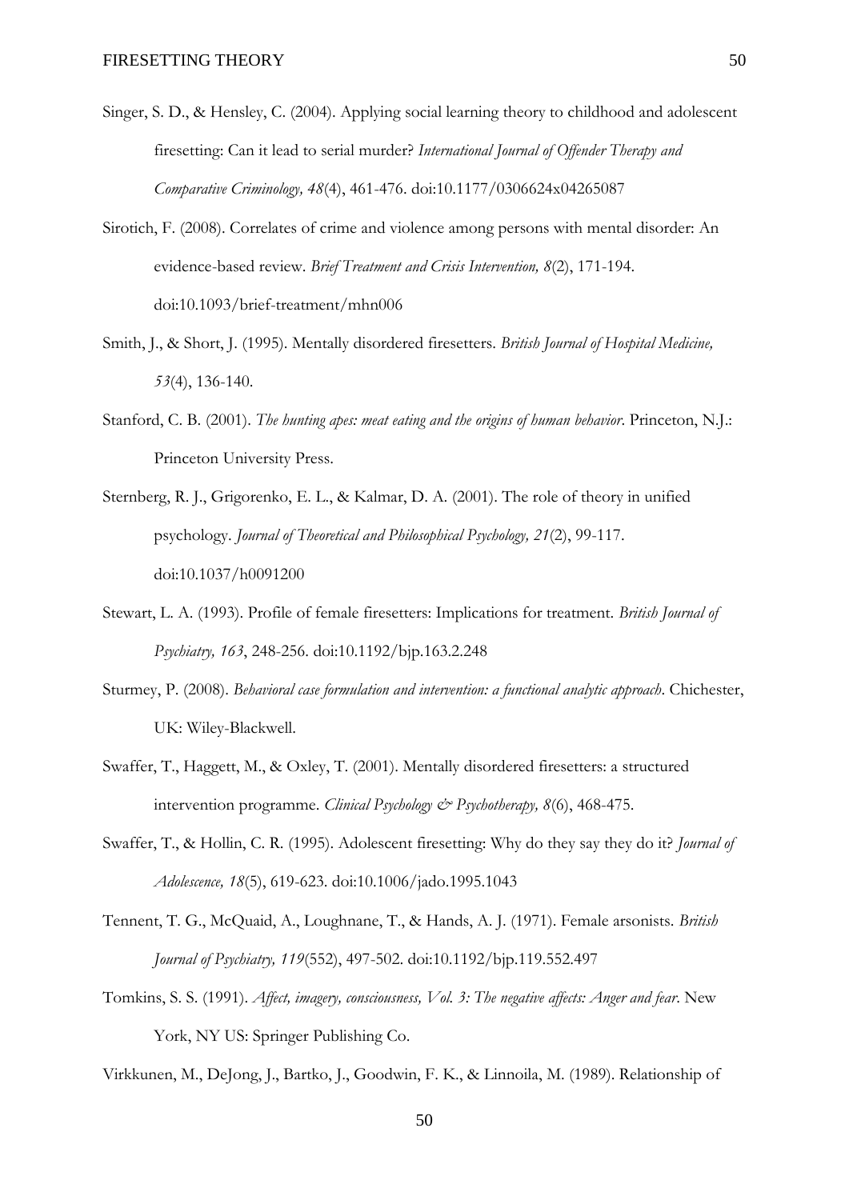Singer, S. D., & Hensley, C. (2004). Applying social learning theory to childhood and adolescent firesetting: Can it lead to serial murder? *International Journal of Offender Therapy and Comparative Criminology, 48*(4), 461-476. doi:10.1177/0306624x04265087

Sirotich, F. (2008). Correlates of crime and violence among persons with mental disorder: An evidence-based review. *Brief Treatment and Crisis Intervention, 8*(2), 171-194. doi:10.1093/brief-treatment/mhn006

Smith, J., & Short, J. (1995). Mentally disordered firesetters. *British Journal of Hospital Medicine, 53*(4), 136-140.

Stanford, C. B. (2001). *The hunting apes: meat eating and the origins of human behavior*. Princeton, N.J.: Princeton University Press.

Sternberg, R. J., Grigorenko, E. L., & Kalmar, D. A. (2001). The role of theory in unified psychology. *Journal of Theoretical and Philosophical Psychology, 21*(2), 99-117. doi:10.1037/h0091200

Stewart, L. A. (1993). Profile of female firesetters: Implications for treatment. *British Journal of Psychiatry, 163*, 248-256. doi:10.1192/bjp.163.2.248

Sturmey, P. (2008). *Behavioral case formulation and intervention: a functional analytic approach*. Chichester, UK: Wiley-Blackwell.

Swaffer, T., Haggett, M., & Oxley, T. (2001). Mentally disordered firesetters: a structured intervention programme. *Clinical Psychology & Psychotherapy, 8*(6), 468-475.

Swaffer, T., & Hollin, C. R. (1995). Adolescent firesetting: Why do they say they do it? *Journal of Adolescence, 18*(5), 619-623. doi:10.1006/jado.1995.1043

Tennent, T. G., McQuaid, A., Loughnane, T., & Hands, A. J. (1971). Female arsonists. *British Journal of Psychiatry, 119*(552), 497-502. doi:10.1192/bjp.119.552.497

Tomkins, S. S. (1991). *Affect, imagery, consciousness, Vol. 3: The negative affects: Anger and fear*. New York, NY US: Springer Publishing Co.

Virkkunen, M., DeJong, J., Bartko, J., Goodwin, F. K., & Linnoila, M. (1989). Relationship of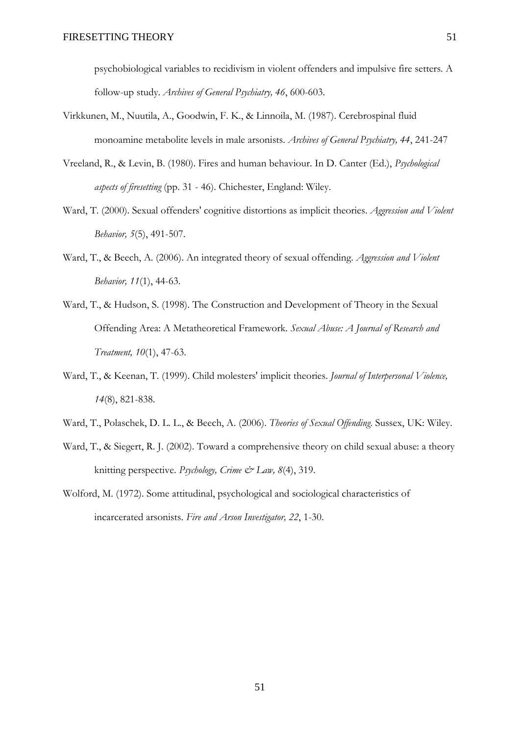psychobiological variables to recidivism in violent offenders and impulsive fire setters. A follow-up study. *Archives of General Psychiatry, 46*, 600-603.

Virkkunen, M., Nuutila, A., Goodwin, F. K., & Linnoila, M. (1987). Cerebrospinal fluid monoamine metabolite levels in male arsonists. *Archives of General Psychiatry, 44*, 241-247

Vreeland, R., & Levin, B. (1980). Fires and human behaviour. In D. Canter (Ed.), *Psychological aspects of firesetting* (pp. 31 - 46). Chichester, England: Wiley.

Ward, T. (2000). Sexual offenders' cognitive distortions as implicit theories. *Aggression and Violent Behavior, 5*(5), 491-507.

Ward, T., & Beech, A. (2006). An integrated theory of sexual offending. *Aggression and Violent Behavior, 11*(1), 44-63.

Ward, T., & Hudson, S. (1998). The Construction and Development of Theory in the Sexual Offending Area: A Metatheoretical Framework. *Sexual Abuse: A Journal of Research and Treatment, 10*(1), 47-63.

Ward, T., & Keenan, T. (1999). Child molesters' implicit theories. *Journal of Interpersonal Violence, 14*(8), 821-838.

Ward, T., Polaschek, D. L. L., & Beech, A. (2006). *Theories of Sexual Offending.* Sussex, UK: Wiley.

Ward, T., & Siegert, R. J. (2002). Toward a comprehensive theory on child sexual abuse: a theory knitting perspective. *Psychology, Crime & Law, 8*(4), 319.

Wolford, M. (1972). Some attitudinal, psychological and sociological characteristics of incarcerated arsonists. *Fire and Arson Investigator, 22*, 1-30.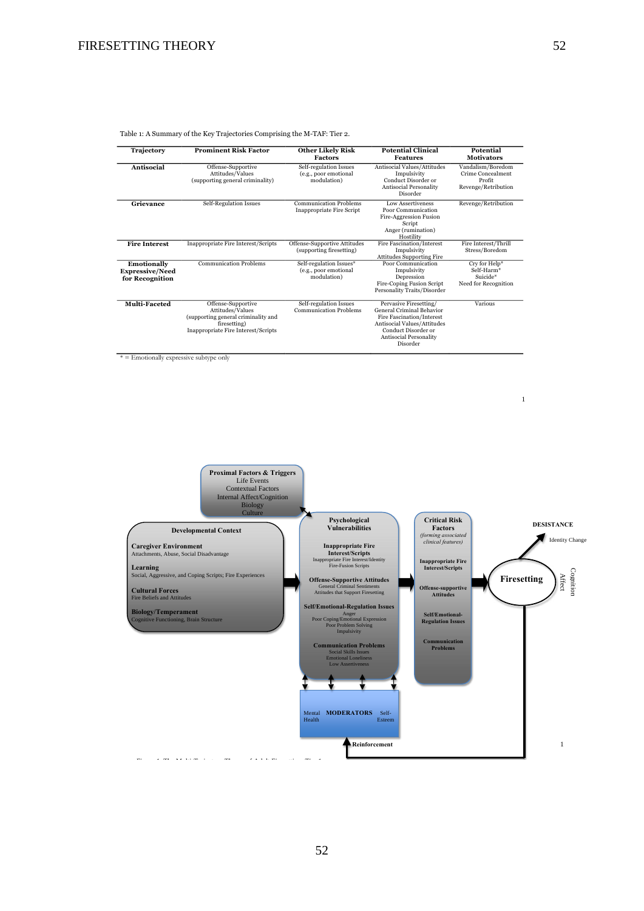Table 1: A Summary of the Key Trajectories Comprising the M-TAF: Tier 2.

| Trajectory | Prominent Risk Factor | Other Likely Risk Factors | Potential Clinical Features | Potential Motivators |
|---|---|---|---|---|
| **Antisocial** | Offense-Supportive Attitudes/Values (supporting general criminality) | Self-regulation Issues (e.g., poor emotional modulation) | Antisocial Values/Attitudes Impulsivity Conduct Disorder or Antisocial Personality Disorder | Vandalism/Boredom Crime Concealment Profit Revenge/Retribution |
| **Grievance** | Self-Regulation Issues | Communication Problems Inappropriate Fire Script | Low Assertiveness Poor Communication Fire-Aggression Fusion Script Anger (rumination) Hostility | Revenge/Retribution |
| **Fire Interest** | Inappropriate Fire Interest/Scripts | Offense-Supportive Attitudes (supporting firesetting) | Fire Fascination/Interest Impulsivity Attitudes Supporting Fire | Fire Interest/Thrill Stress/Boredom |
| **Emotionally Expressive/Need for Recognition** | Communication Problems | Self-regulation Issues* (e.g., poor emotional modulation) | Poor Communication Impulsivity Depression Fire-Coping Fusion Script Personality Traits/Disorder | Cry for Help* Self-Harm* Suicide* Need for Recognition |
| **Multi-Faceted** | Offense-Supportive Attitudes/Values (supporting general criminality and firesetting) Inappropriate Fire Interest/Scripts | Self-regulation Issues Communication Problems | Pervasive Firesetting/ General Criminal Behavior Fire Fascination/Interest Antisocial Values/Attitudes Conduct Disorder or Antisocial Personality Disorder | Various |

* = Emotionally expressive subtype only

Proximal Factors & Triggers
Life Events
Contextual Factors
Internal Affect/Cognition
Biology
Culture

Developmental Context
Caregiver Environment
Attachments, Abuse, Social Disadvantage
Learning
Social, Aggressive, and Coping Scripts; Fire Experiences
Cultural Forces
Fire Beliefs and Attitudes
Biology/Temperament
Cognitive Functioning, Brain Structure

Psychological Vulnerabilities
Inappropriate Fire Interest/Scripts
Inappropriate Fire Interest/Identity
Fire-Fusion Scripts
Offense-Supportive Attitudes
General Criminal Sentiments
Attitudes that Support Firesetting
Self/Emotional-Regulation Issues
Anger
Poor Coping/Emotional Expression
Poor Problem Solving
Impulsivity
Communication Problems
Social Skills Issues
Emotional Loneliness
Low Assertiveness

Critical Risk Factors
*(forming associated clinical features)*
Inappropriate Fire Interest/Scripts
Offense-supportive Attitudes
Self/Emotional-Regulation Issues
Communication Problems

Firesetting

DESISTANCE
Identity Change

Cognition
Affect

Mental Health
MODERATORS
Self-Esteem

Reinforcement

Figure 1: The Multi-Trajectory Theory of Adult Firesetting: Tier 1